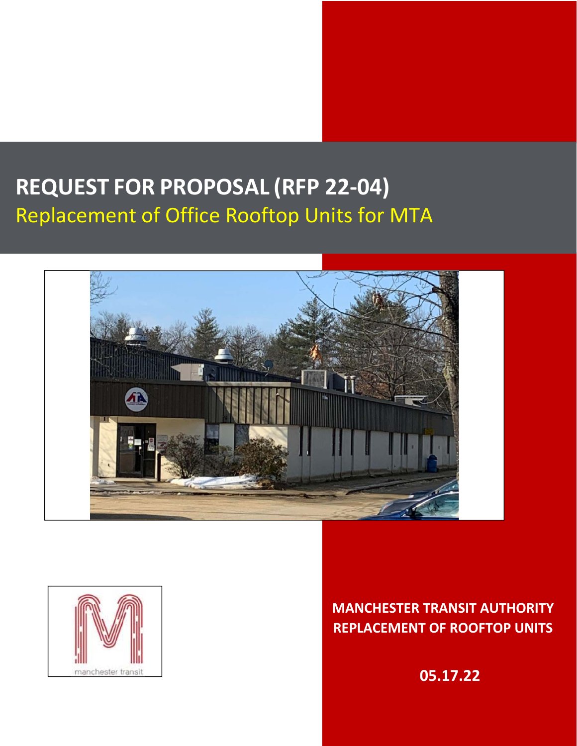# REQUEST FOR PROPOSAL (RFP 22-04)

## Replacement of Office Rooftop Units for MTA

manchester transit

**MANCHESTER TRANSIT AUTHORITY**
**REPLACEMENT OF ROOFTOP UNITS**

**05.17.22**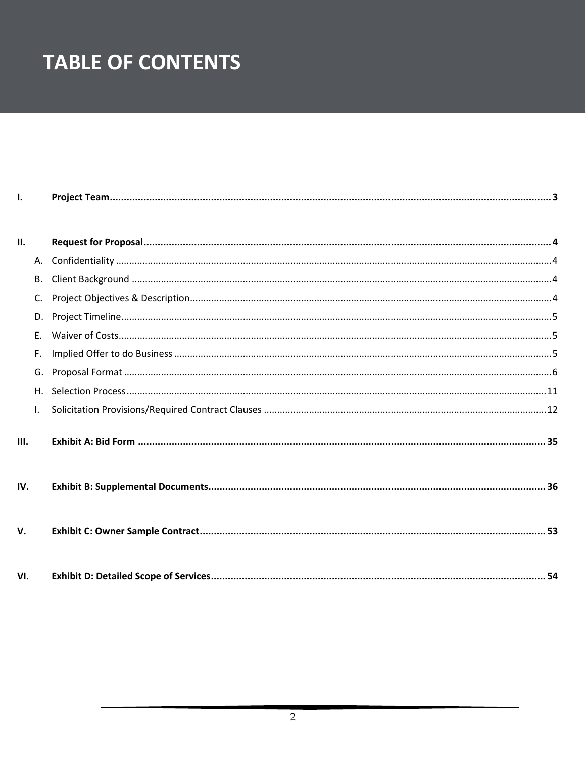# TABLE OF CONTENTS

**I. Project Team** .......... **3**

**II. Request for Proposal** .......... **4**

- A. Confidentiality .......... 4
- B. Client Background .......... 4
- C. Project Objectives & Description .......... 4
- D. Project Timeline .......... 5
- E. Waiver of Costs .......... 5
- F. Implied Offer to do Business .......... 5
- G. Proposal Format .......... 6
- H. Selection Process .......... 11
- I. Solicitation Provisions/Required Contract Clauses .......... 12

**III. Exhibit A: Bid Form** .......... **35**

**IV. Exhibit B: Supplemental Documents** .......... **36**

**V. Exhibit C: Owner Sample Contract** .......... **53**

**VI. Exhibit D: Detailed Scope of Services** .......... **54**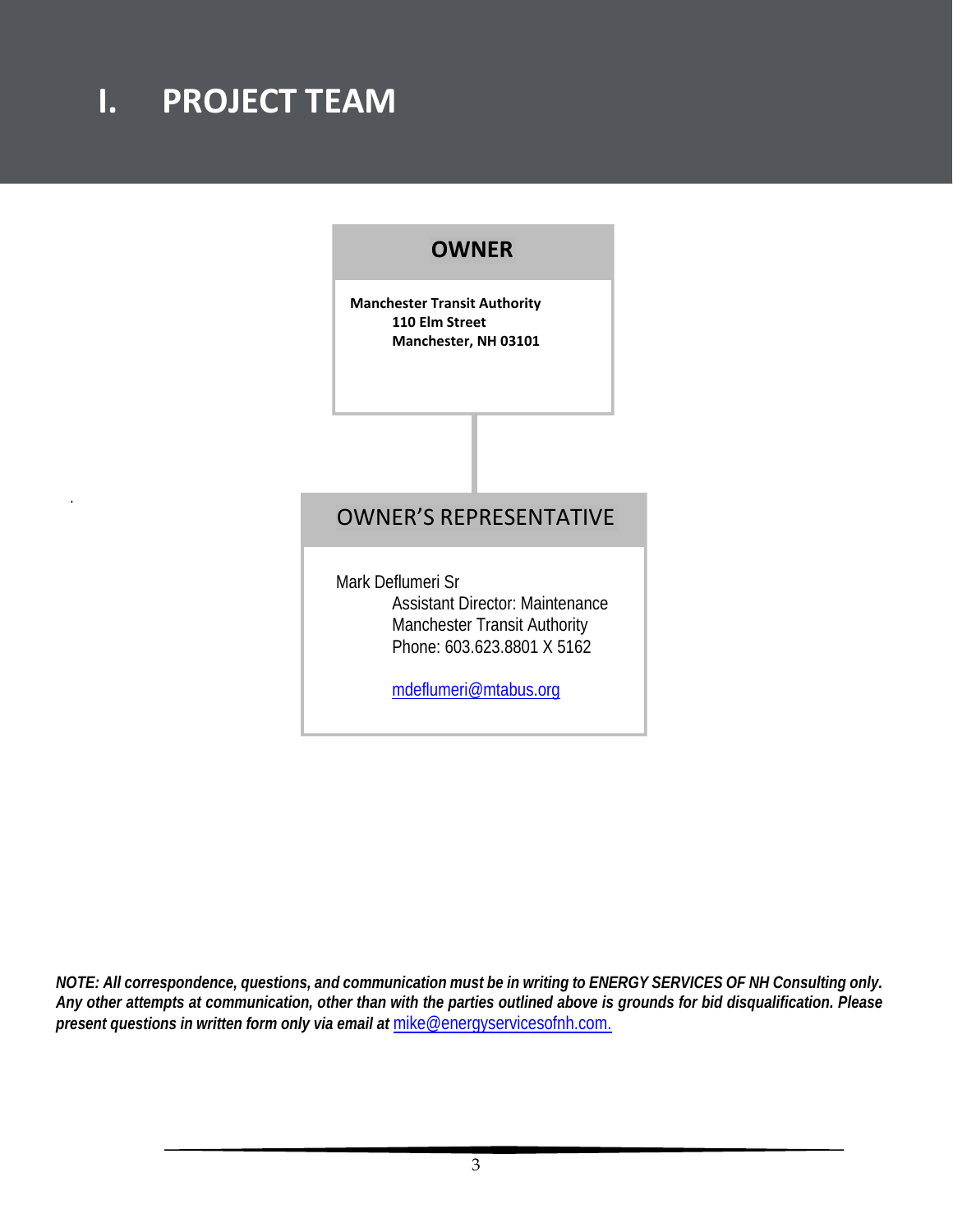# I. PROJECT TEAM

## OWNER

**Manchester Transit Authority**
**110 Elm Street**
**Manchester, NH 03101**

## OWNER'S REPRESENTATIVE

Mark Deflumeri Sr
Assistant Director: Maintenance
Manchester Transit Authority
Phone: 603.623.8801 X 5162

mdeflumeri@mtabus.org

***NOTE: All correspondence, questions, and communication must be in writing to ENERGY SERVICES OF NH Consulting only. Any other attempts at communication, other than with the parties outlined above is grounds for bid disqualification. Please present questions in written form only via email at*** mike@energyservicesofnh.com.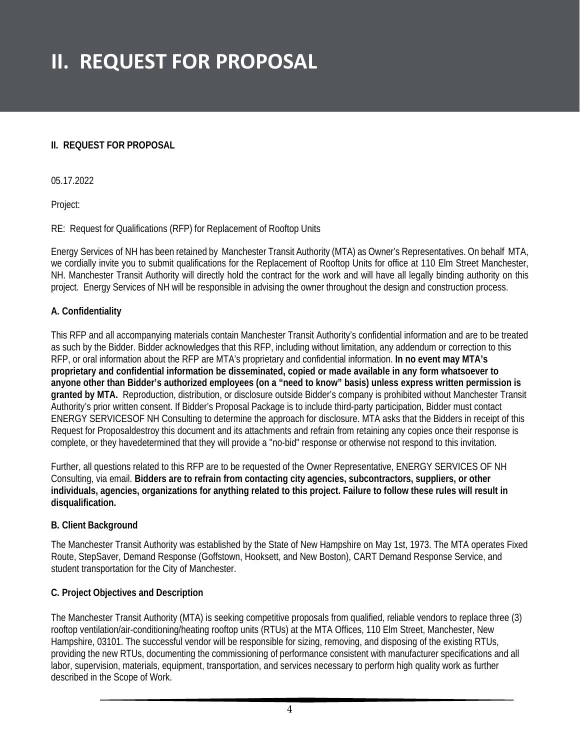# II. REQUEST FOR PROPOSAL

**II. REQUEST FOR PROPOSAL**

05.17.2022

Project:

RE: Request for Qualifications (RFP) for Replacement of Rooftop Units

Energy Services of NH has been retained by Manchester Transit Authority (MTA) as Owner's Representatives. On behalf MTA, we cordially invite you to submit qualifications for the Replacement of Rooftop Units for office at 110 Elm Street Manchester, NH. Manchester Transit Authority will directly hold the contract for the work and will have all legally binding authority on this project. Energy Services of NH will be responsible in advising the owner throughout the design and construction process.

**A. Confidentiality**

This RFP and all accompanying materials contain Manchester Transit Authority's confidential information and are to be treated as such by the Bidder. Bidder acknowledges that this RFP, including without limitation, any addendum or correction to this RFP, or oral information about the RFP are MTA's proprietary and confidential information. **In no event may MTA's proprietary and confidential information be disseminated, copied or made available in any form whatsoever to anyone other than Bidder's authorized employees (on a "need to know" basis) unless express written permission is granted by MTA.** Reproduction, distribution, or disclosure outside Bidder's company is prohibited without Manchester Transit Authority's prior written consent. If Bidder's Proposal Package is to include third-party participation, Bidder must contact ENERGY SERVICESOF NH Consulting to determine the approach for disclosure. MTA asks that the Bidders in receipt of this Request for Proposaldestroy this document and its attachments and refrain from retaining any copies once their response is complete, or they havedetermined that they will provide a "no-bid" response or otherwise not respond to this invitation.

Further, all questions related to this RFP are to be requested of the Owner Representative, ENERGY SERVICES OF NH Consulting, via email. **Bidders are to refrain from contacting city agencies, subcontractors, suppliers, or other individuals, agencies, organizations for anything related to this project. Failure to follow these rules will result in disqualification.**

**B. Client Background**

The Manchester Transit Authority was established by the State of New Hampshire on May 1st, 1973. The MTA operates Fixed Route, StepSaver, Demand Response (Goffstown, Hooksett, and New Boston), CART Demand Response Service, and student transportation for the City of Manchester.

**C. Project Objectives and Description**

The Manchester Transit Authority (MTA) is seeking competitive proposals from qualified, reliable vendors to replace three (3) rooftop ventilation/air-conditioning/heating rooftop units (RTUs) at the MTA Offices, 110 Elm Street, Manchester, New Hampshire, 03101. The successful vendor will be responsible for sizing, removing, and disposing of the existing RTUs, providing the new RTUs, documenting the commissioning of performance consistent with manufacturer specifications and all labor, supervision, materials, equipment, transportation, and services necessary to perform high quality work as further described in the Scope of Work.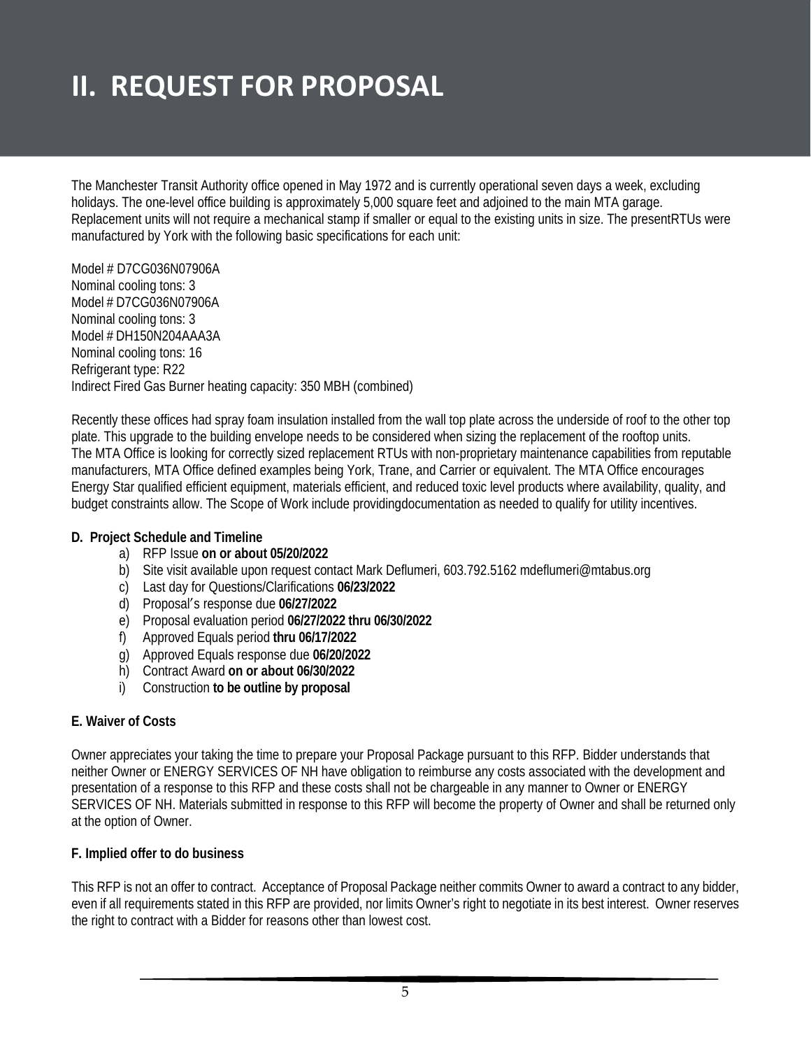# II. REQUEST FOR PROPOSAL

The Manchester Transit Authority office opened in May 1972 and is currently operational seven days a week, excluding holidays. The one-level office building is approximately 5,000 square feet and adjoined to the main MTA garage. Replacement units will not require a mechanical stamp if smaller or equal to the existing units in size. The presentRTUs were manufactured by York with the following basic specifications for each unit:

Model # D7CG036N07906A
Nominal cooling tons: 3
Model # D7CG036N07906A
Nominal cooling tons: 3
Model # DH150N204AAA3A
Nominal cooling tons: 16
Refrigerant type: R22
Indirect Fired Gas Burner heating capacity: 350 MBH (combined)

Recently these offices had spray foam insulation installed from the wall top plate across the underside of roof to the other top plate. This upgrade to the building envelope needs to be considered when sizing the replacement of the rooftop units. The MTA Office is looking for correctly sized replacement RTUs with non-proprietary maintenance capabilities from reputable manufacturers, MTA Office defined examples being York, Trane, and Carrier or equivalent. The MTA Office encourages Energy Star qualified efficient equipment, materials efficient, and reduced toxic level products where availability, quality, and budget constraints allow. The Scope of Work include providingdocumentation as needed to qualify for utility incentives.

**D. Project Schedule and Timeline**

a) RFP Issue **on or about 05/20/2022**
b) Site visit available upon request contact Mark Deflumeri, 603.792.5162 mdeflumeri@mtabus.org
c) Last day for Questions/Clarifications **06/23/2022**
d) Proposal's response due **06/27/2022**
e) Proposal evaluation period **06/27/2022 thru 06/30/2022**
f) Approved Equals period **thru 06/17/2022**
g) Approved Equals response due **06/20/2022**
h) Contract Award **on or about 06/30/2022**
i) Construction **to be outline by proposal**

**E. Waiver of Costs**

Owner appreciates your taking the time to prepare your Proposal Package pursuant to this RFP. Bidder understands that neither Owner or ENERGY SERVICES OF NH have obligation to reimburse any costs associated with the development and presentation of a response to this RFP and these costs shall not be chargeable in any manner to Owner or ENERGY SERVICES OF NH. Materials submitted in response to this RFP will become the property of Owner and shall be returned only at the option of Owner.

**F. Implied offer to do business**

This RFP is not an offer to contract. Acceptance of Proposal Package neither commits Owner to award a contract to any bidder, even if all requirements stated in this RFP are provided, nor limits Owner's right to negotiate in its best interest. Owner reserves the right to contract with a Bidder for reasons other than lowest cost.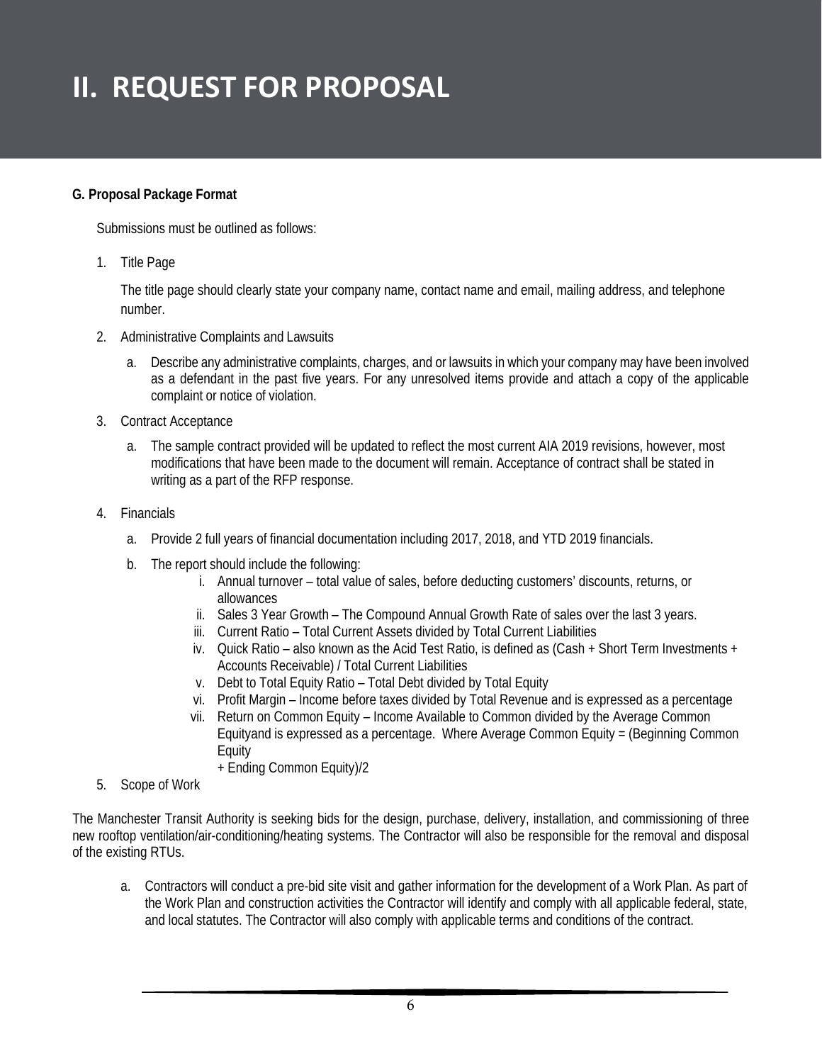# II. REQUEST FOR PROPOSAL

**G. Proposal Package Format**

Submissions must be outlined as follows:

1. Title Page

   The title page should clearly state your company name, contact name and email, mailing address, and telephone number.

2. Administrative Complaints and Lawsuits

   a. Describe any administrative complaints, charges, and or lawsuits in which your company may have been involved as a defendant in the past five years. For any unresolved items provide and attach a copy of the applicable complaint or notice of violation.

3. Contract Acceptance

   a. The sample contract provided will be updated to reflect the most current AIA 2019 revisions, however, most modifications that have been made to the document will remain. Acceptance of contract shall be stated in writing as a part of the RFP response.

4. Financials

   a. Provide 2 full years of financial documentation including 2017, 2018, and YTD 2019 financials.

   b. The report should include the following:

      i. Annual turnover – total value of sales, before deducting customers' discounts, returns, or allowances
      ii. Sales 3 Year Growth – The Compound Annual Growth Rate of sales over the last 3 years.
      iii. Current Ratio – Total Current Assets divided by Total Current Liabilities
      iv. Quick Ratio – also known as the Acid Test Ratio, is defined as (Cash + Short Term Investments + Accounts Receivable) / Total Current Liabilities
      v. Debt to Total Equity Ratio – Total Debt divided by Total Equity
      vi. Profit Margin – Income before taxes divided by Total Revenue and is expressed as a percentage
      vii. Return on Common Equity – Income Available to Common divided by the Average Common Equityand is expressed as a percentage. Where Average Common Equity = (Beginning Common Equity + Ending Common Equity)/2

5. Scope of Work

The Manchester Transit Authority is seeking bids for the design, purchase, delivery, installation, and commissioning of three new rooftop ventilation/air-conditioning/heating systems. The Contractor will also responsible for the removal and disposal of the existing RTUs.

   a. Contractors will conduct a pre-bid site visit and gather information for the development of a Work Plan. As part of the Work Plan and construction activities the Contractor will identify and comply with all applicable federal, state, and local statutes. The Contractor will also comply with applicable terms and conditions of the contract.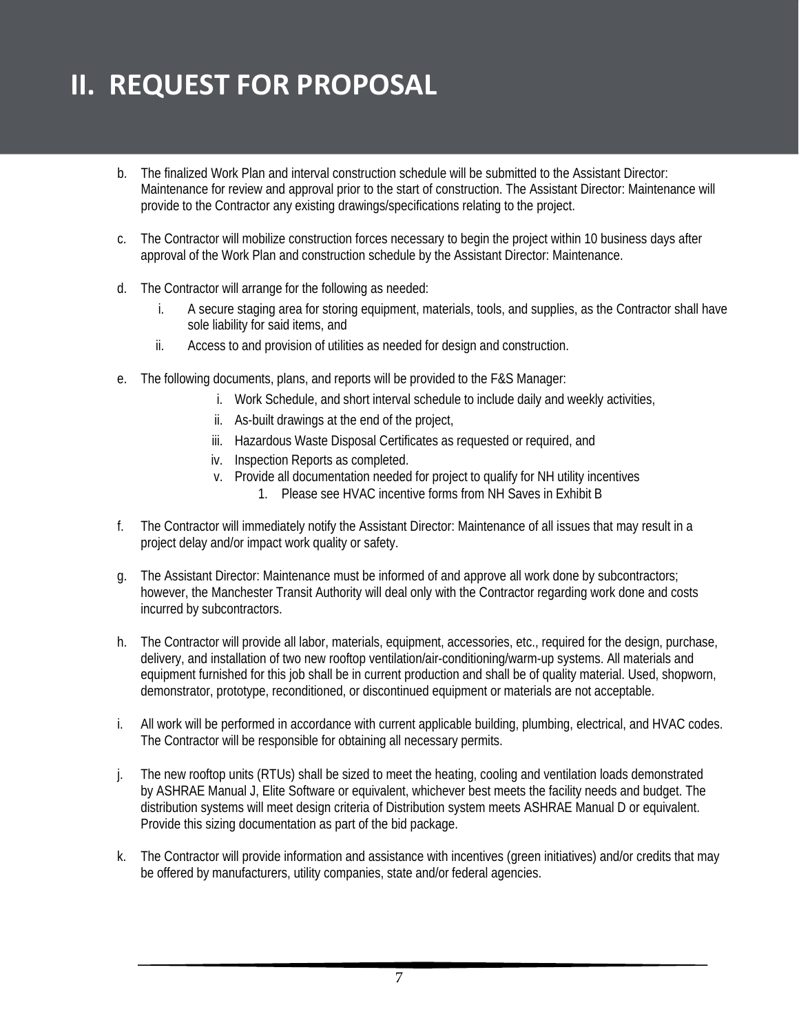# II. REQUEST FOR PROPOSAL

b. The finalized Work Plan and interval construction schedule will be submitted to the Assistant Director: Maintenance for review and approval prior to the start of construction. The Assistant Director: Maintenance will provide to the Contractor any existing drawings/specifications relating to the project.

c. The Contractor will mobilize construction forces necessary to begin the project within 10 business days after approval of the Work Plan and construction schedule by the Assistant Director: Maintenance.

d. The Contractor will arrange for the following as needed:
   i. A secure staging area for storing equipment, materials, tools, and supplies, as the Contractor shall have sole liability for said items, and
   ii. Access to and provision of utilities as needed for design and construction.

e. The following documents, plans, and reports will be provided to the F&S Manager:
   i. Work Schedule, and short interval schedule to include daily and weekly activities,
   ii. As-built drawings at the end of the project,
   iii. Hazardous Waste Disposal Certificates as requested or required, and
   iv. Inspection Reports as completed.
   v. Provide all documentation needed for project to qualify for NH utility incentives
      1. Please see HVAC incentive forms from NH Saves in Exhibit B

f. The Contractor will immediately notify the Assistant Director: Maintenance of all issues that may result in a project delay and/or impact work quality or safety.

g. The Assistant Director: Maintenance must be informed of and approve all work done by subcontractors; however, the Manchester Transit Authority will deal only with the Contractor regarding work done and costs incurred by subcontractors.

h. The Contractor will provide all labor, materials, equipment, accessories, etc., required for the design, purchase, delivery, and installation of two new rooftop ventilation/air-conditioning/warm-up systems. All materials and equipment furnished for this job shall be in current production and shall be of quality material. Used, shopworn, demonstrator, prototype, reconditioned, or discontinued equipment or materials are not acceptable.

i. All work will be performed in accordance with current applicable building, plumbing, electrical, and HVAC codes. The Contractor will be responsible for obtaining all necessary permits.

j. The new rooftop units (RTUs) shall be sized to meet the heating, cooling and ventilation loads demonstrated by ASHRAE Manual J, Elite Software or equivalent, whichever best meets the facility needs and budget. The distribution systems will meet design criteria of Distribution system meets ASHRAE Manual D or equivalent. Provide this sizing documentation as part of the bid package.

k. The Contractor will provide information and assistance with incentives (green initiatives) and/or credits that may be offered by manufacturers, utility companies, state and/or federal agencies.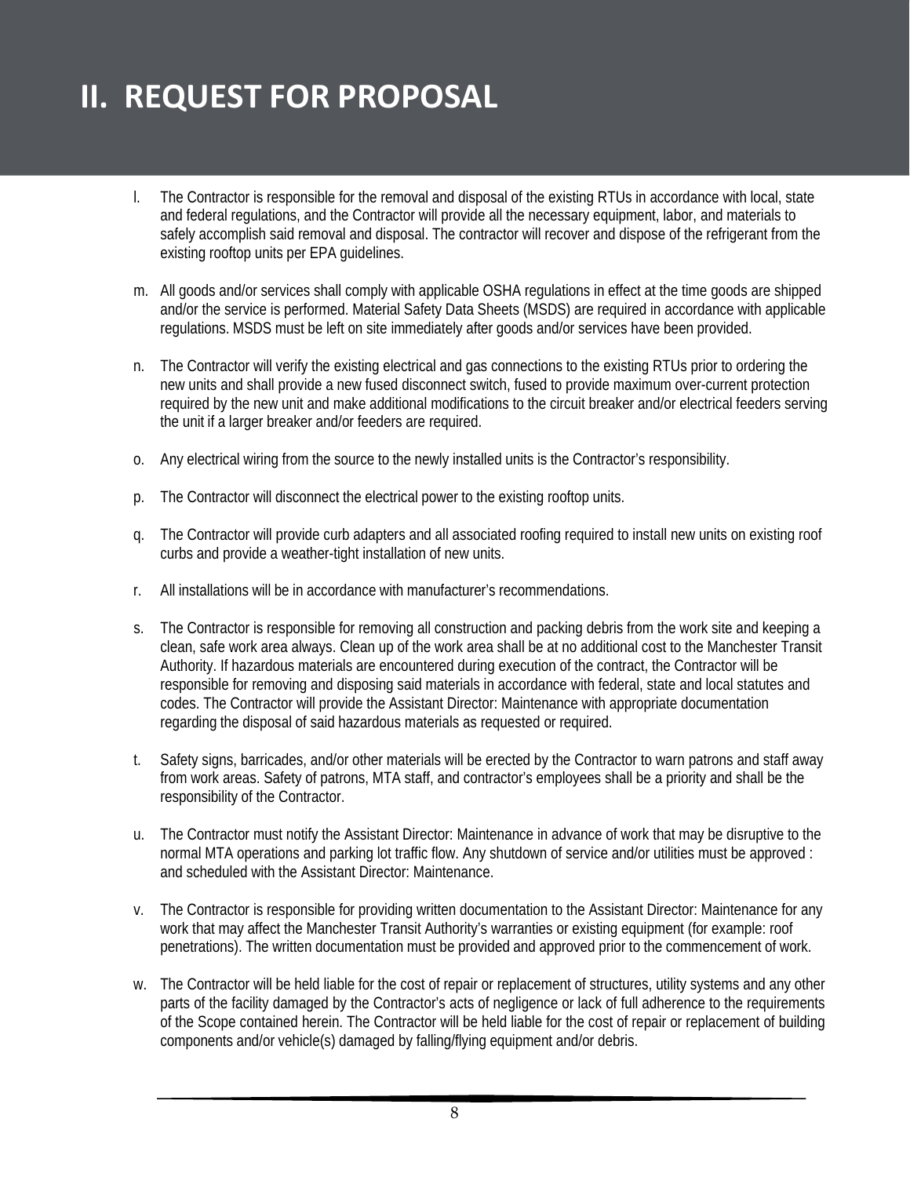# II. REQUEST FOR PROPOSAL

l. The Contractor is responsible for the removal and disposal of the existing RTUs in accordance with local, state and federal regulations, and the Contractor will provide all the necessary equipment, labor, and materials to safely accomplish said removal and disposal. The contractor will recover and dispose of the refrigerant from the existing rooftop units per EPA guidelines.

m. All goods and/or services shall comply with applicable OSHA regulations in effect at the time goods are shipped and/or the service is performed. Material Safety Data Sheets (MSDS) are required in accordance with applicable regulations. MSDS must be left on site immediately after goods and/or services have been provided.

n. The Contractor will verify the existing electrical and gas connections to the existing RTUs prior to ordering the new units and shall provide a new fused disconnect switch, fused to provide maximum over-current protection required by the new unit and make additional modifications to the circuit breaker and/or electrical feeders serving the unit if a larger breaker and/or feeders are required.

o. Any electrical wiring from the source to the newly installed units is the Contractor's responsibility.

p. The Contractor will disconnect the electrical power to the existing rooftop units.

q. The Contractor will provide curb adapters and all associated roofing required to install new units on existing roof curbs and provide a weather-tight installation of new units.

r. All installations will be in accordance with manufacturer's recommendations.

s. The Contractor is responsible for removing all construction and packing debris from the work site and keeping a clean, safe work area always. Clean up of the work area shall be at no additional cost to the Manchester Transit Authority. If hazardous materials are encountered during execution of the contract, the Contractor will be responsible for removing and disposing said materials in accordance with federal, state and local statutes and codes. The Contractor will provide the Assistant Director: Maintenance with appropriate documentation regarding the disposal of said hazardous materials as requested or required.

t. Safety signs, barricades, and/or other materials will be erected by the Contractor to warn patrons and staff away from work areas. Safety of patrons, MTA staff, and contractor's employees shall be a priority and shall be the responsibility of the Contractor.

u. The Contractor must notify the Assistant Director: Maintenance in advance of work that may be disruptive to the normal MTA operations and parking lot traffic flow. Any shutdown of service and/or utilities must be approved : and scheduled with the Assistant Director: Maintenance.

v. The Contractor is responsible for providing written documentation to the Assistant Director: Maintenance for any work that may affect the Manchester Transit Authority's warranties or existing equipment (for example: roof penetrations). The written documentation must be provided and approved prior to the commencement of work.

w. The Contractor will be held liable for the cost of repair or replacement of structures, utility systems and any other parts of the facility damaged by the Contractor's acts of negligence or lack of full adherence to the requirements of the Scope contained herein. The Contractor will be held liable for the cost of repair or replacement of building components and/or vehicle(s) damaged by falling/flying equipment and/or debris.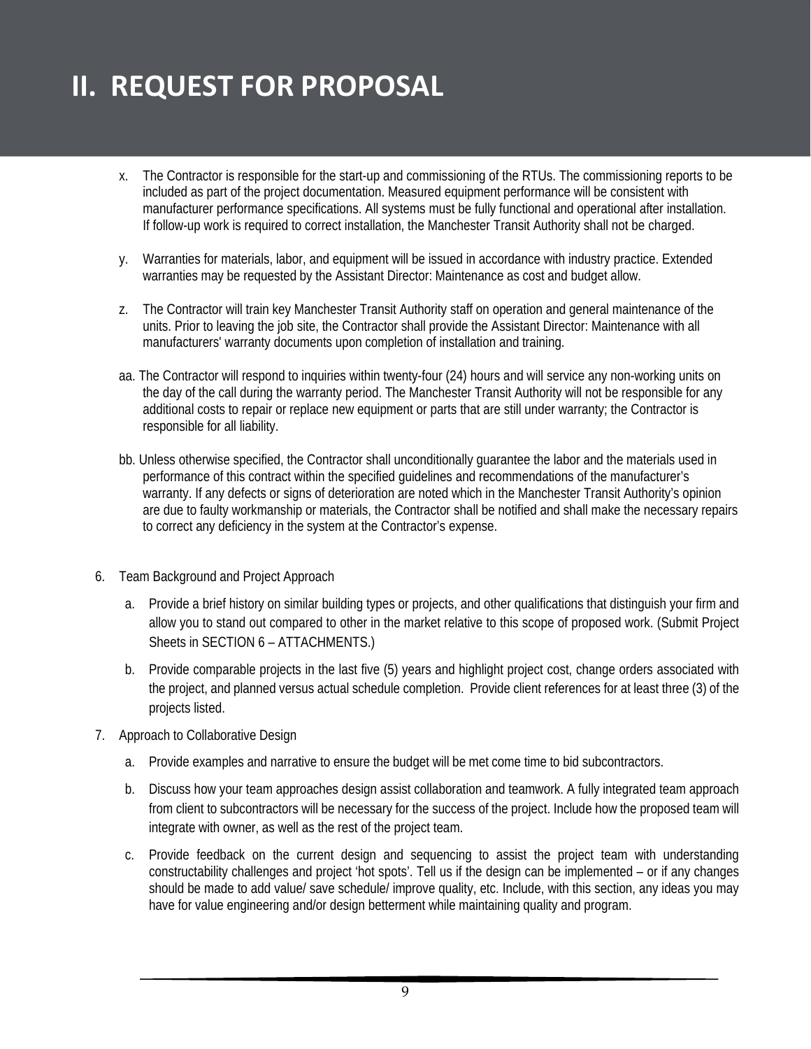# II. REQUEST FOR PROPOSAL

x. The Contractor is responsible for the start-up and commissioning of the RTUs. The commissioning reports to be included as part of the project documentation. Measured equipment performance will be consistent with manufacturer performance specifications. All systems must be fully functional and operational after installation. If follow-up work is required to correct installation, the Manchester Transit Authority shall not be charged.

y. Warranties for materials, labor, and equipment will be issued in accordance with industry practice. Extended warranties may be requested by the Assistant Director: Maintenance as cost and budget allow.

z. The Contractor will train key Manchester Transit Authority staff on operation and general maintenance of the units. Prior to leaving the job site, the Contractor shall provide the Assistant Director: Maintenance with all manufacturers' warranty documents upon completion of installation and training.

aa. The Contractor will respond to inquiries within twenty-four (24) hours and will service any non-working units on the day of the call during the warranty period. The Manchester Transit Authority will not be responsible for any additional costs to repair or replace new equipment or parts that are still under warranty; the Contractor is responsible for all liability.

bb. Unless otherwise specified, the Contractor shall unconditionally guarantee the labor and the materials used in performance of this contract within the specified guidelines and recommendations of the manufacturer's warranty. If any defects or signs of deterioration are noted which in the Manchester Transit Authority's opinion are due to faulty workmanship or materials, the Contractor shall be notified and shall make the necessary repairs to correct any deficiency in the system at the Contractor's expense.

6. Team Background and Project Approach

   a. Provide a brief history on similar building types or projects, and other qualifications that distinguish your firm and allow you to stand out compared to other in the market relative to this scope of proposed work. (Submit Project Sheets in SECTION 6 – ATTACHMENTS.)

   b. Provide comparable projects in the last five (5) years and highlight project cost, change orders associated with the project, and planned versus actual schedule completion. Provide client references for at least three (3) of the projects listed.

7. Approach to Collaborative Design

   a. Provide examples and narrative to ensure the budget will be met come time to bid subcontractors.

   b. Discuss how your team approaches design assist collaboration and teamwork. A fully integrated team approach from client to subcontractors will be necessary for the success of the project. Include how the proposed team will integrate with owner, as well as the rest of the project team.

   c. Provide feedback on the current design and sequencing to assist the project team with understanding constructability challenges and project 'hot spots'. Tell us if the design can be implemented – or if any changes should be made to add value/ save schedule/ improve quality, etc. Include, with this section, any ideas you may have for value engineering and/or design betterment while maintaining quality and program.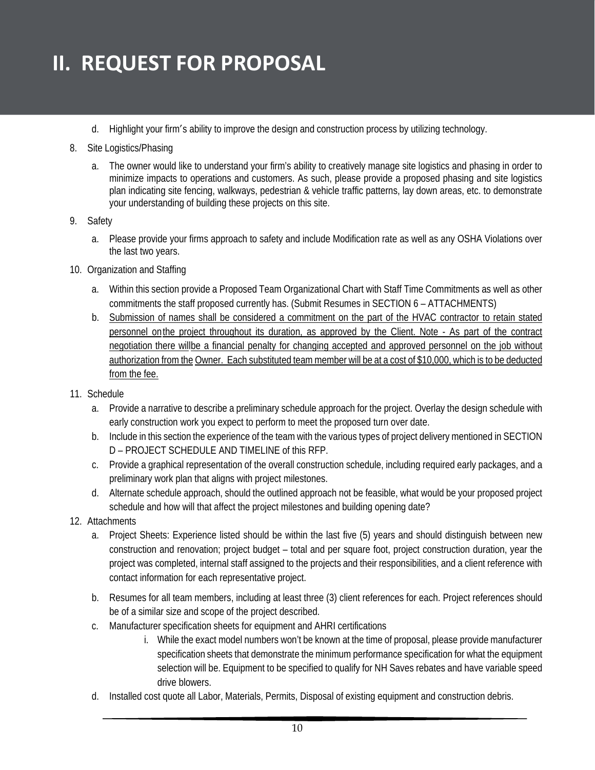# II. REQUEST FOR PROPOSAL

d. Highlight your firm′s ability to improve the design and construction process by utilizing technology.

8. Site Logistics/Phasing

   a. The owner would like to understand your firm's ability to creatively manage site logistics and phasing in order to minimize impacts to operations and customers. As such, please provide a proposed phasing and site logistics plan indicating site fencing, walkways, pedestrian & vehicle traffic patterns, lay down areas, etc. to demonstrate your understanding of building these projects on this site.

9. Safety

   a. Please provide your firms approach to safety and include Modification rate as well as any OSHA Violations over the last two years.

10. Organization and Staffing

    a. Within this section provide a Proposed Team Organizational Chart with Staff Time Commitments as well as other commitments the staff proposed currently has. (Submit Resumes in SECTION 6 – ATTACHMENTS)
    b. <u>Submission of names shall be considered a commitment on the part of the HVAC contractor to retain stated personnel on the project throughout its duration, as approved by the Client. Note - As part of the contract negotiation there will be a financial penalty for changing accepted and approved personnel on the job without authorization from the Owner. Each substituted team member will be at a cost of $10,000, which is to be deducted from the fee.</u>

11. Schedule

    a. Provide a narrative to describe a preliminary schedule approach for the project. Overlay the design schedule with early construction work you expect to perform to meet the proposed turn over date.
    b. Include in this section the experience of the team with the various types of project delivery mentioned in SECTION D – PROJECT SCHEDULE AND TIMELINE of this RFP.
    c. Provide a graphical representation of the overall construction schedule, including required early packages, and a preliminary work plan that aligns with project milestones.
    d. Alternate schedule approach, should the outlined approach not be feasible, what would be your proposed project schedule and how will that affect the project milestones and building opening date?

12. Attachments

    a. Project Sheets: Experience listed should be within the last five (5) years and should distinguish between new construction and renovation; project budget – total and per square foot, project construction duration, year the project was completed, internal staff assigned to the projects and their responsibilities, and a client reference with contact information for each representative project.
    b. Resumes for all team members, including at least three (3) client references for each. Project references should be of a similar size and scope of the project described.
    c. Manufacturer specification sheets for equipment and AHRI certifications
       i. While the exact model numbers won't be known at the time of proposal, please provide manufacturer specification sheets that demonstrate the minimum performance specification for what the equipment selection will be. Equipment to be specified to qualify for NH Saves rebates and have variable speed drive blowers.
    d. Installed cost quote all Labor, Materials, Permits, Disposal of existing equipment and construction debris.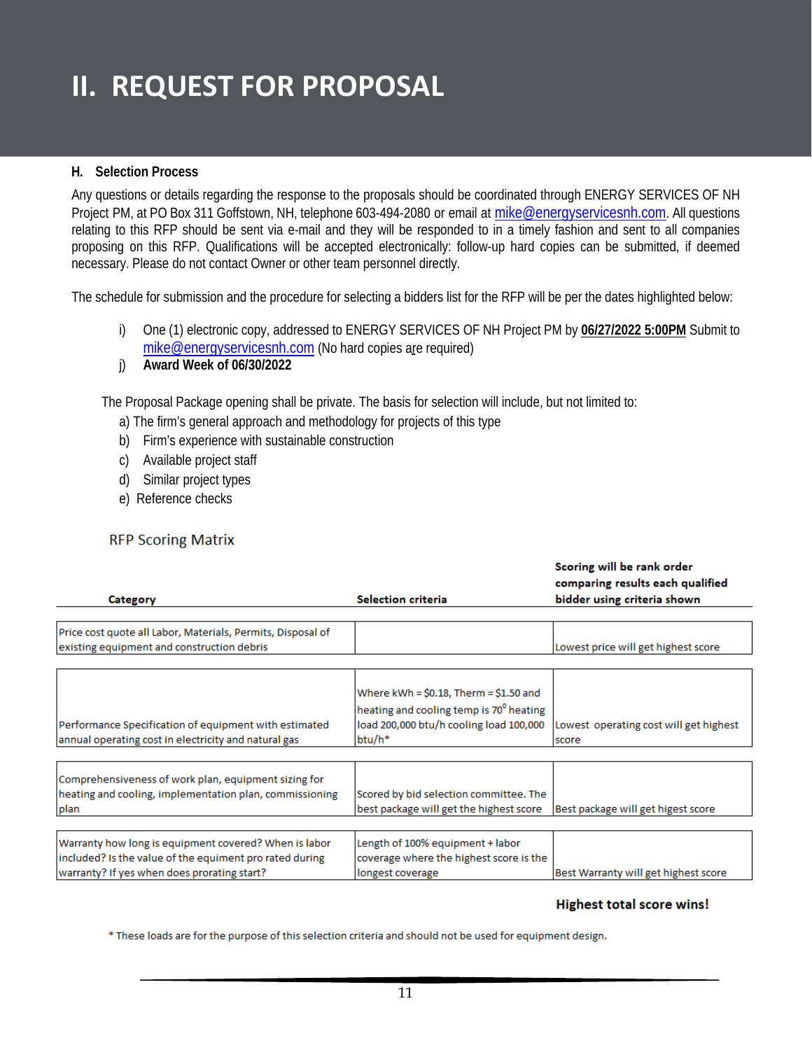# II. REQUEST FOR PROPOSAL

### H. Selection Process

Any questions or details regarding the response to the proposals should be coordinated through ENERGY SERVICES OF NH Project PM, at PO Box 311 Goffstown, NH, telephone 603-494-2080 or email at mike@energyservicesnh.com. All questions relating to this RFP should be sent via e-mail and they will be responded to in a timely fashion and sent to all companies proposing on this RFP. Qualifications will be accepted electronically: follow-up hard copies can be submitted, if deemed necessary. Please do not contact Owner or other team personnel directly.

The schedule for submission and the procedure for selecting a bidders list for the RFP will be per the dates highlighted below:

- i) One (1) electronic copy, addressed to ENERGY SERVICES OF NH Project PM by **06/27/2022 5:00PM** Submit to mike@energyservicesnh.com (No hard copies are required)
- j) **Award Week of 06/30/2022**

The Proposal Package opening shall be private. The basis for selection will include, but not limited to:

- a) The firm's general approach and methodology for projects of this type
- b) Firm's experience with sustainable construction
- c) Available project staff
- d) Similar project types
- e) Reference checks

RFP Scoring Matrix

| Category | Selection criteria | Scoring will be rank order comparing results each qualified bidder using criteria shown |
|---|---|---|
| Price cost quote all Labor, Materials, Permits, Disposal of existing equipment and construction debris | | Lowest price will get highest score |
| Performance Specification of equipment with estimated annual operating cost in electricity and natural gas | Where kWh = $0.18, Therm = $1.50 and heating and cooling temp is 70° heating load 200,000 btu/h cooling load 100,000 btu/h* | Lowest operating cost will get highest score |
| Comprehensiveness of work plan, equipment sizing for heating and cooling, implementation plan, commissioning plan | Scored by bid selection committee. The best package will get the highest score | Best package will get higest score |
| Warranty how long is equipment covered? When is labor included? Is the value of the equiment pro rated during warranty? If yes when does prorating start? | Length of 100% equipment + labor coverage where the highest score is the longest coverage | Best Warranty will get highest score |

**Highest total score wins!**

\* These loads are for the purpose of this selection criteria and should not be used for equipment design.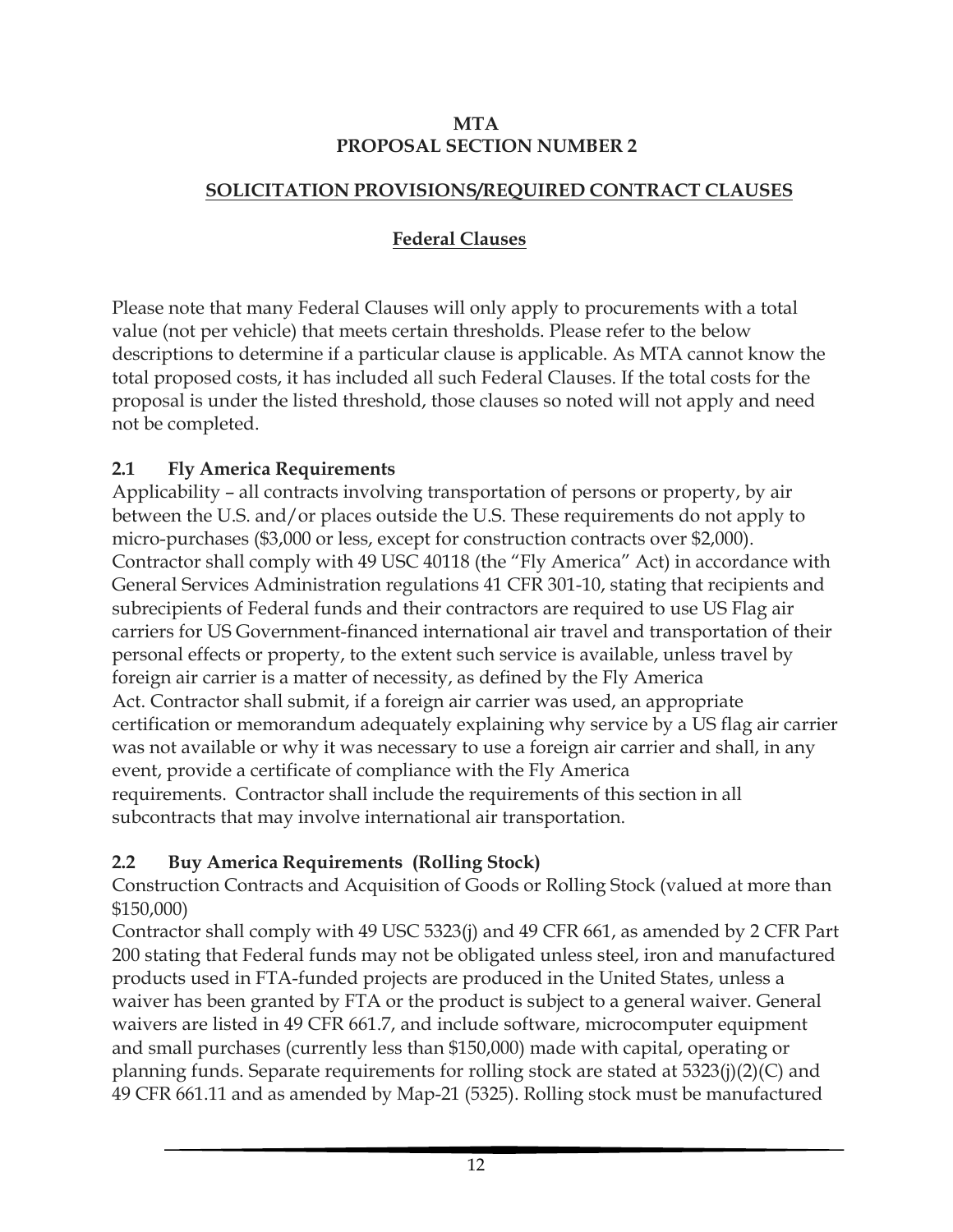**MTA**
**PROPOSAL SECTION NUMBER 2**

## SOLICITATION PROVISIONS/REQUIRED CONTRACT CLAUSES

### Federal Clauses

Please note that many Federal Clauses will only apply to procurements with a total value (not per vehicle) that meets certain thresholds. Please refer to the below descriptions to determine if a particular clause is applicable. As MTA cannot know the total proposed costs, it has included all such Federal Clauses. If the total costs for the proposal is under the listed threshold, those clauses so noted will not apply and need not be completed.

### 2.1 Fly America Requirements

Applicability – all contracts involving transportation of persons or property, by air between the U.S. and/or places outside the U.S. These requirements do not apply to micro-purchases ($3,000 or less, except for construction contracts over $2,000). Contractor shall comply with 49 USC 40118 (the "Fly America" Act) in accordance with General Services Administration regulations 41 CFR 301-10, stating that recipients and subrecipients of Federal funds and their contractors are required to use US Flag air carriers for US Government-financed international air travel and transportation of their personal effects or property, to the extent such service is available, unless travel by foreign air carrier is a matter of necessity, as defined by the Fly America Act. Contractor shall submit, if a foreign air carrier was used, an appropriate certification or memorandum adequately explaining why service by a US flag air carrier was not available or why it was necessary to use a foreign air carrier and shall, in any event, provide a certificate of compliance with the Fly America requirements. Contractor shall include the requirements of this section in all subcontracts that may involve international air transportation.

### 2.2 Buy America Requirements (Rolling Stock)

Construction Contracts and Acquisition of Goods or Rolling Stock (valued at more than $150,000)

Contractor shall comply with 49 USC 5323(j) and 49 CFR 661, as amended by 2 CFR Part 200 stating that Federal funds may not be obligated unless steel, iron and manufactured products used in FTA-funded projects are produced in the United States, unless a waiver has been granted by FTA or the product is subject to a general waiver. General waivers are listed in 49 CFR 661.7, and include software, microcomputer equipment and small purchases (currently less than $150,000) made with capital, operating or planning funds. Separate requirements for rolling stock are stated at 5323(j)(2)(C) and 49 CFR 661.11 and as amended by Map-21 (5325). Rolling stock must be manufactured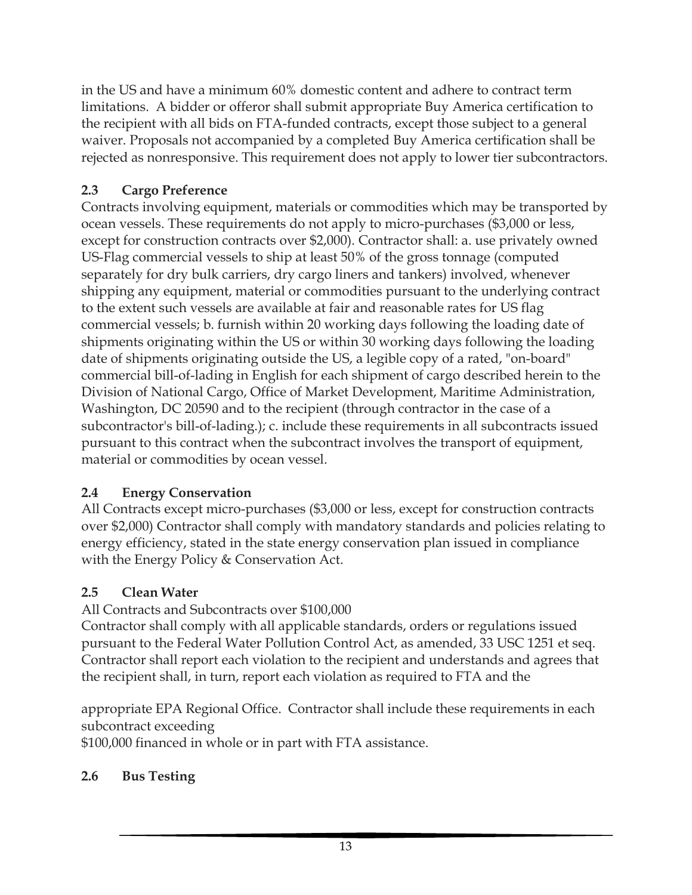in the US and have a minimum 60% domestic content and adhere to contract term limitations. A bidder or offeror shall submit appropriate Buy America certification to the recipient with all bids on FTA-funded contracts, except those subject to a general waiver. Proposals not accompanied by a completed Buy America certification shall be rejected as nonresponsive. This requirement does not apply to lower tier subcontractors.

### 2.3 Cargo Preference

Contracts involving equipment, materials or commodities which may be transported by ocean vessels. These requirements do not apply to micro-purchases ($3,000 or less, except for construction contracts over $2,000). Contractor shall: a. use privately owned US-Flag commercial vessels to ship at least 50% of the gross tonnage (computed separately for dry bulk carriers, dry cargo liners and tankers) involved, whenever shipping any equipment, material or commodities pursuant to the underlying contract to the extent such vessels are available at fair and reasonable rates for US flag commercial vessels; b. furnish within 20 working days following the loading date of shipments originating within the US or within 30 working days following the loading date of shipments originating outside the US, a legible copy of a rated, "on-board" commercial bill-of-lading in English for each shipment of cargo described herein to the Division of National Cargo, Office of Market Development, Maritime Administration, Washington, DC 20590 and to the recipient (through contractor in the case of a subcontractor's bill-of-lading.); c. include these requirements in all subcontracts issued pursuant to this contract when the subcontract involves the transport of equipment, material or commodities by ocean vessel.

### 2.4 Energy Conservation

All Contracts except micro-purchases ($3,000 or less, except for construction contracts over $2,000) Contractor shall comply with mandatory standards and policies relating to energy efficiency, stated in the state energy conservation plan issued in compliance with the Energy Policy & Conservation Act.

### 2.5 Clean Water

All Contracts and Subcontracts over $100,000

Contractor shall comply with all applicable standards, orders or regulations issued pursuant to the Federal Water Pollution Control Act, as amended, 33 USC 1251 et seq. Contractor shall report each violation to the recipient and understands and agrees that the recipient shall, in turn, report each violation as required to FTA and the appropriate EPA Regional Office. Contractor shall include these requirements in each subcontract exceeding $100,000 financed in whole or in part with FTA assistance.

### 2.6 Bus Testing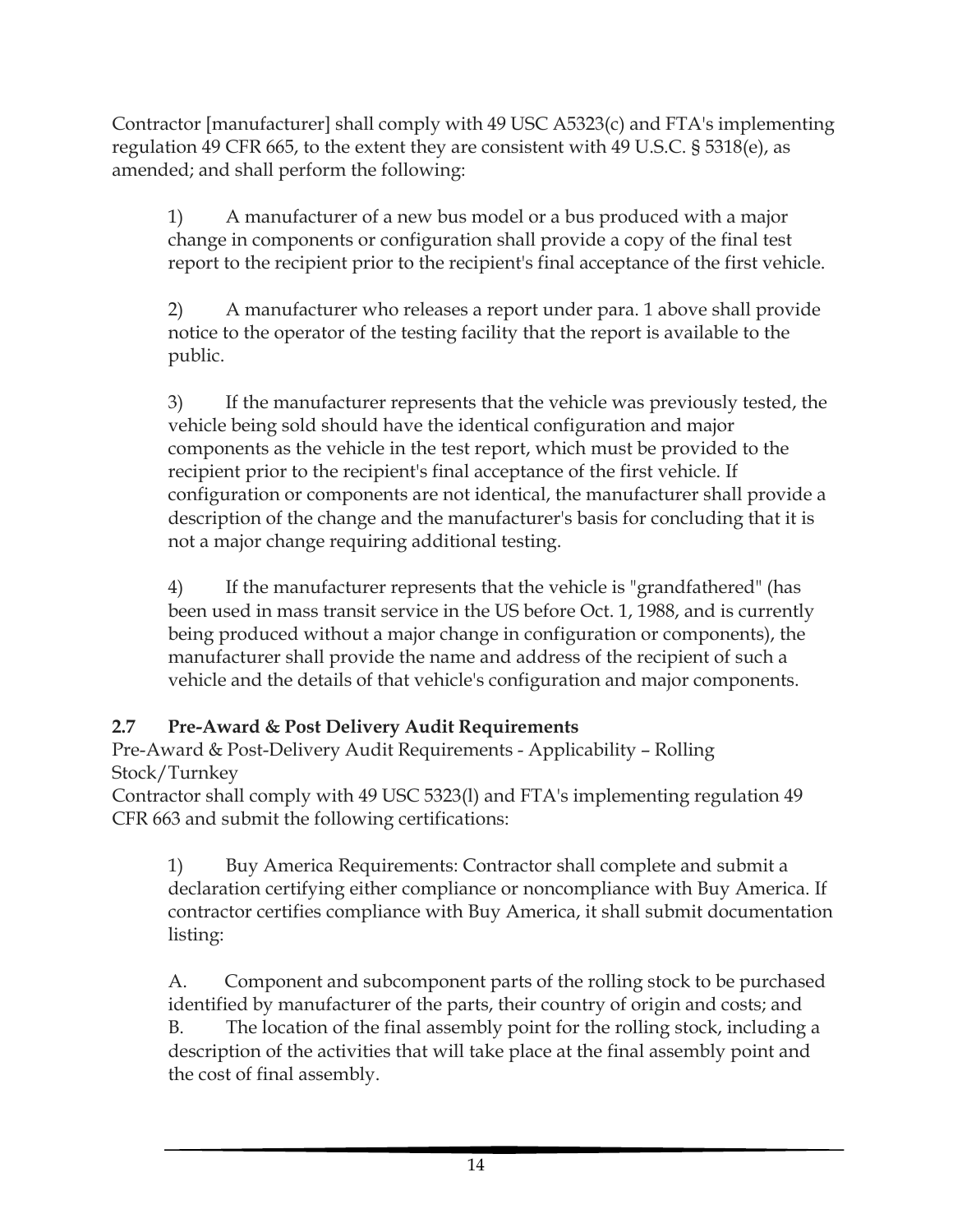Contractor [manufacturer] shall comply with 49 USC A5323(c) and FTA's implementing regulation 49 CFR 665, to the extent they are consistent with 49 U.S.C. § 5318(e), as amended; and shall perform the following:

1) A manufacturer of a new bus model or a bus produced with a major change in components or configuration shall provide a copy of the final test report to the recipient prior to the recipient's final acceptance of the first vehicle.

2) A manufacturer who releases a report under para. 1 above shall provide notice to the operator of the testing facility that the report is available to the public.

3) If the manufacturer represents that the vehicle was previously tested, the vehicle being sold should have the identical configuration and major components as the vehicle in the test report, which must be provided to the recipient prior to the recipient's final acceptance of the first vehicle. If configuration or components are not identical, the manufacturer shall provide a description of the change and the manufacturer's basis for concluding that it is not a major change requiring additional testing.

4) If the manufacturer represents that the vehicle is "grandfathered" (has been used in mass transit service in the US before Oct. 1, 1988, and is currently being produced without a major change in configuration or components), the manufacturer shall provide the name and address of the recipient of such a vehicle and the details of that vehicle's configuration and major components.

### 2.7 Pre-Award & Post Delivery Audit Requirements

Pre-Award & Post-Delivery Audit Requirements - Applicability – Rolling Stock/Turnkey

Contractor shall comply with 49 USC 5323(l) and FTA's implementing regulation 49 CFR 663 and submit the following certifications:

1) Buy America Requirements: Contractor shall complete and submit a declaration certifying either compliance or noncompliance with Buy America. If contractor certifies compliance with Buy America, it shall submit documentation listing:

A. Component and subcomponent parts of the rolling stock to be purchased identified by manufacturer of the parts, their country of origin and costs; and

B. The location of the final assembly point for the rolling stock, including a description of the activities that will take place at the final assembly point and the cost of final assembly.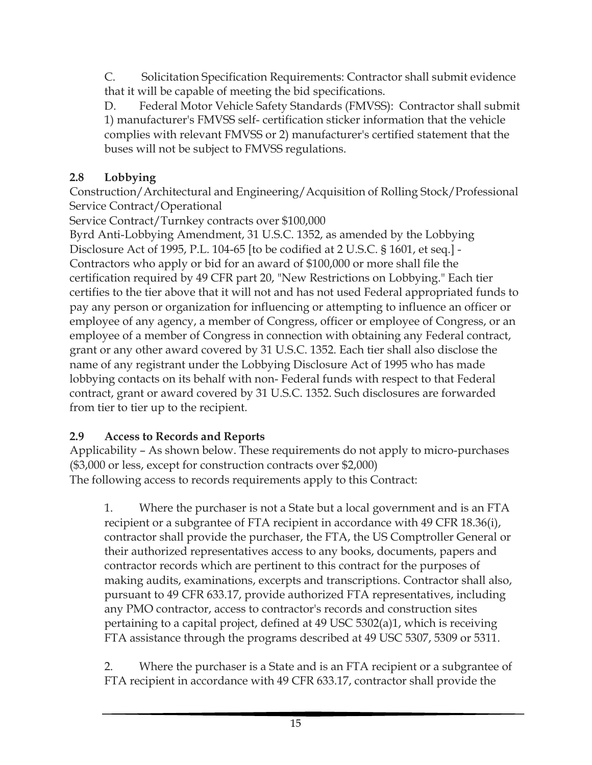C. Solicitation Specification Requirements: Contractor shall submit evidence that it will be capable of meeting the bid specifications.

D. Federal Motor Vehicle Safety Standards (FMVSS): Contractor shall submit 1) manufacturer's FMVSS self- certification sticker information that the vehicle complies with relevant FMVSS or 2) manufacturer's certified statement that the buses will not be subject to FMVSS regulations.

### 2.8 Lobbying

Construction/Architectural and Engineering/Acquisition of Rolling Stock/Professional Service Contract/Operational

Service Contract/Turnkey contracts over $100,000

Byrd Anti-Lobbying Amendment, 31 U.S.C. 1352, as amended by the Lobbying Disclosure Act of 1995, P.L. 104-65 [to be codified at 2 U.S.C. § 1601, et seq.] - Contractors who apply or bid for an award of $100,000 or more shall file the certification required by 49 CFR part 20, "New Restrictions on Lobbying." Each tier certifies to the tier above that it will not and has not used Federal appropriated funds to pay any person or organization for influencing or attempting to influence an officer or employee of any agency, a member of Congress, officer or employee of Congress, or an employee of a member of Congress in connection with obtaining any Federal contract, grant or any other award covered by 31 U.S.C. 1352. Each tier shall also disclose the name of any registrant under the Lobbying Disclosure Act of 1995 who has made lobbying contacts on its behalf with non- Federal funds with respect to that Federal contract, grant or award covered by 31 U.S.C. 1352. Such disclosures are forwarded from tier to tier up to the recipient.

### 2.9 Access to Records and Reports

Applicability – As shown below. These requirements do not apply to micro-purchases ($3,000 or less, except for construction contracts over $2,000)

The following access to records requirements apply to this Contract:

1. Where the purchaser is not a State but a local government and is an FTA recipient or a subgrantee of FTA recipient in accordance with 49 CFR 18.36(i), contractor shall provide the purchaser, the FTA, the US Comptroller General or their authorized representatives access to any books, documents, papers and contractor records which are pertinent to this contract for the purposes of making audits, examinations, excerpts and transcriptions. Contractor shall also, pursuant to 49 CFR 633.17, provide authorized FTA representatives, including any PMO contractor, access to contractor's records and construction sites pertaining to a capital project, defined at 49 USC 5302(a)1, which is receiving FTA assistance through the programs described at 49 USC 5307, 5309 or 5311.

2. Where the purchaser is a State and is an FTA recipient or a subgrantee of FTA recipient in accordance with 49 CFR 633.17, contractor shall provide the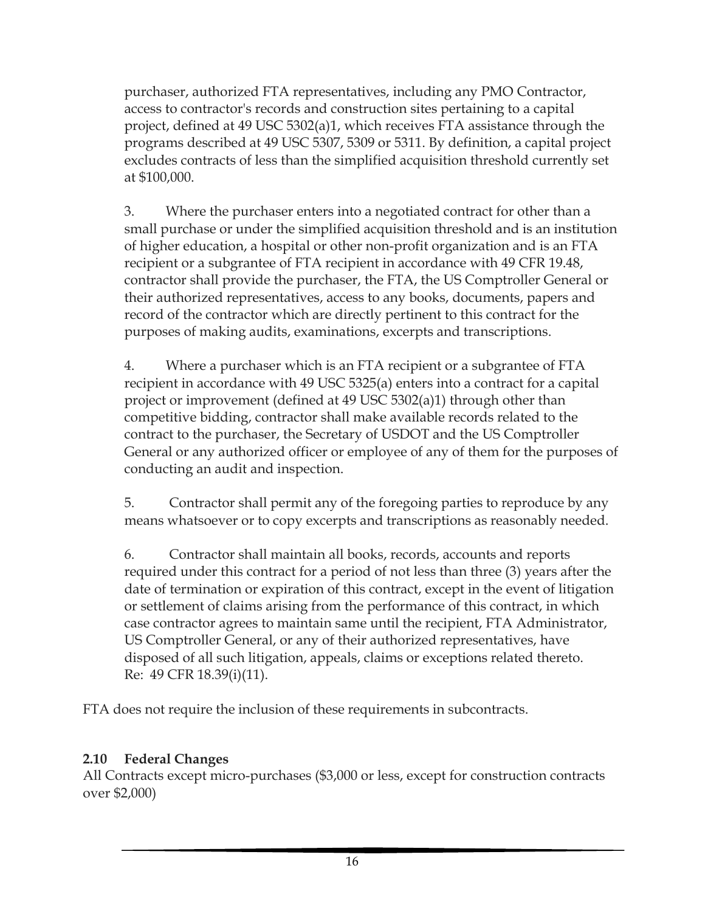purchaser, authorized FTA representatives, including any PMO Contractor, access to contractor's records and construction sites pertaining to a capital project, defined at 49 USC 5302(a)1, which receives FTA assistance through the programs described at 49 USC 5307, 5309 or 5311. By definition, a capital project excludes contracts of less than the simplified acquisition threshold currently set at $100,000.

3. Where the purchaser enters into a negotiated contract for other than a small purchase or under the simplified acquisition threshold and is an institution of higher education, a hospital or other non-profit organization and is an FTA recipient or a subgrantee of FTA recipient in accordance with 49 CFR 19.48, contractor shall provide the purchaser, the FTA, the US Comptroller General or their authorized representatives, access to any books, documents, papers and record of the contractor which are directly pertinent to this contract for the purposes of making audits, examinations, excerpts and transcriptions.

4. Where a purchaser which is an FTA recipient or a subgrantee of FTA recipient in accordance with 49 USC 5325(a) enters into a contract for a capital project or improvement (defined at 49 USC 5302(a)1) through other than competitive bidding, contractor shall make available records related to the contract to the purchaser, the Secretary of USDOT and the US Comptroller General or any authorized officer or employee of any of them for the purposes of conducting an audit and inspection.

5. Contractor shall permit any of the foregoing parties to reproduce by any means whatsoever or to copy excerpts and transcriptions as reasonably needed.

6. Contractor shall maintain all books, records, accounts and reports required under this contract for a period of not less than three (3) years after the date of termination or expiration of this contract, except in the event of litigation or settlement of claims arising from the performance of this contract, in which case contractor agrees to maintain same until the recipient, FTA Administrator, US Comptroller General, or any of their authorized representatives, have disposed of all such litigation, appeals, claims or exceptions related thereto. Re: 49 CFR 18.39(i)(11).

FTA does not require the inclusion of these requirements in subcontracts.

### 2.10 Federal Changes

All Contracts except micro-purchases ($3,000 or less, except for construction contracts over $2,000)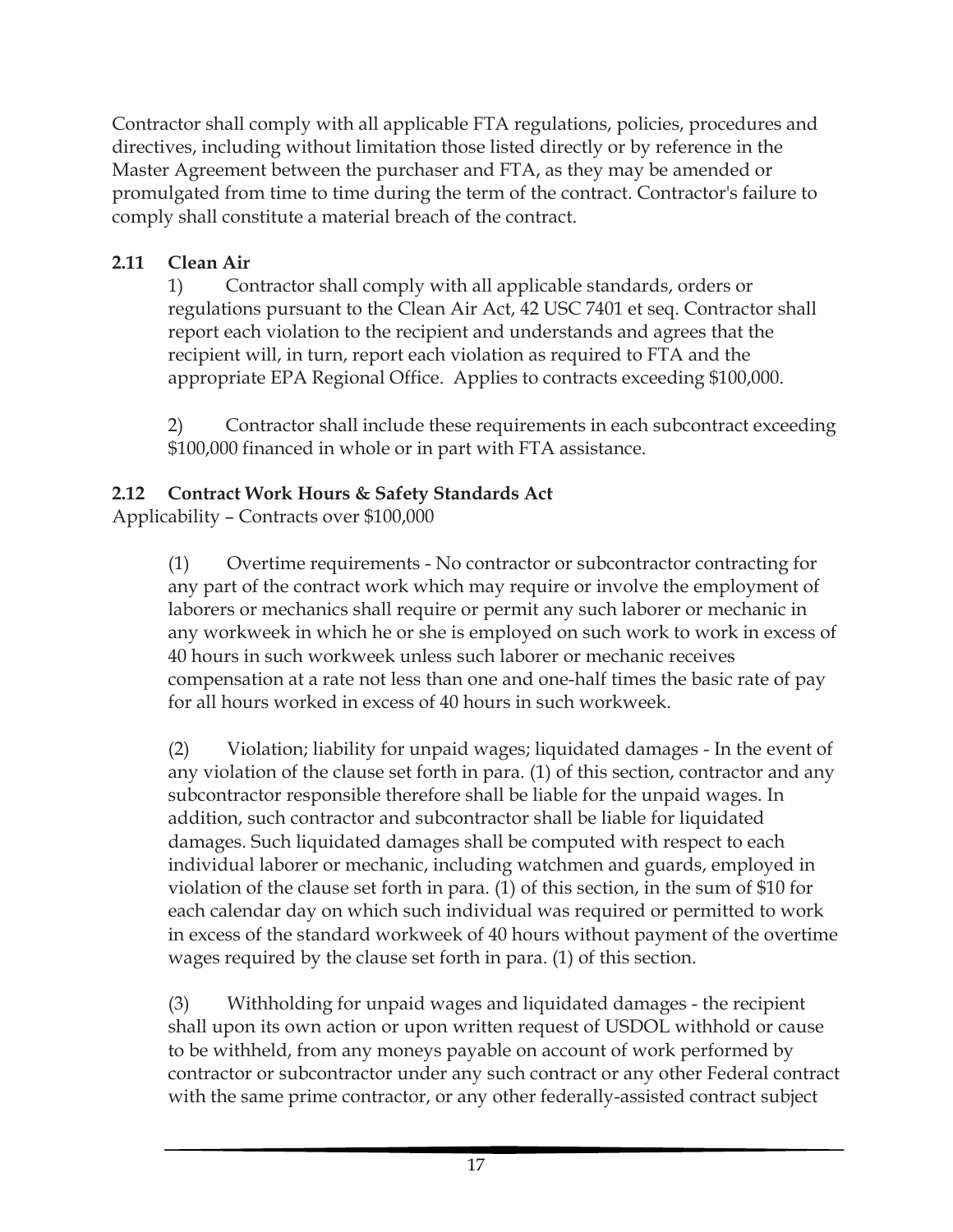Contractor shall comply with all applicable FTA regulations, policies, procedures and directives, including without limitation those listed directly or by reference in the Master Agreement between the purchaser and FTA, as they may be amended or promulgated from time to time during the term of the contract. Contractor's failure to comply shall constitute a material breach of the contract.

### 2.11 Clean Air

1) Contractor shall comply with all applicable standards, orders or regulations pursuant to the Clean Air Act, 42 USC 7401 et seq. Contractor shall report each violation to the recipient and understands and agrees that the recipient will, in turn, report each violation as required to FTA and the appropriate EPA Regional Office. Applies to contracts exceeding $100,000.

2) Contractor shall include these requirements in each subcontract exceeding $100,000 financed in whole or in part with FTA assistance.

### 2.12 Contract Work Hours & Safety Standards Act

Applicability – Contracts over $100,000

(1) Overtime requirements - No contractor or subcontractor contracting for any part of the contract work which may require or involve the employment of laborers or mechanics shall require or permit any such laborer or mechanic in any workweek in which he or she is employed on such work to work in excess of 40 hours in such workweek unless such laborer or mechanic receives compensation at a rate not less than one and one-half times the basic rate of pay for all hours worked in excess of 40 hours in such workweek.

(2) Violation; liability for unpaid wages; liquidated damages - In the event of any violation of the clause set forth in para. (1) of this section, contractor and any subcontractor responsible therefore shall be liable for the unpaid wages. In addition, such contractor and subcontractor shall be liable for liquidated damages. Such liquidated damages shall be computed with respect to each individual laborer or mechanic, including watchmen and guards, employed in violation of the clause set forth in para. (1) of this section, in the sum of $10 for each calendar day on which such individual was required or permitted to work in excess of the standard workweek of 40 hours without payment of the overtime wages required by the clause set forth in para. (1) of this section.

(3) Withholding for unpaid wages and liquidated damages - the recipient shall upon its own action or upon written request of USDOL withhold or cause to be withheld, from any moneys payable on account of work performed by contractor or subcontractor under any such contract or any other Federal contract with the same prime contractor, or any other federally-assisted contract subject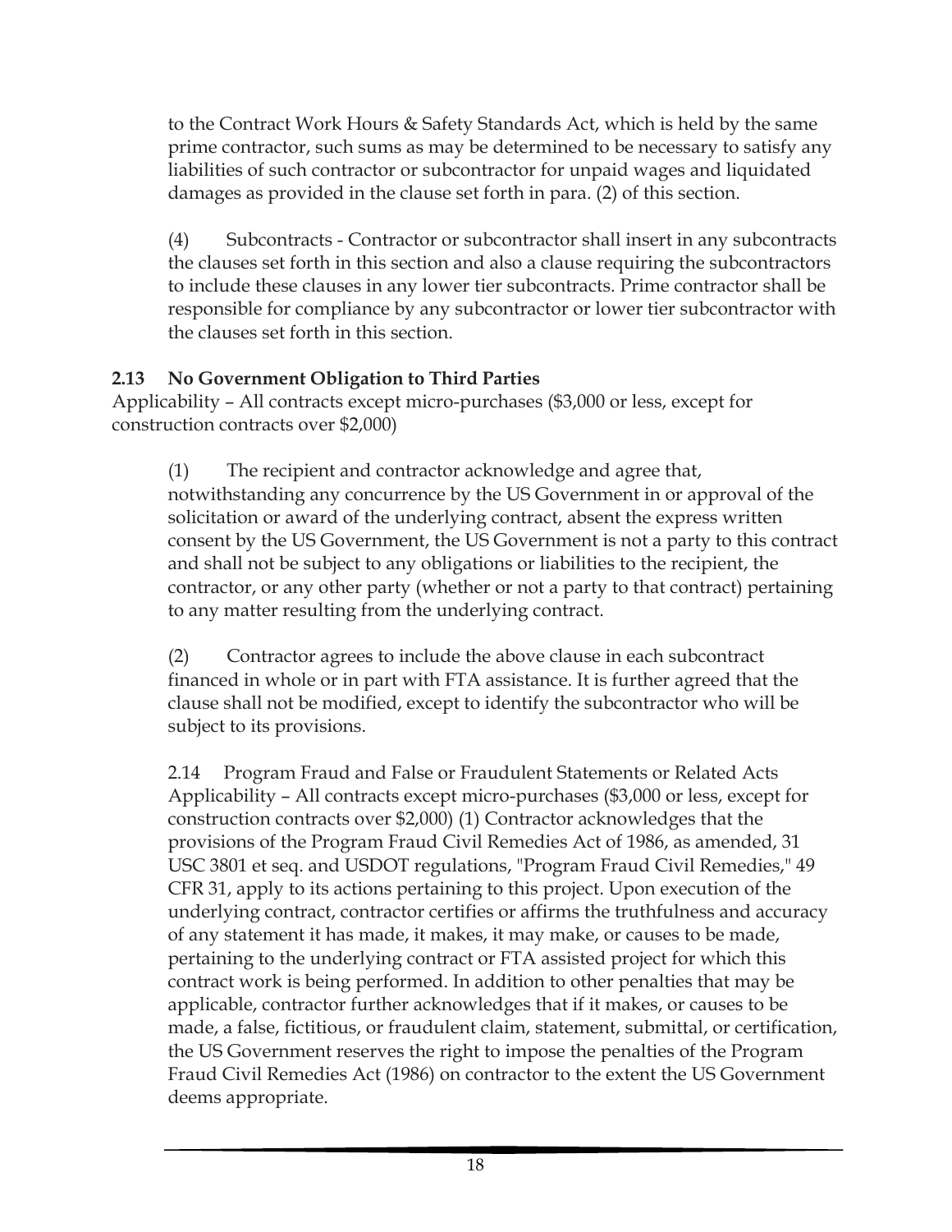to the Contract Work Hours & Safety Standards Act, which is held by the same prime contractor, such sums as may be determined to be necessary to satisfy any liabilities of such contractor or subcontractor for unpaid wages and liquidated damages as provided in the clause set forth in para. (2) of this section.

(4) Subcontracts - Contractor or subcontractor shall insert in any subcontracts the clauses set forth in this section and also a clause requiring the subcontractors to include these clauses in any lower tier subcontracts. Prime contractor shall be responsible for compliance by any subcontractor or lower tier subcontractor with the clauses set forth in this section.

### 2.13 No Government Obligation to Third Parties

Applicability – All contracts except micro-purchases ($3,000 or less, except for construction contracts over $2,000)

(1) The recipient and contractor acknowledge and agree that, notwithstanding any concurrence by the US Government in or approval of the solicitation or award of the underlying contract, absent the express written consent by the US Government, the US Government is not a party to this contract and shall not be subject to any obligations or liabilities to the recipient, the contractor, or any other party (whether or not a party to that contract) pertaining to any matter resulting from the underlying contract.

(2) Contractor agrees to include the above clause in each subcontract financed in whole or in part with FTA assistance. It is further agreed that the clause shall not be modified, except to identify the subcontractor who will be subject to its provisions.

2.14 Program Fraud and False or Fraudulent Statements or Related Acts Applicability – All contracts except micro-purchases ($3,000 or less, except for construction contracts over $2,000) (1) Contractor acknowledges that the provisions of the Program Fraud Civil Remedies Act of 1986, as amended, 31 USC 3801 et seq. and USDOT regulations, "Program Fraud Civil Remedies," 49 CFR 31, apply to its actions pertaining to this project. Upon execution of the underlying contract, contractor certifies or affirms the truthfulness and accuracy of any statement it has made, it makes, it may make, or causes to be made, pertaining to the underlying contract or FTA assisted project for which this contract work is being performed. In addition to other penalties that may be applicable, contractor further acknowledges that if it makes, or causes to be made, a false, fictitious, or fraudulent claim, statement, submittal, or certification, the US Government reserves the right to impose the penalties of the Program Fraud Civil Remedies Act (1986) on contractor to the extent the US Government deems appropriate.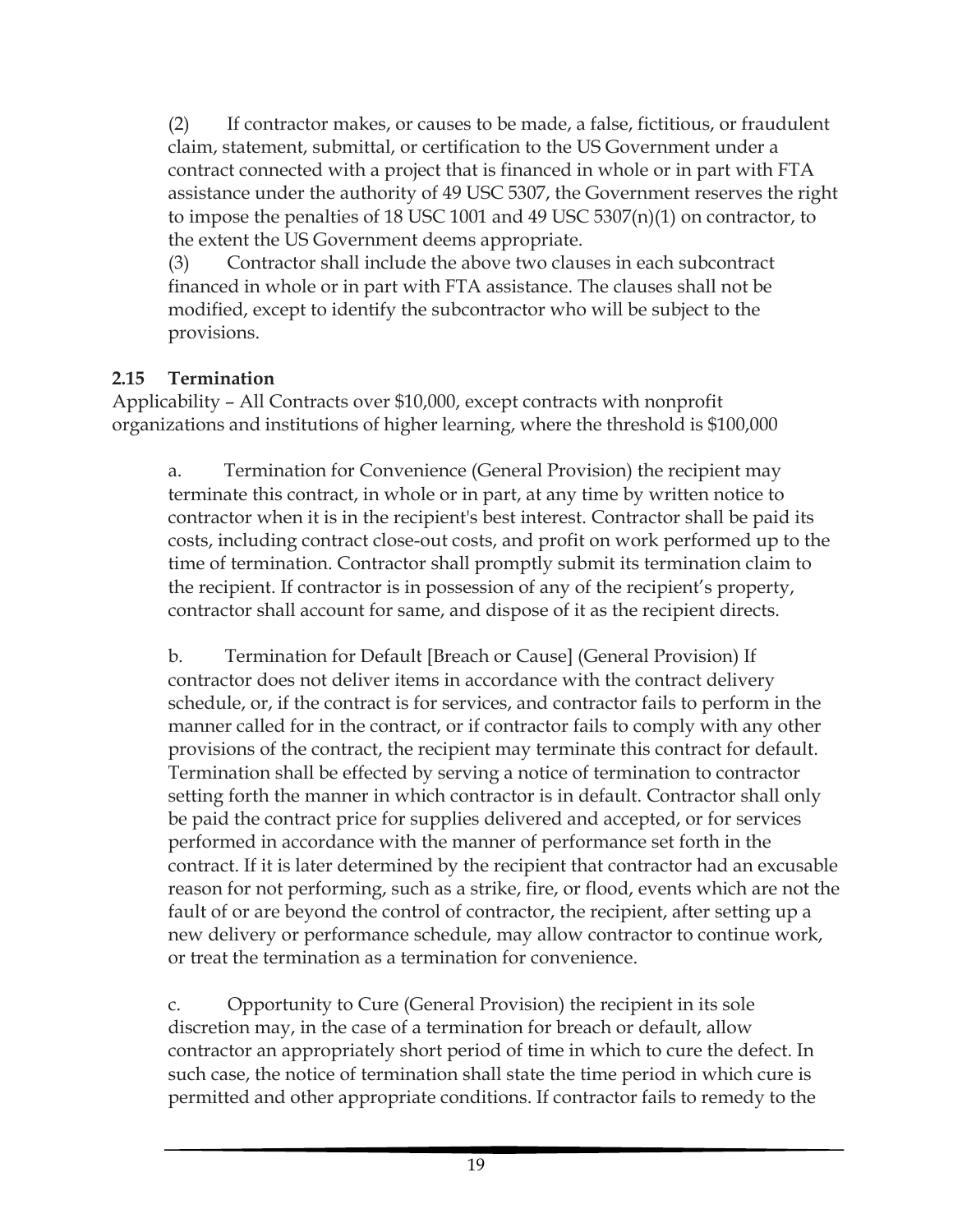(2) If contractor makes, or causes to be made, a false, fictitious, or fraudulent claim, statement, submittal, or certification to the US Government under a contract connected with a project that is financed in whole or in part with FTA assistance under the authority of 49 USC 5307, the Government reserves the right to impose the penalties of 18 USC 1001 and 49 USC 5307(n)(1) on contractor, to the extent the US Government deems appropriate.

(3) Contractor shall include the above two clauses in each subcontract financed in whole or in part with FTA assistance. The clauses shall not be modified, except to identify the subcontractor who will be subject to the provisions.

### 2.15 Termination

Applicability – All Contracts over $10,000, except contracts with nonprofit organizations and institutions of higher learning, where the threshold is $100,000

a. Termination for Convenience (General Provision) the recipient may terminate this contract, in whole or in part, at any time by written notice to contractor when it is in the recipient's best interest. Contractor shall be paid its costs, including contract close-out costs, and profit on work performed up to the time of termination. Contractor shall promptly submit its termination claim to the recipient. If contractor is in possession of any of the recipient's property, contractor shall account for same, and dispose of it as the recipient directs.

b. Termination for Default [Breach or Cause] (General Provision) If contractor does not deliver items in accordance with the contract delivery schedule, or, if the contract is for services, and contractor fails to perform in the manner called for in the contract, or if contractor fails to comply with any other provisions of the contract, the recipient may terminate this contract for default. Termination shall be effected by serving a notice of termination to contractor setting forth the manner in which contractor is in default. Contractor shall only be paid the contract price for supplies delivered and accepted, or for services performed in accordance with the manner of performance set forth in the contract. If it is later determined by the recipient that contractor had an excusable reason for not performing, such as a strike, fire, or flood, events which are not the fault of or are beyond the control of contractor, the recipient, after setting up a new delivery or performance schedule, may allow contractor to continue work, or treat the termination as a termination for convenience.

c. Opportunity to Cure (General Provision) the recipient in its sole discretion may, in the case of a termination for breach or default, allow contractor an appropriately short period of time in which to cure the defect. In such case, the notice of termination shall state the time period in which cure is permitted and other appropriate conditions. If contractor fails to remedy to the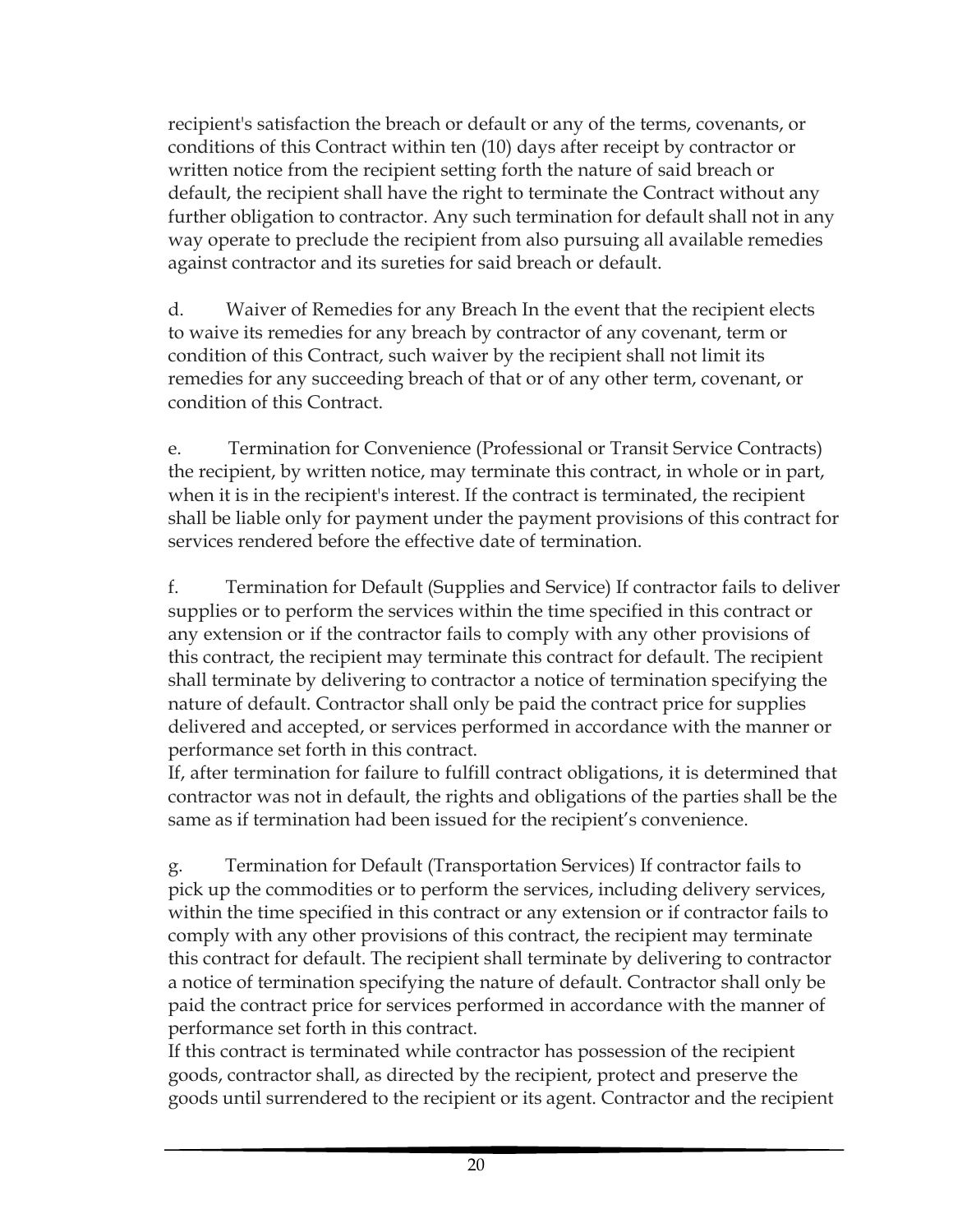recipient's satisfaction the breach or default or any of the terms, covenants, or conditions of this Contract within ten (10) days after receipt by contractor or written notice from the recipient setting forth the nature of said breach or default, the recipient shall have the right to terminate the Contract without any further obligation to contractor. Any such termination for default shall not in any way operate to preclude the recipient from also pursuing all available remedies against contractor and its sureties for said breach or default.

d. Waiver of Remedies for any Breach In the event that the recipient elects to waive its remedies for any breach by contractor of any covenant, term or condition of this Contract, such waiver by the recipient shall not limit its remedies for any succeeding breach of that or of any other term, covenant, or condition of this Contract.

e. Termination for Convenience (Professional or Transit Service Contracts) the recipient, by written notice, may terminate this contract, in whole or in part, when it is in the recipient's interest. If the contract is terminated, the recipient shall be liable only for payment under the payment provisions of this contract for services rendered before the effective date of termination.

f. Termination for Default (Supplies and Service) If contractor fails to deliver supplies or to perform the services within the time specified in this contract or any extension or if the contractor fails to comply with any other provisions of this contract, the recipient may terminate this contract for default. The recipient shall terminate by delivering to contractor a notice of termination specifying the nature of default. Contractor shall only be paid the contract price for supplies delivered and accepted, or services performed in accordance with the manner or performance set forth in this contract.

If, after termination for failure to fulfill contract obligations, it is determined that contractor was not in default, the rights and obligations of the parties shall be the same as if termination had been issued for the recipient's convenience.

g. Termination for Default (Transportation Services) If contractor fails to pick up the commodities or to perform the services, including delivery services, within the time specified in this contract or any extension or if contractor fails to comply with any other provisions of this contract, the recipient may terminate this contract for default. The recipient shall terminate by delivering to contractor a notice of termination specifying the nature of default. Contractor shall only be paid the contract price for services performed in accordance with the manner of performance set forth in this contract.

If this contract is terminated while contractor has possession of the recipient goods, contractor shall, as directed by the recipient, protect and preserve the goods until surrendered to the recipient or its agent. Contractor and the recipient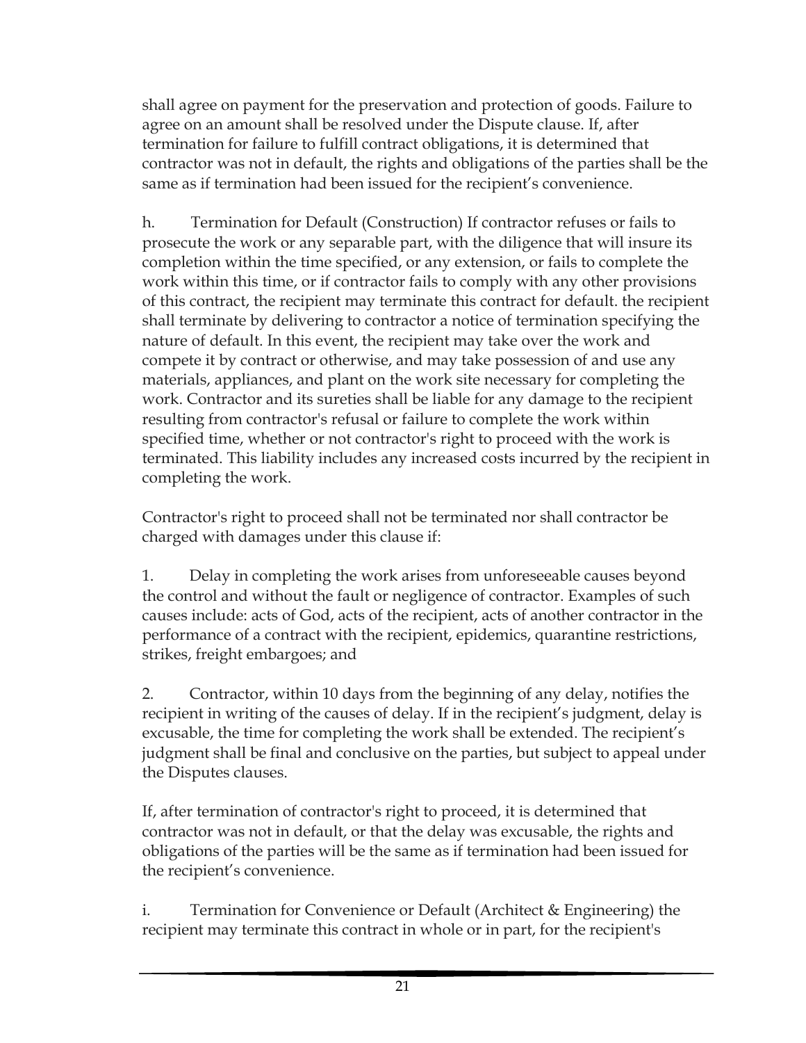shall agree on payment for the preservation and protection of goods. Failure to agree on an amount shall be resolved under the Dispute clause. If, after termination for failure to fulfill contract obligations, it is determined that contractor was not in default, the rights and obligations of the parties shall be the same as if termination had been issued for the recipient's convenience.

h. Termination for Default (Construction) If contractor refuses or fails to prosecute the work or any separable part, with the diligence that will insure its completion within the time specified, or any extension, or fails to complete the work within this time, or if contractor fails to comply with any other provisions of this contract, the recipient may terminate this contract for default. the recipient shall terminate by delivering to contractor a notice of termination specifying the nature of default. In this event, the recipient may take over the work and compete it by contract or otherwise, and may take possession of and use any materials, appliances, and plant on the work site necessary for completing the work. Contractor and its sureties shall be liable for any damage to the recipient resulting from contractor's refusal or failure to complete the work within specified time, whether or not contractor's right to proceed with the work is terminated. This liability includes any increased costs incurred by the recipient in completing the work.

Contractor's right to proceed shall not be terminated nor shall contractor be charged with damages under this clause if:

1. Delay in completing the work arises from unforeseeable causes beyond the control and without the fault or negligence of contractor. Examples of such causes include: acts of God, acts of the recipient, acts of another contractor in the performance of a contract with the recipient, epidemics, quarantine restrictions, strikes, freight embargoes; and

2. Contractor, within 10 days from the beginning of any delay, notifies the recipient in writing of the causes of delay. If in the recipient's judgment, delay is excusable, the time for completing the work shall be extended. The recipient's judgment shall be final and conclusive on the parties, but subject to appeal under the Disputes clauses.

If, after termination of contractor's right to proceed, it is determined that contractor was not in default, or that the delay was excusable, the rights and obligations of the parties will be the same as if termination had been issued for the recipient's convenience.

i. Termination for Convenience or Default (Architect & Engineering) the recipient may terminate this contract in whole or in part, for the recipient's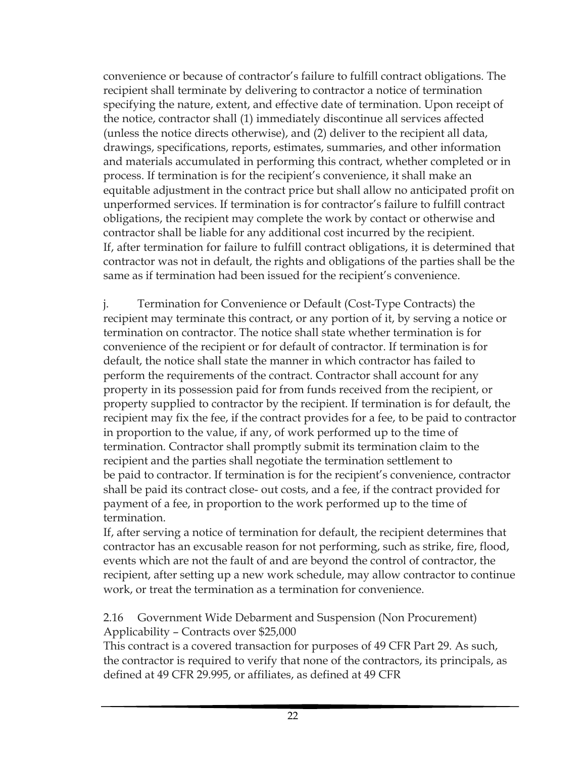convenience or because of contractor's failure to fulfill contract obligations. The recipient shall terminate by delivering to contractor a notice of termination specifying the nature, extent, and effective date of termination. Upon receipt of the notice, contractor shall (1) immediately discontinue all services affected (unless the notice directs otherwise), and (2) deliver to the recipient all data, drawings, specifications, reports, estimates, summaries, and other information and materials accumulated in performing this contract, whether completed or in process. If termination is for the recipient's convenience, it shall make an equitable adjustment in the contract price but shall allow no anticipated profit on unperformed services. If termination is for contractor's failure to fulfill contract obligations, the recipient may complete the work by contact or otherwise and contractor shall be liable for any additional cost incurred by the recipient.
If, after termination for failure to fulfill contract obligations, it is determined that contractor was not in default, the rights and obligations of the parties shall be the same as if termination had been issued for the recipient's convenience.

j. Termination for Convenience or Default (Cost-Type Contracts) the recipient may terminate this contract, or any portion of it, by serving a notice or termination on contractor. The notice shall state whether termination is for convenience of the recipient or for default of contractor. If termination is for default, the notice shall state the manner in which contractor has failed to perform the requirements of the contract. Contractor shall account for any property in its possession paid for from funds received from the recipient, or property supplied to contractor by the recipient. If termination is for default, the recipient may fix the fee, if the contract provides for a fee, to be paid to contractor in proportion to the value, if any, of work performed up to the time of termination. Contractor shall promptly submit its termination claim to the recipient and the parties shall negotiate the termination settlement to be paid to contractor. If termination is for the recipient's convenience, contractor shall be paid its contract close- out costs, and a fee, if the contract provided for payment of a fee, in proportion to the work performed up to the time of termination.
If, after serving a notice of termination for default, the recipient determines that contractor has an excusable reason for not performing, such as strike, fire, flood, events which are not the fault of and are beyond the control of contractor, the recipient, after setting up a new work schedule, may allow contractor to continue work, or treat the termination as a termination for convenience.

2.16 Government Wide Debarment and Suspension (Non Procurement) Applicability – Contracts over $25,000
This contract is a covered transaction for purposes of 49 CFR Part 29. As such, the contractor is required to verify that none of the contractors, its principals, as defined at 49 CFR 29.995, or affiliates, as defined at 49 CFR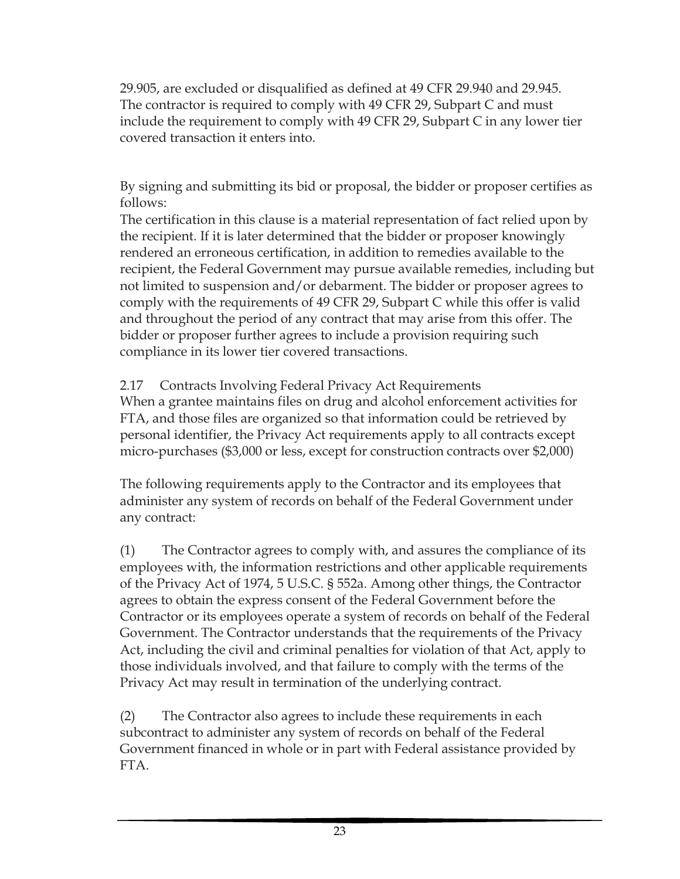29.905, are excluded or disqualified as defined at 49 CFR 29.940 and 29.945. The contractor is required to comply with 49 CFR 29, Subpart C and must include the requirement to comply with 49 CFR 29, Subpart C in any lower tier covered transaction it enters into.

By signing and submitting its bid or proposal, the bidder or proposer certifies as follows:

The certification in this clause is a material representation of fact relied upon by the recipient. If it is later determined that the bidder or proposer knowingly rendered an erroneous certification, in addition to remedies available to the recipient, the Federal Government may pursue available remedies, including but not limited to suspension and/or debarment. The bidder or proposer agrees to comply with the requirements of 49 CFR 29, Subpart C while this offer is valid and throughout the period of any contract that may arise from this offer. The bidder or proposer further agrees to include a provision requiring such compliance in its lower tier covered transactions.

## 2.17 Contracts Involving Federal Privacy Act Requirements

When a grantee maintains files on drug and alcohol enforcement activities for FTA, and those files are organized so that information could be retrieved by personal identifier, the Privacy Act requirements apply to all contracts except micro-purchases ($3,000 or less, except for construction contracts over $2,000)

The following requirements apply to the Contractor and its employees that administer any system of records on behalf of the Federal Government under any contract:

(1) The Contractor agrees to comply with, and assures the compliance of its employees with, the information restrictions and other applicable requirements of the Privacy Act of 1974, 5 U.S.C. § 552a. Among other things, the Contractor agrees to obtain the express consent of the Federal Government before the Contractor or its employees operate a system of records on behalf of the Federal Government. The Contractor understands that the requirements of the Privacy Act, including the civil and criminal penalties for violation of that Act, apply to those individuals involved, and that failure to comply with the terms of the Privacy Act may result in termination of the underlying contract.

(2) The Contractor also agrees to include these requirements in each subcontract to administer any system of records on behalf of the Federal Government financed in whole or in part with Federal assistance provided by FTA.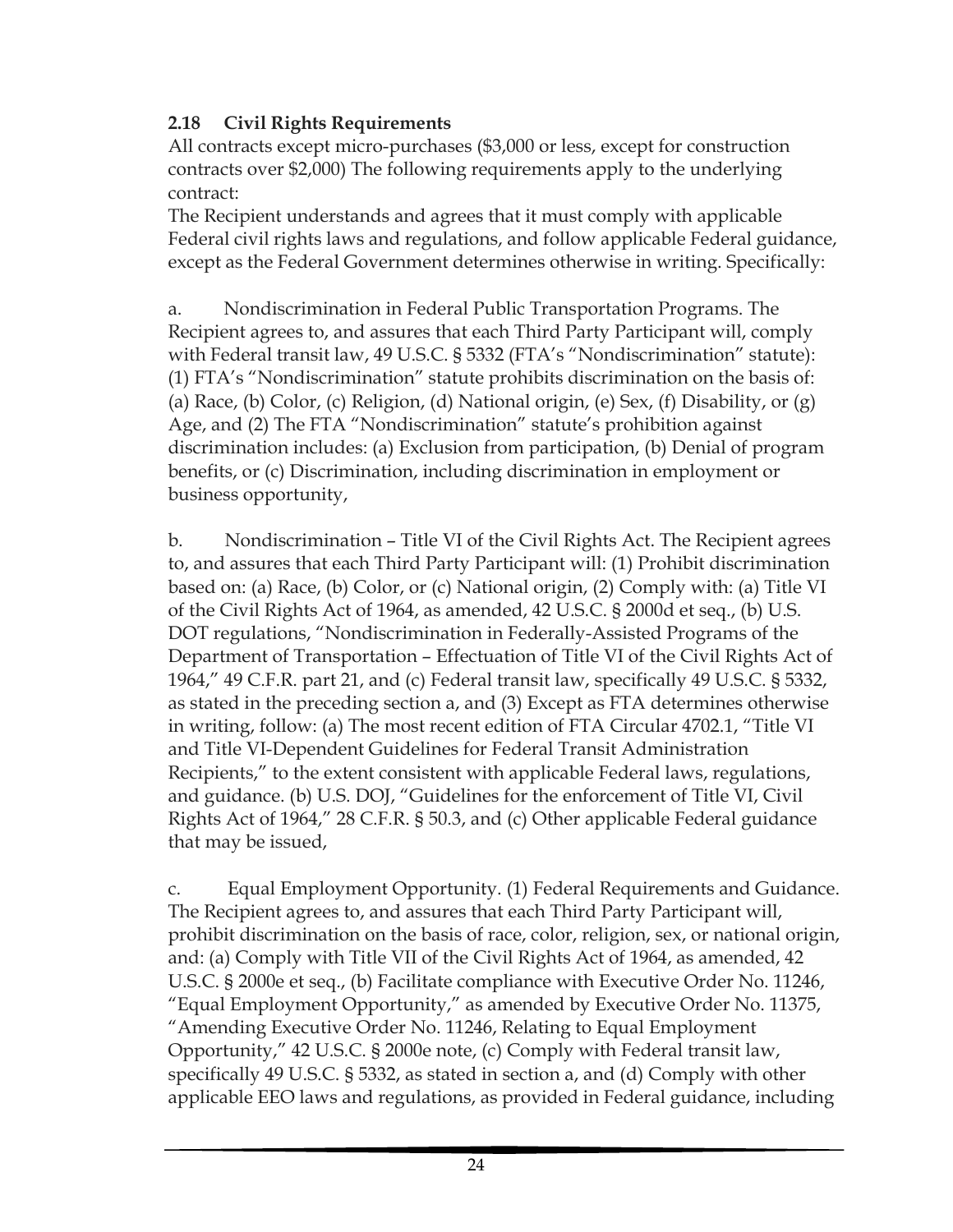### 2.18 Civil Rights Requirements

All contracts except micro-purchases ($3,000 or less, except for construction contracts over $2,000) The following requirements apply to the underlying contract:

The Recipient understands and agrees that it must comply with applicable Federal civil rights laws and regulations, and follow applicable Federal guidance, except as the Federal Government determines otherwise in writing. Specifically:

a. Nondiscrimination in Federal Public Transportation Programs. The Recipient agrees to, and assures that each Third Party Participant will, comply with Federal transit law, 49 U.S.C. § 5332 (FTA's "Nondiscrimination" statute): (1) FTA's "Nondiscrimination" statute prohibits discrimination on the basis of: (a) Race, (b) Color, (c) Religion, (d) National origin, (e) Sex, (f) Disability, or (g) Age, and (2) The FTA "Nondiscrimination" statute's prohibition against discrimination includes: (a) Exclusion from participation, (b) Denial of program benefits, or (c) Discrimination, including discrimination in employment or business opportunity,

b. Nondiscrimination – Title VI of the Civil Rights Act. The Recipient agrees to, and assures that each Third Party Participant will: (1) Prohibit discrimination based on: (a) Race, (b) Color, or (c) National origin, (2) Comply with: (a) Title VI of the Civil Rights Act of 1964, as amended, 42 U.S.C. § 2000d et seq., (b) U.S. DOT regulations, "Nondiscrimination in Federally-Assisted Programs of the Department of Transportation – Effectuation of Title VI of the Civil Rights Act of 1964," 49 C.F.R. part 21, and (c) Federal transit law, specifically 49 U.S.C. § 5332, as stated in the preceding section a, and (3) Except as FTA determines otherwise in writing, follow: (a) The most recent edition of FTA Circular 4702.1, "Title VI and Title VI-Dependent Guidelines for Federal Transit Administration Recipients," to the extent consistent with applicable Federal laws, regulations, and guidance. (b) U.S. DOJ, "Guidelines for the enforcement of Title VI, Civil Rights Act of 1964," 28 C.F.R. § 50.3, and (c) Other applicable Federal guidance that may be issued,

c. Equal Employment Opportunity. (1) Federal Requirements and Guidance. The Recipient agrees to, and assures that each Third Party Participant will, prohibit discrimination on the basis of race, color, religion, sex, or national origin, and: (a) Comply with Title VII of the Civil Rights Act of 1964, as amended, 42 U.S.C. § 2000e et seq., (b) Facilitate compliance with Executive Order No. 11246, "Equal Employment Opportunity," as amended by Executive Order No. 11375, "Amending Executive Order No. 11246, Relating to Equal Employment Opportunity," 42 U.S.C. § 2000e note, (c) Comply with Federal transit law, specifically 49 U.S.C. § 5332, as stated in section a, and (d) Comply with other applicable EEO laws and regulations, as provided in Federal guidance, including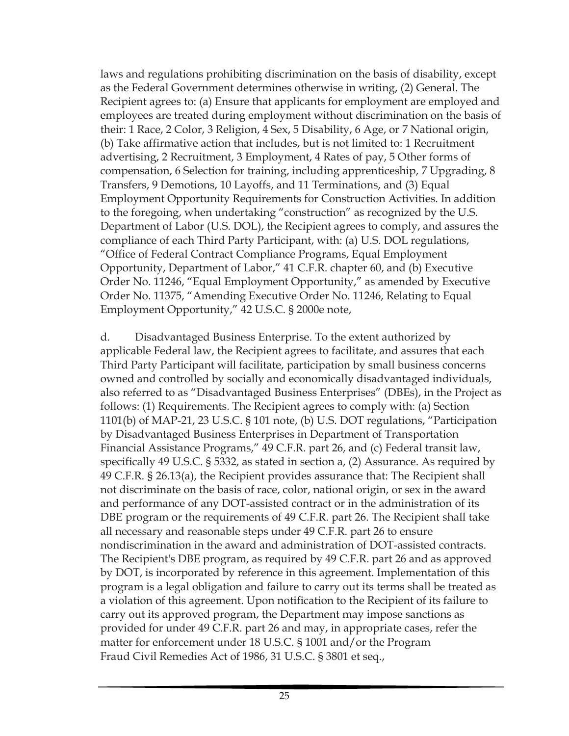laws and regulations prohibiting discrimination on the basis of disability, except as the Federal Government determines otherwise in writing, (2) General. The Recipient agrees to: (a) Ensure that applicants for employment are employed and employees are treated during employment without discrimination on the basis of their: 1 Race, 2 Color, 3 Religion, 4 Sex, 5 Disability, 6 Age, or 7 National origin, (b) Take affirmative action that includes, but is not limited to: 1 Recruitment advertising, 2 Recruitment, 3 Employment, 4 Rates of pay, 5 Other forms of compensation, 6 Selection for training, including apprenticeship, 7 Upgrading, 8 Transfers, 9 Demotions, 10 Layoffs, and 11 Terminations, and (3) Equal Employment Opportunity Requirements for Construction Activities. In addition to the foregoing, when undertaking "construction" as recognized by the U.S. Department of Labor (U.S. DOL), the Recipient agrees to comply, and assures the compliance of each Third Party Participant, with: (a) U.S. DOL regulations, "Office of Federal Contract Compliance Programs, Equal Employment Opportunity, Department of Labor," 41 C.F.R. chapter 60, and (b) Executive Order No. 11246, "Equal Employment Opportunity," as amended by Executive Order No. 11375, "Amending Executive Order No. 11246, Relating to Equal Employment Opportunity," 42 U.S.C. § 2000e note,

d. Disadvantaged Business Enterprise. To the extent authorized by applicable Federal law, the Recipient agrees to facilitate, and assures that each Third Party Participant will facilitate, participation by small business concerns owned and controlled by socially and economically disadvantaged individuals, also referred to as "Disadvantaged Business Enterprises" (DBEs), in the Project as follows: (1) Requirements. The Recipient agrees to comply with: (a) Section 1101(b) of MAP-21, 23 U.S.C. § 101 note, (b) U.S. DOT regulations, "Participation by Disadvantaged Business Enterprises in Department of Transportation Financial Assistance Programs," 49 C.F.R. part 26, and (c) Federal transit law, specifically 49 U.S.C. § 5332, as stated in section a, (2) Assurance. As required by 49 C.F.R. § 26.13(a), the Recipient provides assurance that: The Recipient shall not discriminate on the basis of race, color, national origin, or sex in the award and performance of any DOT-assisted contract or in the administration of its DBE program or the requirements of 49 C.F.R. part 26. The Recipient shall take all necessary and reasonable steps under 49 C.F.R. part 26 to ensure nondiscrimination in the award and administration of DOT-assisted contracts. The Recipient's DBE program, as required by 49 C.F.R. part 26 and as approved by DOT, is incorporated by reference in this agreement. Implementation of this program is a legal obligation and failure to carry out its terms shall be treated as a violation of this agreement. Upon notification to the Recipient of its failure to carry out its approved program, the Department may impose sanctions as provided for under 49 C.F.R. part 26 and may, in appropriate cases, refer the matter for enforcement under 18 U.S.C. § 1001 and/or the Program Fraud Civil Remedies Act of 1986, 31 U.S.C. § 3801 et seq.,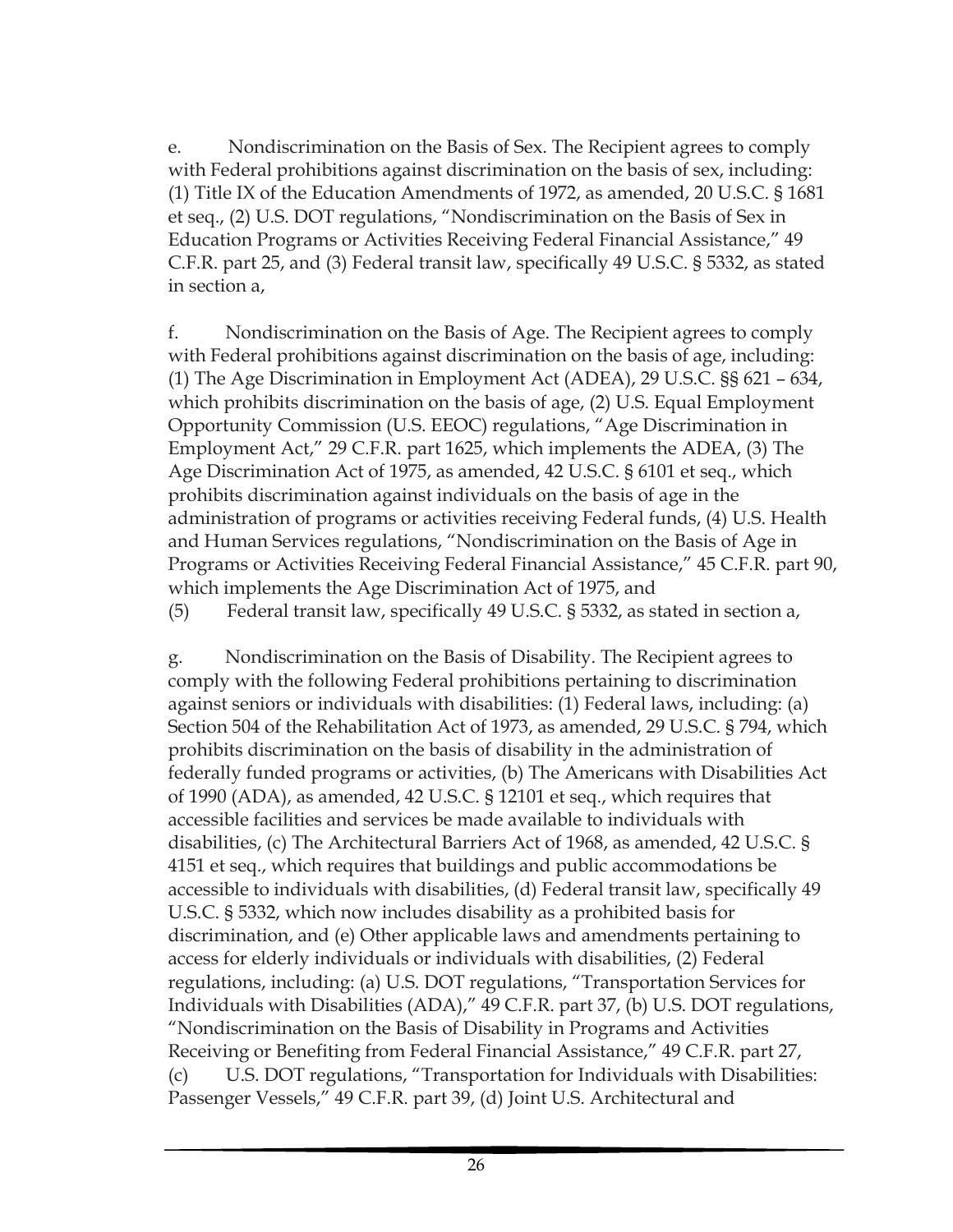e. Nondiscrimination on the Basis of Sex. The Recipient agrees to comply with Federal prohibitions against discrimination on the basis of sex, including: (1) Title IX of the Education Amendments of 1972, as amended, 20 U.S.C. § 1681 et seq., (2) U.S. DOT regulations, "Nondiscrimination on the Basis of Sex in Education Programs or Activities Receiving Federal Financial Assistance," 49 C.F.R. part 25, and (3) Federal transit law, specifically 49 U.S.C. § 5332, as stated in section a,

f. Nondiscrimination on the Basis of Age. The Recipient agrees to comply with Federal prohibitions against discrimination on the basis of age, including: (1) The Age Discrimination in Employment Act (ADEA), 29 U.S.C. §§ 621 – 634, which prohibits discrimination on the basis of age, (2) U.S. Equal Employment Opportunity Commission (U.S. EEOC) regulations, "Age Discrimination in Employment Act," 29 C.F.R. part 1625, which implements the ADEA, (3) The Age Discrimination Act of 1975, as amended, 42 U.S.C. § 6101 et seq., which prohibits discrimination against individuals on the basis of age in the administration of programs or activities receiving Federal funds, (4) U.S. Health and Human Services regulations, "Nondiscrimination on the Basis of Age in Programs or Activities Receiving Federal Financial Assistance," 45 C.F.R. part 90, which implements the Age Discrimination Act of 1975, and
(5) Federal transit law, specifically 49 U.S.C. § 5332, as stated in section a,

g. Nondiscrimination on the Basis of Disability. The Recipient agrees to comply with the following Federal prohibitions pertaining to discrimination against seniors or individuals with disabilities: (1) Federal laws, including: (a) Section 504 of the Rehabilitation Act of 1973, as amended, 29 U.S.C. § 794, which prohibits discrimination on the basis of disability in the administration of federally funded programs or activities, (b) The Americans with Disabilities Act of 1990 (ADA), as amended, 42 U.S.C. § 12101 et seq., which requires that accessible facilities and services be made available to individuals with disabilities, (c) The Architectural Barriers Act of 1968, as amended, 42 U.S.C. § 4151 et seq., which requires that buildings and public accommodations be accessible to individuals with disabilities, (d) Federal transit law, specifically 49 U.S.C. § 5332, which now includes disability as a prohibited basis for discrimination, and (e) Other applicable laws and amendments pertaining to access for elderly individuals or individuals with disabilities, (2) Federal regulations, including: (a) U.S. DOT regulations, "Transportation Services for Individuals with Disabilities (ADA)," 49 C.F.R. part 37, (b) U.S. DOT regulations, "Nondiscrimination on the Basis of Disability in Programs and Activities Receiving or Benefiting from Federal Financial Assistance," 49 C.F.R. part 27, (c) U.S. DOT regulations, "Transportation for Individuals with Disabilities: Passenger Vessels," 49 C.F.R. part 39, (d) Joint U.S. Architectural and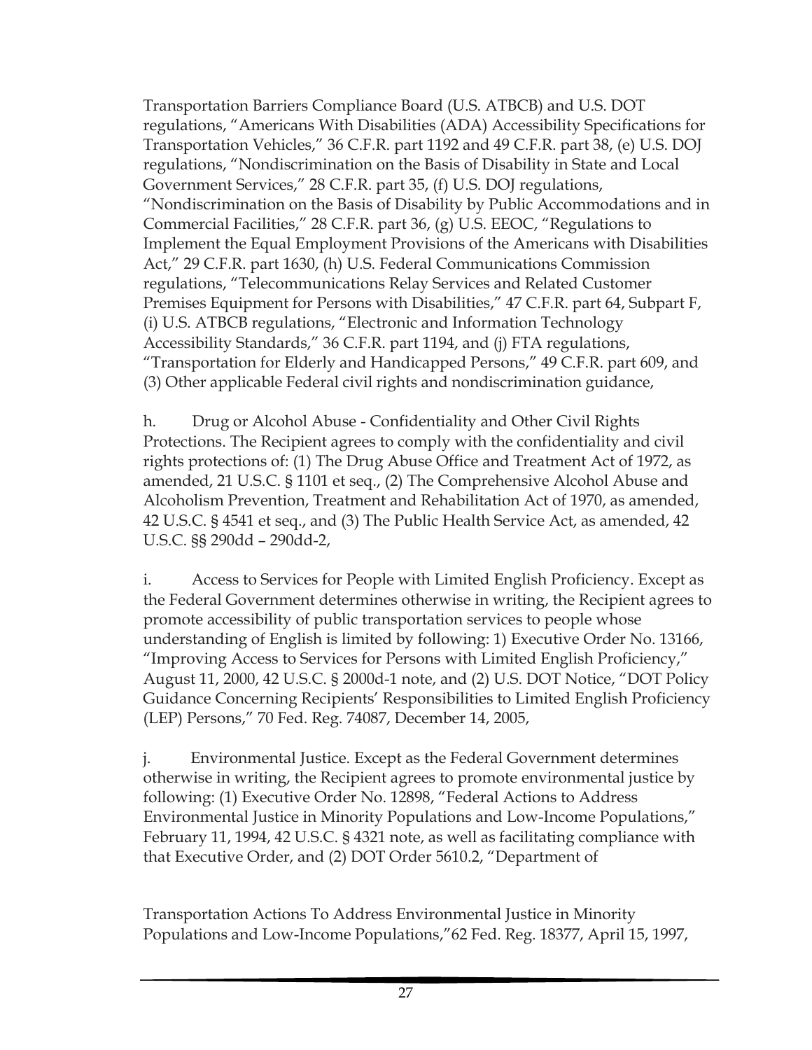Transportation Barriers Compliance Board (U.S. ATBCB) and U.S. DOT regulations, "Americans With Disabilities (ADA) Accessibility Specifications for Transportation Vehicles," 36 C.F.R. part 1192 and 49 C.F.R. part 38, (e) U.S. DOJ regulations, "Nondiscrimination on the Basis of Disability in State and Local Government Services," 28 C.F.R. part 35, (f) U.S. DOJ regulations, "Nondiscrimination on the Basis of Disability by Public Accommodations and in Commercial Facilities," 28 C.F.R. part 36, (g) U.S. EEOC, "Regulations to Implement the Equal Employment Provisions of the Americans with Disabilities Act," 29 C.F.R. part 1630, (h) U.S. Federal Communications Commission regulations, "Telecommunications Relay Services and Related Customer Premises Equipment for Persons with Disabilities," 47 C.F.R. part 64, Subpart F, (i) U.S. ATBCB regulations, "Electronic and Information Technology Accessibility Standards," 36 C.F.R. part 1194, and (j) FTA regulations, "Transportation for Elderly and Handicapped Persons," 49 C.F.R. part 609, and (3) Other applicable Federal civil rights and nondiscrimination guidance,

h. Drug or Alcohol Abuse - Confidentiality and Other Civil Rights Protections. The Recipient agrees to comply with the confidentiality and civil rights protections of: (1) The Drug Abuse Office and Treatment Act of 1972, as amended, 21 U.S.C. § 1101 et seq., (2) The Comprehensive Alcohol Abuse and Alcoholism Prevention, Treatment and Rehabilitation Act of 1970, as amended, 42 U.S.C. § 4541 et seq., and (3) The Public Health Service Act, as amended, 42 U.S.C. §§ 290dd – 290dd-2,

i. Access to Services for People with Limited English Proficiency. Except as the Federal Government determines otherwise in writing, the Recipient agrees to promote accessibility of public transportation services to people whose understanding of English is limited by following: 1) Executive Order No. 13166, "Improving Access to Services for Persons with Limited English Proficiency," August 11, 2000, 42 U.S.C. § 2000d-1 note, and (2) U.S. DOT Notice, "DOT Policy Guidance Concerning Recipients' Responsibilities to Limited English Proficiency (LEP) Persons," 70 Fed. Reg. 74087, December 14, 2005,

j. Environmental Justice. Except as the Federal Government determines otherwise in writing, the Recipient agrees to promote environmental justice by following: (1) Executive Order No. 12898, "Federal Actions to Address Environmental Justice in Minority Populations and Low-Income Populations," February 11, 1994, 42 U.S.C. § 4321 note, as well as facilitating compliance with that Executive Order, and (2) DOT Order 5610.2, "Department of Transportation Actions To Address Environmental Justice in Minority Populations and Low-Income Populations,"62 Fed. Reg. 18377, April 15, 1997,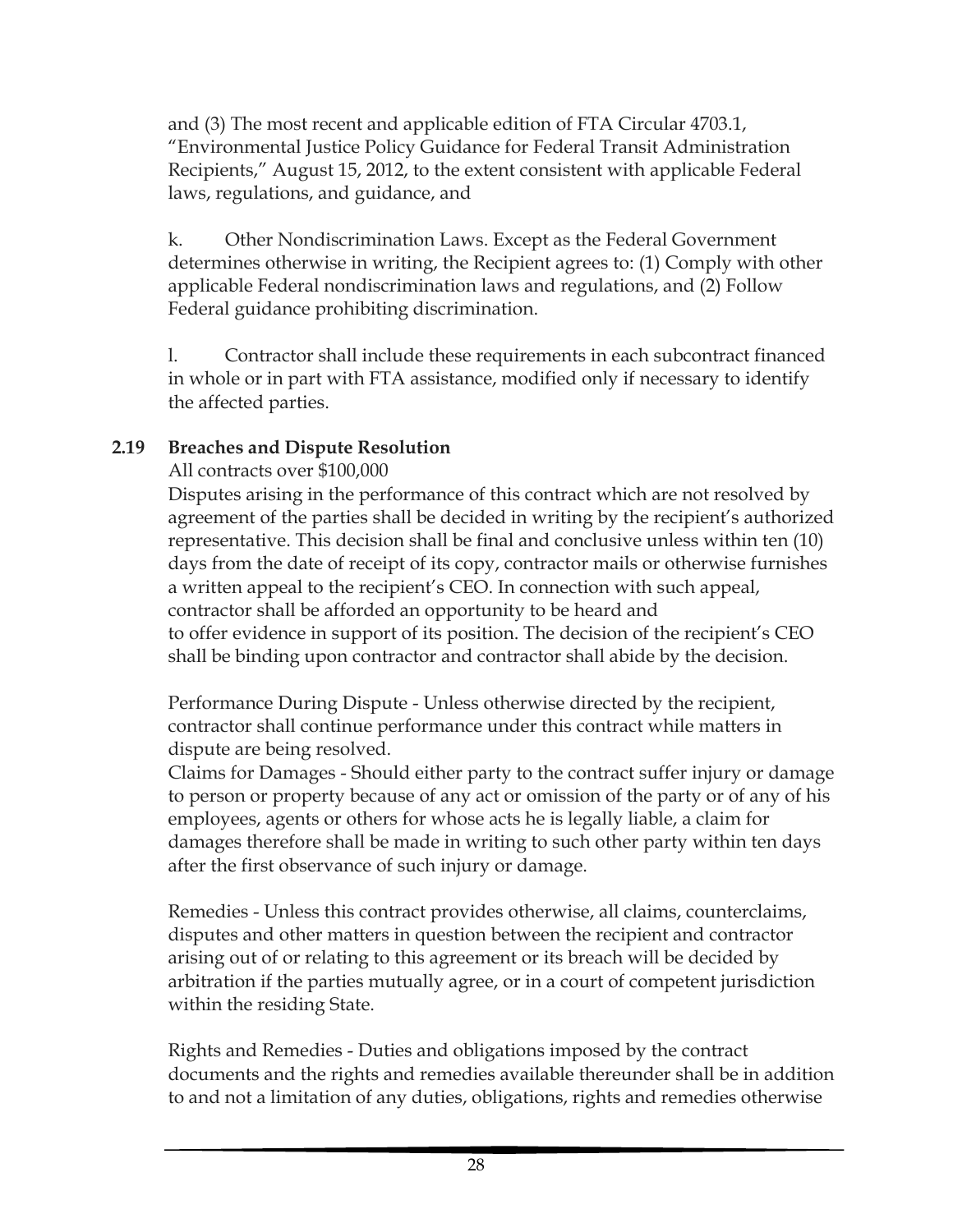and (3) The most recent and applicable edition of FTA Circular 4703.1, "Environmental Justice Policy Guidance for Federal Transit Administration Recipients," August 15, 2012, to the extent consistent with applicable Federal laws, regulations, and guidance, and

k. Other Nondiscrimination Laws. Except as the Federal Government determines otherwise in writing, the Recipient agrees to: (1) Comply with other applicable Federal nondiscrimination laws and regulations, and (2) Follow Federal guidance prohibiting discrimination.

l. Contractor shall include these requirements in each subcontract financed in whole or in part with FTA assistance, modified only if necessary to identify the affected parties.

### 2.19 Breaches and Dispute Resolution

All contracts over $100,000

Disputes arising in the performance of this contract which are not resolved by agreement of the parties shall be decided in writing by the recipient's authorized representative. This decision shall be final and conclusive unless within ten (10) days from the date of receipt of its copy, contractor mails or otherwise furnishes a written appeal to the recipient's CEO. In connection with such appeal, contractor shall be afforded an opportunity to be heard and to offer evidence in support of its position. The decision of the recipient's CEO shall be binding upon contractor and contractor shall abide by the decision.

Performance During Dispute - Unless otherwise directed by the recipient, contractor shall continue performance under this contract while matters in dispute are being resolved.

Claims for Damages - Should either party to the contract suffer injury or damage to person or property because of any act or omission of the party or of any of his employees, agents or others for whose acts he is legally liable, a claim for damages therefore shall be made in writing to such other party within ten days after the first observance of such injury or damage.

Remedies - Unless this contract provides otherwise, all claims, counterclaims, disputes and other matters in question between the recipient and contractor arising out of or relating to this agreement or its breach will be decided by arbitration if the parties mutually agree, or in a court of competent jurisdiction within the residing State.

Rights and Remedies - Duties and obligations imposed by the contract documents and the rights and remedies available thereunder shall be in addition to and not a limitation of any duties, obligations, rights and remedies otherwise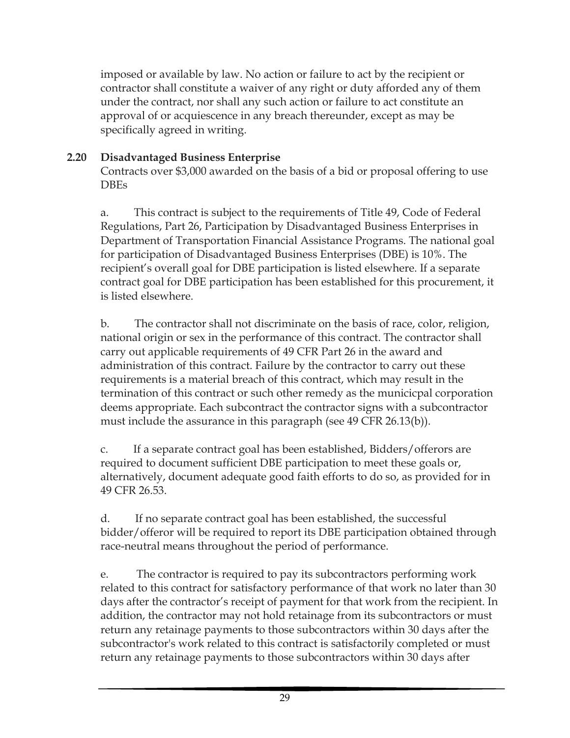imposed or available by law. No action or failure to act by the recipient or contractor shall constitute a waiver of any right or duty afforded any of them under the contract, nor shall any such action or failure to act constitute an approval of or acquiescence in any breach thereunder, except as may be specifically agreed in writing.

### 2.20 Disadvantaged Business Enterprise

Contracts over $3,000 awarded on the basis of a bid or proposal offering to use DBEs

a. This contract is subject to the requirements of Title 49, Code of Federal Regulations, Part 26, Participation by Disadvantaged Business Enterprises in Department of Transportation Financial Assistance Programs. The national goal for participation of Disadvantaged Business Enterprises (DBE) is 10%. The recipient's overall goal for DBE participation is listed elsewhere. If a separate contract goal for DBE participation has been established for this procurement, it is listed elsewhere.

b. The contractor shall not discriminate on the basis of race, color, religion, national origin or sex in the performance of this contract. The contractor shall carry out applicable requirements of 49 CFR Part 26 in the award and administration of this contract. Failure by the contractor to carry out these requirements is a material breach of this contract, which may result in the termination of this contract or such other remedy as the municicpal corporation deems appropriate. Each subcontract the contractor signs with a subcontractor must include the assurance in this paragraph (see 49 CFR 26.13(b)).

c. If a separate contract goal has been established, Bidders/offerors are required to document sufficient DBE participation to meet these goals or, alternatively, document adequate good faith efforts to do so, as provided for in 49 CFR 26.53.

d. If no separate contract goal has been established, the successful bidder/offeror will be required to report its DBE participation obtained through race-neutral means throughout the period of performance.

e. The contractor is required to pay its subcontractors performing work related to this contract for satisfactory performance of that work no later than 30 days after the contractor's receipt of payment for that work from the recipient. In addition, the contractor may not hold retainage from its subcontractors or must return any retainage payments to those subcontractors within 30 days after the subcontractor's work related to this contract is satisfactorily completed or must return any retainage payments to those subcontractors within 30 days after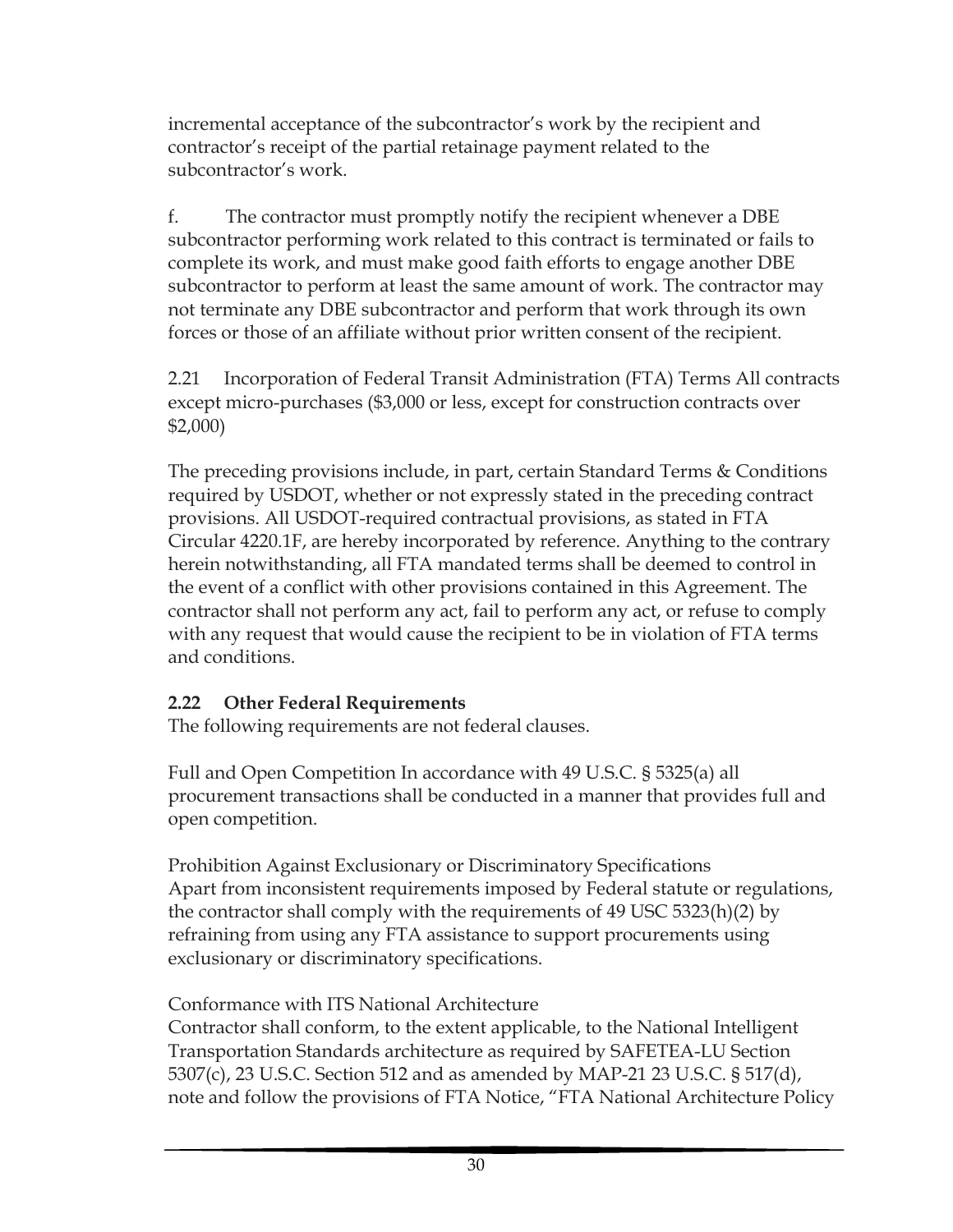incremental acceptance of the subcontractor's work by the recipient and contractor's receipt of the partial retainage payment related to the subcontractor's work.

f. The contractor must promptly notify the recipient whenever a DBE subcontractor performing work related to this contract is terminated or fails to complete its work, and must make good faith efforts to engage another DBE subcontractor to perform at least the same amount of work. The contractor may not terminate any DBE subcontractor and perform that work through its own forces or those of an affiliate without prior written consent of the recipient.

2.21 Incorporation of Federal Transit Administration (FTA) Terms All contracts except micro-purchases ($3,000 or less, except for construction contracts over $2,000)

The preceding provisions include, in part, certain Standard Terms & Conditions required by USDOT, whether or not expressly stated in the preceding contract provisions. All USDOT-required contractual provisions, as stated in FTA Circular 4220.1F, are hereby incorporated by reference. Anything to the contrary herein notwithstanding, all FTA mandated terms shall be deemed to control in the event of a conflict with other provisions contained in this Agreement. The contractor shall not perform any act, fail to perform any act, or refuse to comply with any request that would cause the recipient to be in violation of FTA terms and conditions.

**2.22 Other Federal Requirements**
The following requirements are not federal clauses.

Full and Open Competition In accordance with 49 U.S.C. § 5325(a) all procurement transactions shall be conducted in a manner that provides full and open competition.

Prohibition Against Exclusionary or Discriminatory Specifications
Apart from inconsistent requirements imposed by Federal statute or regulations, the contractor shall comply with the requirements of 49 USC 5323(h)(2) by refraining from using any FTA assistance to support procurements using exclusionary or discriminatory specifications.

Conformance with ITS National Architecture
Contractor shall conform, to the extent applicable, to the National Intelligent Transportation Standards architecture as required by SAFETEA-LU Section 5307(c), 23 U.S.C. Section 512 and as amended by MAP-21 23 U.S.C. § 517(d), note and follow the provisions of FTA Notice, "FTA National Architecture Policy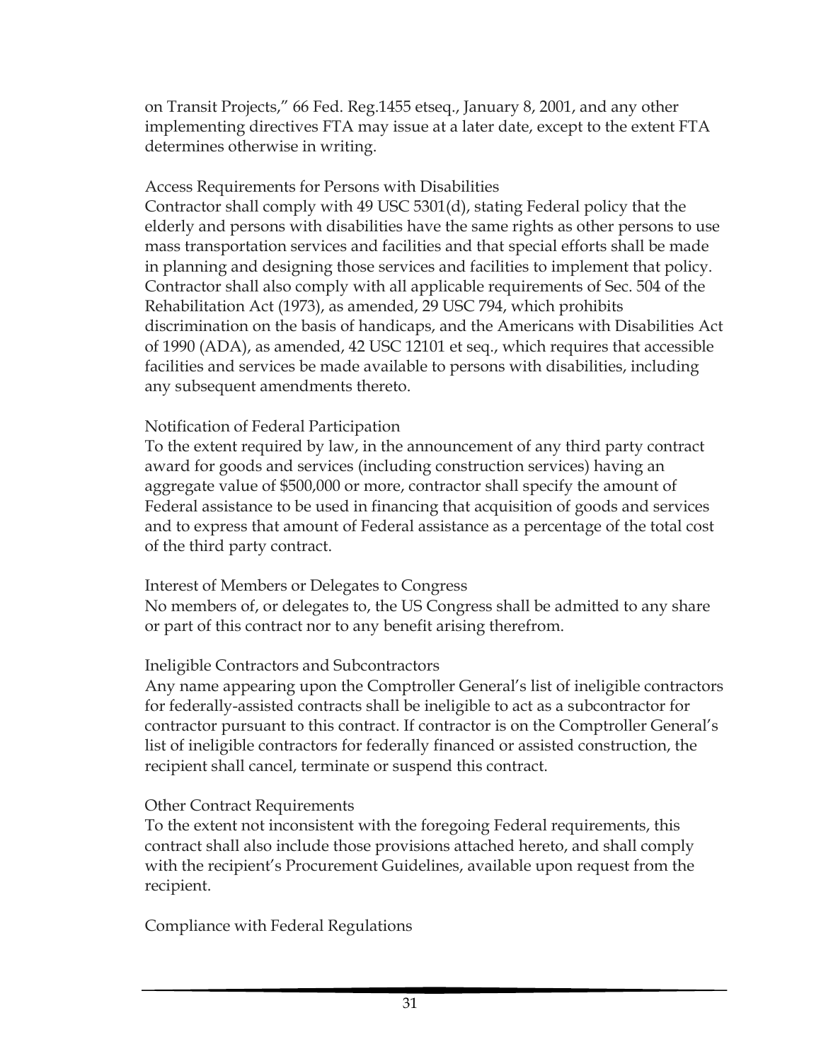on Transit Projects," 66 Fed. Reg.1455 etseq., January 8, 2001, and any other implementing directives FTA may issue at a later date, except to the extent FTA determines otherwise in writing.

Access Requirements for Persons with Disabilities

Contractor shall comply with 49 USC 5301(d), stating Federal policy that the elderly and persons with disabilities have the same rights as other persons to use mass transportation services and facilities and that special efforts shall be made in planning and designing those services and facilities to implement that policy. Contractor shall also comply with all applicable requirements of Sec. 504 of the Rehabilitation Act (1973), as amended, 29 USC 794, which prohibits discrimination on the basis of handicaps, and the Americans with Disabilities Act of 1990 (ADA), as amended, 42 USC 12101 et seq., which requires that accessible facilities and services be made available to persons with disabilities, including any subsequent amendments thereto.

Notification of Federal Participation

To the extent required by law, in the announcement of any third party contract award for goods and services (including construction services) having an aggregate value of $500,000 or more, contractor shall specify the amount of Federal assistance to be used in financing that acquisition of goods and services and to express that amount of Federal assistance as a percentage of the total cost of the third party contract.

Interest of Members or Delegates to Congress

No members of, or delegates to, the US Congress shall be admitted to any share or part of this contract nor to any benefit arising therefrom.

Ineligible Contractors and Subcontractors

Any name appearing upon the Comptroller General's list of ineligible contractors for federally-assisted contracts shall be ineligible to act as a subcontractor for contractor pursuant to this contract. If contractor is on the Comptroller General's list of ineligible contractors for federally financed or assisted construction, the recipient shall cancel, terminate or suspend this contract.

Other Contract Requirements

To the extent not inconsistent with the foregoing Federal requirements, this contract shall also include those provisions attached hereto, and shall comply with the recipient's Procurement Guidelines, available upon request from the recipient.

Compliance with Federal Regulations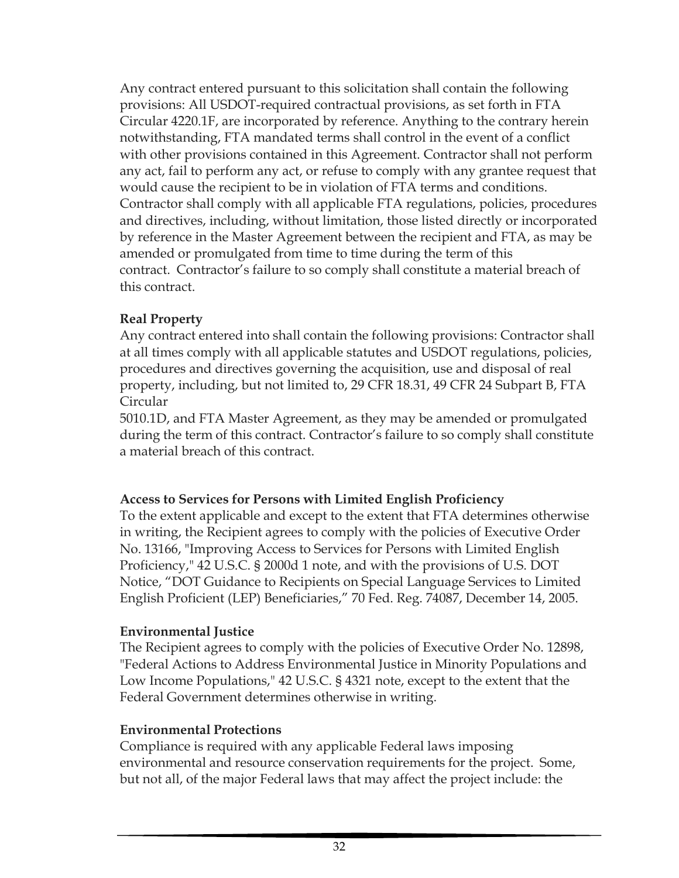Any contract entered pursuant to this solicitation shall contain the following provisions: All USDOT-required contractual provisions, as set forth in FTA Circular 4220.1F, are incorporated by reference. Anything to the contrary herein notwithstanding, FTA mandated terms shall control in the event of a conflict with other provisions contained in this Agreement. Contractor shall not perform any act, fail to perform any act, or refuse to comply with any grantee request that would cause the recipient to be in violation of FTA terms and conditions. Contractor shall comply with all applicable FTA regulations, policies, procedures and directives, including, without limitation, those listed directly or incorporated by reference in the Master Agreement between the recipient and FTA, as may be amended or promulgated from time to time during the term of this contract. Contractor's failure to so comply shall constitute a material breach of this contract.

**Real Property**

Any contract entered into shall contain the following provisions: Contractor shall at all times comply with all applicable statutes and USDOT regulations, policies, procedures and directives governing the acquisition, use and disposal of real property, including, but not limited to, 29 CFR 18.31, 49 CFR 24 Subpart B, FTA Circular
5010.1D, and FTA Master Agreement, as they may be amended or promulgated during the term of this contract. Contractor's failure to so comply shall constitute a material breach of this contract.

**Access to Services for Persons with Limited English Proficiency**

To the extent applicable and except to the extent that FTA determines otherwise in writing, the Recipient agrees to comply with the policies of Executive Order No. 13166, "Improving Access to Services for Persons with Limited English Proficiency," 42 U.S.C. § 2000d 1 note, and with the provisions of U.S. DOT Notice, "DOT Guidance to Recipients on Special Language Services to Limited English Proficient (LEP) Beneficiaries," 70 Fed. Reg. 74087, December 14, 2005.

**Environmental Justice**

The Recipient agrees to comply with the policies of Executive Order No. 12898, "Federal Actions to Address Environmental Justice in Minority Populations and Low Income Populations," 42 U.S.C. § 4321 note, except to the extent that the Federal Government determines otherwise in writing.

**Environmental Protections**

Compliance is required with any applicable Federal laws imposing environmental and resource conservation requirements for the project. Some, but not all, of the major Federal laws that may affect the project include: the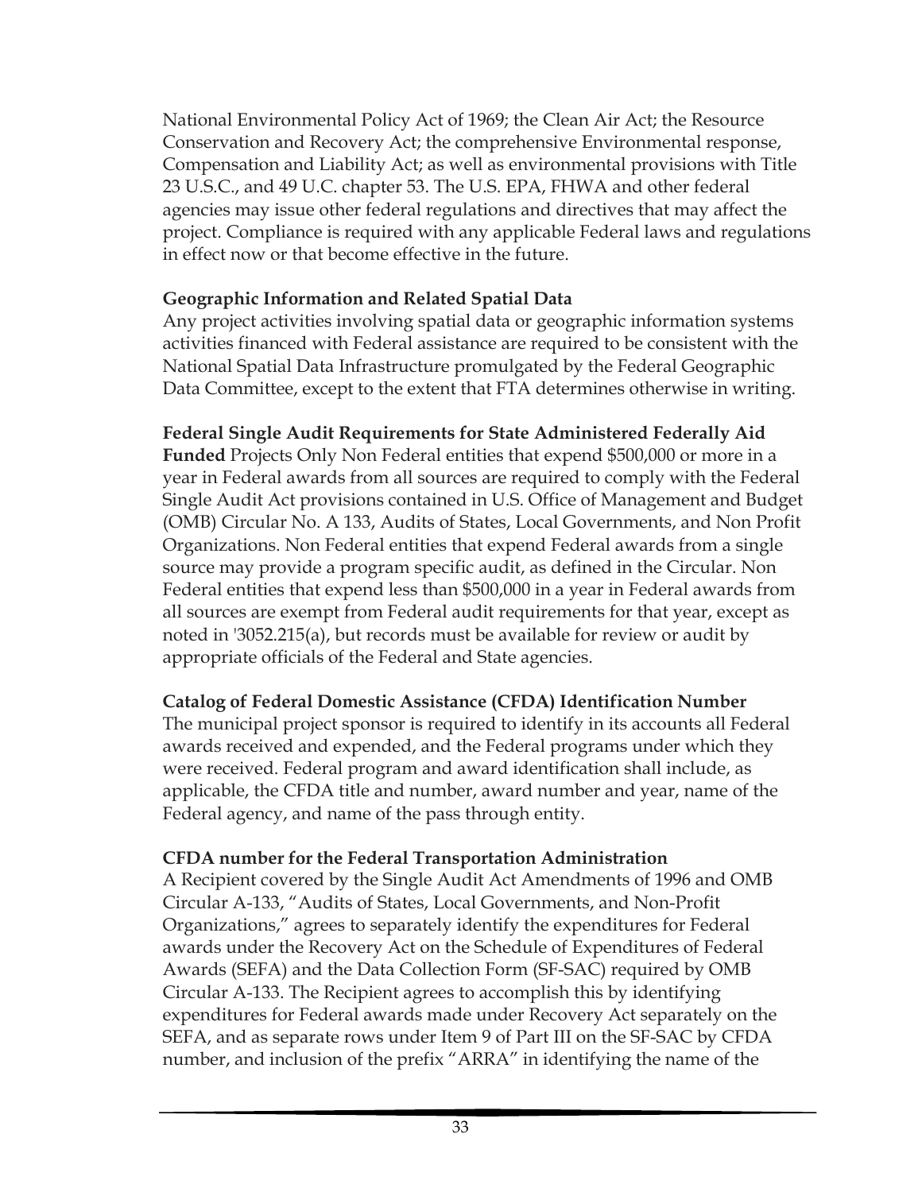National Environmental Policy Act of 1969; the Clean Air Act; the Resource Conservation and Recovery Act; the comprehensive Environmental response, Compensation and Liability Act; as well as environmental provisions with Title 23 U.S.C., and 49 U.C. chapter 53. The U.S. EPA, FHWA and other federal agencies may issue other federal regulations and directives that may affect the project. Compliance is required with any applicable Federal laws and regulations in effect now or that become effective in the future.

**Geographic Information and Related Spatial Data**
Any project activities involving spatial data or geographic information systems activities financed with Federal assistance are required to be consistent with the National Spatial Data Infrastructure promulgated by the Federal Geographic Data Committee, except to the extent that FTA determines otherwise in writing.

**Federal Single Audit Requirements for State Administered Federally Aid Funded** Projects Only Non Federal entities that expend $500,000 or more in a year in Federal awards from all sources are required to comply with the Federal Single Audit Act provisions contained in U.S. Office of Management and Budget (OMB) Circular No. A 133, Audits of States, Local Governments, and Non Profit Organizations. Non Federal entities that expend Federal awards from a single source may provide a program specific audit, as defined in the Circular. Non Federal entities that expend less than $500,000 in a year in Federal awards from all sources are exempt from Federal audit requirements for that year, except as noted in '3052.215(a), but records must be available for review or audit by appropriate officials of the Federal and State agencies.

**Catalog of Federal Domestic Assistance (CFDA) Identification Number**
The municipal project sponsor is required to identify in its accounts all Federal awards received and expended, and the Federal programs under which they were received. Federal program and award identification shall include, as applicable, the CFDA title and number, award number and year, name of the Federal agency, and name of the pass through entity.

**CFDA number for the Federal Transportation Administration**
A Recipient covered by the Single Audit Act Amendments of 1996 and OMB Circular A-133, "Audits of States, Local Governments, and Non-Profit Organizations," agrees to separately identify the expenditures for Federal awards under the Recovery Act on the Schedule of Expenditures of Federal Awards (SEFA) and the Data Collection Form (SF-SAC) required by OMB Circular A-133. The Recipient agrees to accomplish this by identifying expenditures for Federal awards made under Recovery Act separately on the SEFA, and as separate rows under Item 9 of Part III on the SF-SAC by CFDA number, and inclusion of the prefix "ARRA" in identifying the name of the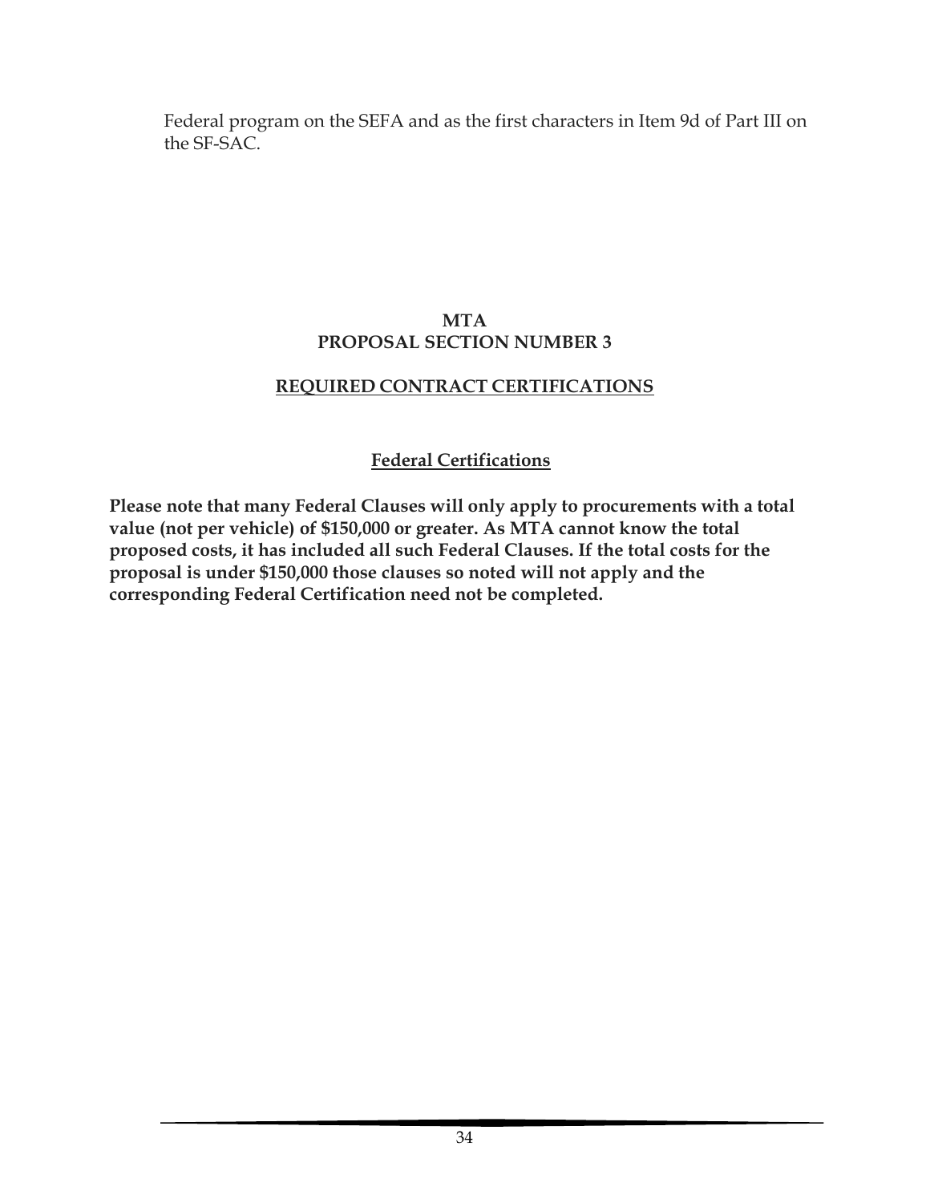Federal program on the SEFA and as the first characters in Item 9d of Part III on the SF-SAC.

**MTA**
**PROPOSAL SECTION NUMBER 3**

## REQUIRED CONTRACT CERTIFICATIONS

### Federal Certifications

**Please note that many Federal Clauses will only apply to procurements with a total value (not per vehicle) of $150,000 or greater. As MTA cannot know the total proposed costs, it has included all such Federal Clauses. If the total costs for the proposal is under $150,000 those clauses so noted will not apply and the corresponding Federal Certification need not be completed.**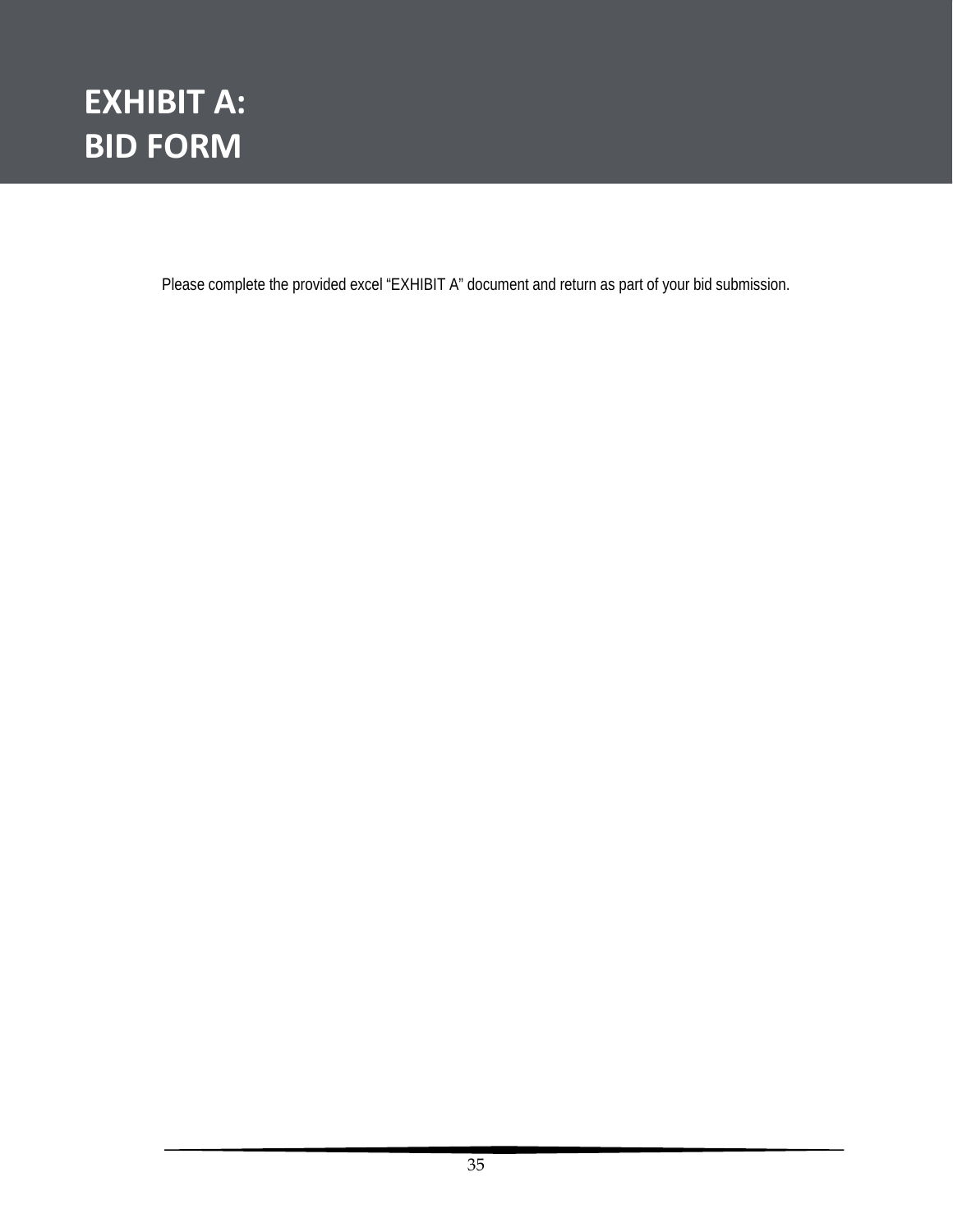# EXHIBIT A:
# BID FORM

Please complete the provided excel “EXHIBIT A” document and return as part of your bid submission.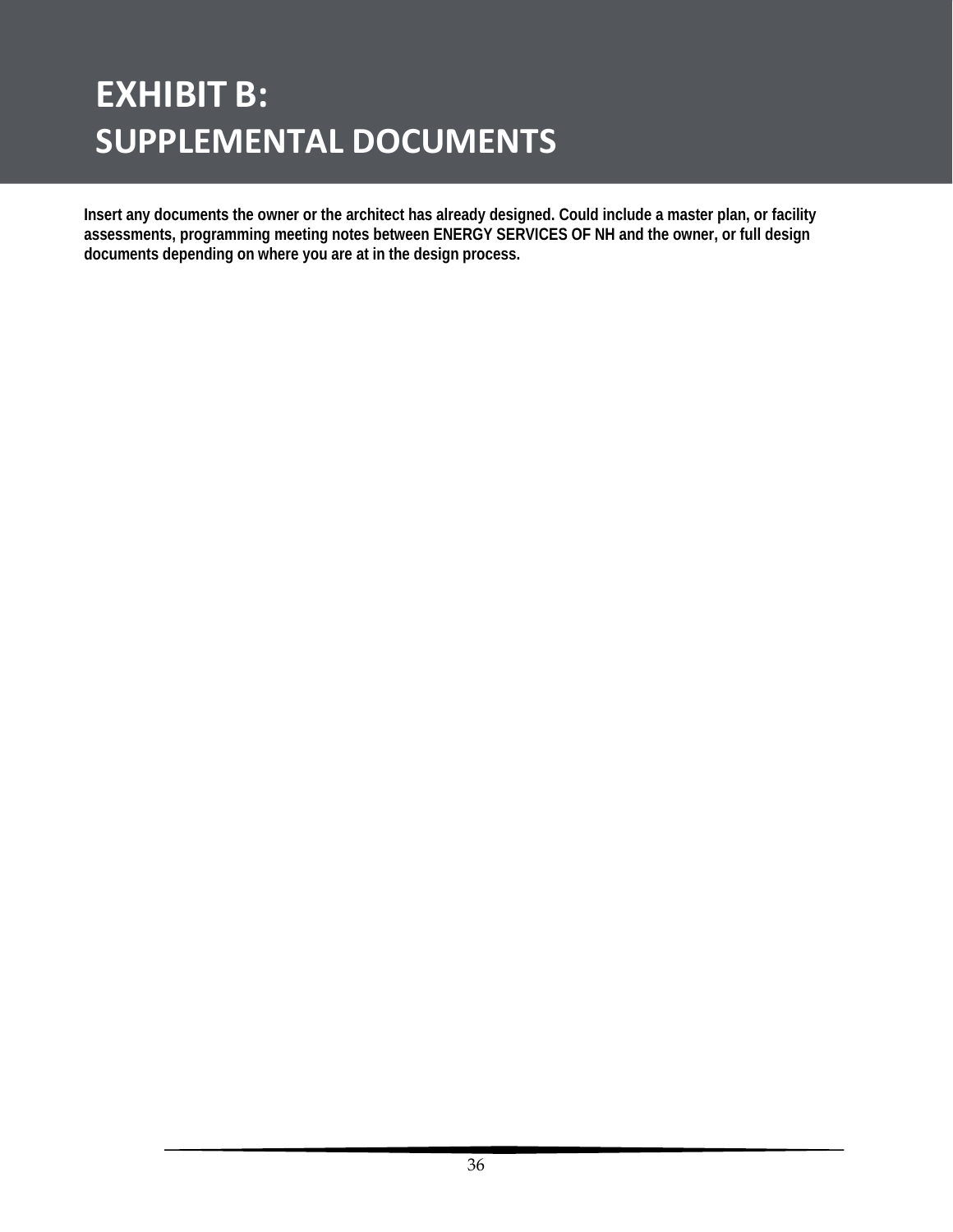# EXHIBIT B:
# SUPPLEMENTAL DOCUMENTS

**Insert any documents the owner or the architect has already designed. Could include a master plan, or facility assessments, programming meeting notes between ENERGY SERVICES OF NH and the owner, or full design documents depending on where you are at in the design process.**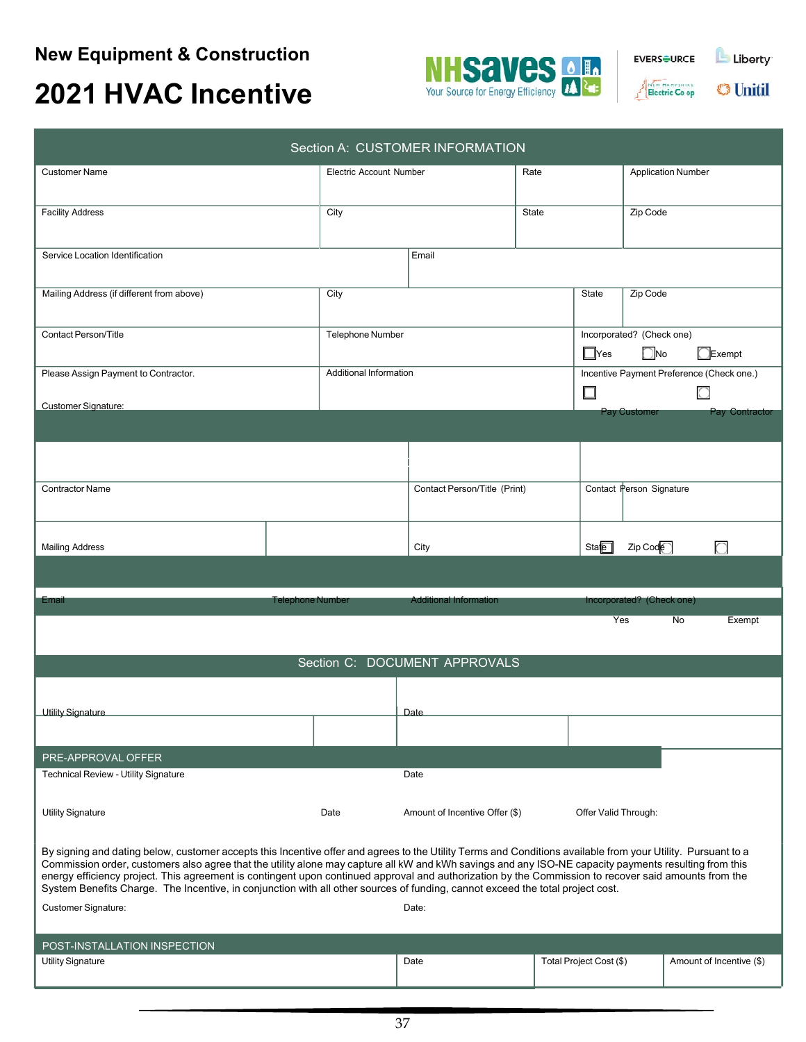**New Equipment & Construction**

# 2021 HVAC Incentive

NHsaves — Your Source for Energy Efficiency | EVERSOURCE | Liberty | New Hampshire Electric Co op | Unitil

## Section A: CUSTOMER INFORMATION

| Customer Name | Electric Account Number | Rate | Application Number |
|---|---|---|---|
| Facility Address | City | State | Zip Code |
| Service Location Identification | Email | | |
| Mailing Address (if different from above) | City | State | Zip Code |
| Contact Person/Title | Telephone Number | Incorporated? (Check one) ☐ Yes ☐ No ☐ Exempt | |
| Please Assign Payment to Contractor. Customer Signature: | Additional Information | Incentive Payment Preference (Check one.) ☐ Pay Customer ☐ Pay Contractor | |

| Contractor Name | Contact Person/Title (Print) | Contact Person Signature | |
|---|---|---|---|
| Mailing Address | City | State | Zip Code |
| Email | Telephone Number | Additional Information | Incorporated? (Check one) ☐ Yes ☐ No ☐ Exempt |

## Section C: DOCUMENT APPROVALS

| Utility Signature | Date |
|---|---|

**PRE-APPROVAL OFFER**

| Technical Review - Utility Signature | | Date | |
|---|---|---|---|
| Utility Signature | Date | Amount of Incentive Offer ($) | Offer Valid Through: |

By signing and dating below, customer accepts this Incentive offer and agrees to the Utility Terms and Conditions available from your Utility. Pursuant to a Commission order, customers also agree that the utility alone may capture all kW and kWh savings and any ISO-NE capacity payments resulting from this energy efficiency project. This agreement is contingent upon continued approval and authorization by the Commission to recover said amounts from the System Benefits Charge. The Incentive, in conjunction with all other sources of funding, cannot exceed the total project cost.

Customer Signature: Date:

**POST-INSTALLATION INSPECTION**

| Utility Signature | Date | Total Project Cost ($) | Amount of Incentive ($) |
|---|---|---|---|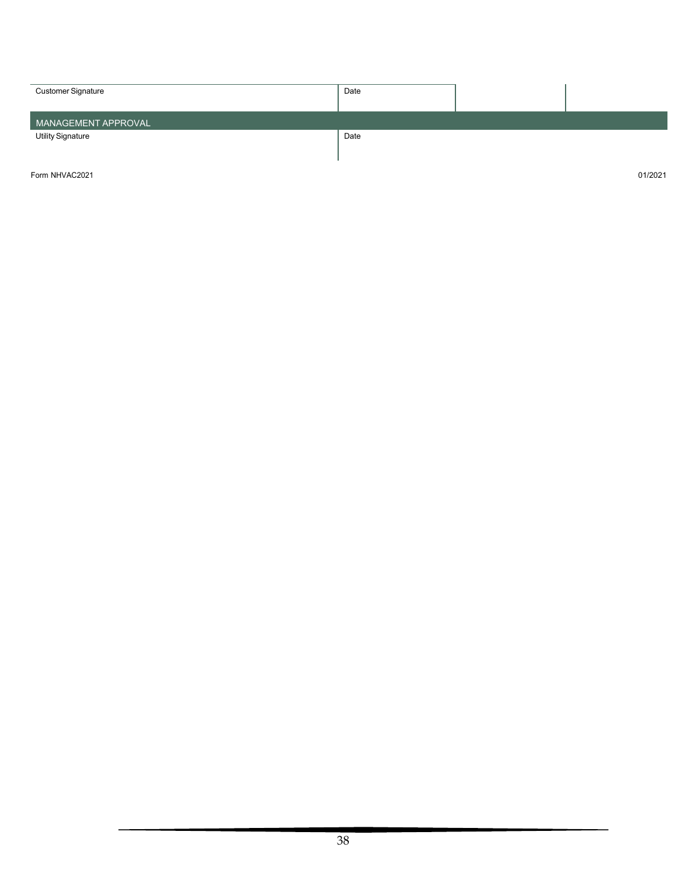| Customer Signature | Date | | |
|---|---|---|---|
| | | | |

## MANAGEMENT APPROVAL

| Utility Signature | Date |
|---|---|
| | |

Form NHVAC2021 01/2021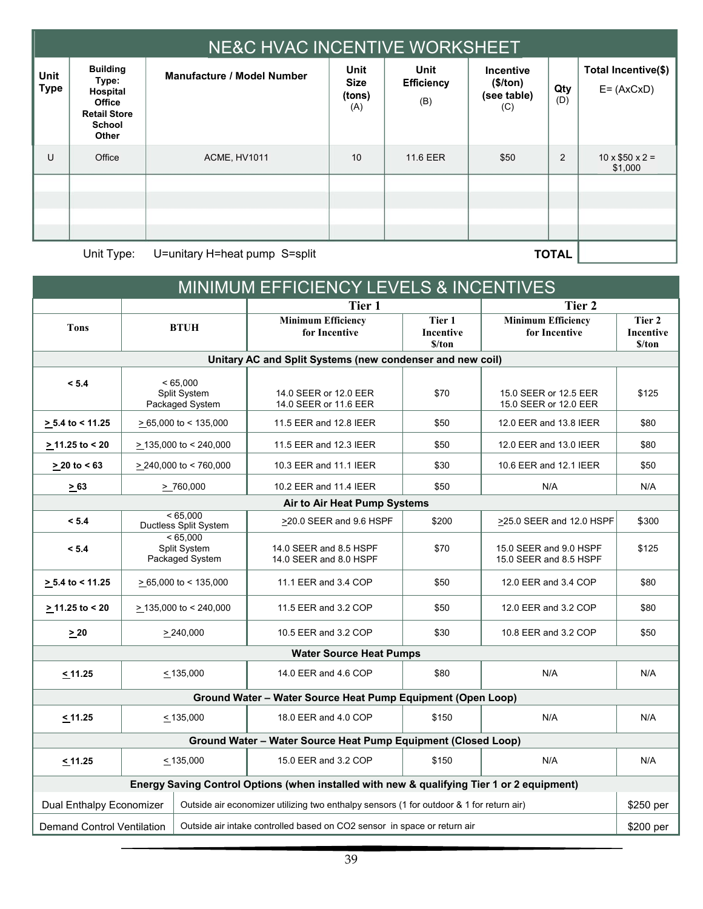# NE&C HVAC INCENTIVE WORKSHEET

| Unit Type | Building Type: Hospital Office Retail Store School Other | Manufacture / Model Number | Unit Size (tons) (A) | Unit Efficiency (B) | Incentive ($/ton) (see table) (C) | Qty (D) | Total Incentive($) E= (AxCxD) |
|---|---|---|---|---|---|---|---|
| U | Office | ACME, HV1011 | 10 | 11.6 EER | $50 | 2 | 10 x $50 x 2 = $1,000 |
| | | | | | | | |
| | | | | | | | |
| | | | | | | | |
| | | | | | | | |
| | | | | | | **TOTAL** | |

Unit Type: U=unitary H=heat pump S=split

# MINIMUM EFFICIENCY LEVELS & INCENTIVES

| | | Tier 1 | | Tier 2 | |
|---|---|---|---|---|---|
| **Tons** | **BTUH** | **Minimum Efficiency for Incentive** | **Tier 1 Incentive $/ton** | **Minimum Efficiency for Incentive** | **Tier 2 Incentive $/ton** |
| **Unitary AC and Split Systems (new condenser and new coil)** | | | | | |
| **< 5.4** | < 65,000 Split System Packaged System | 14.0 SEER or 12.0 EER 14.0 SEER or 11.6 EER | $70 | 15.0 SEER or 12.5 EER 15.0 SEER or 12.0 EER | $125 |
| **≥ 5.4 to < 11.25** | ≥ 65,000 to < 135,000 | 11.5 EER and 12.8 IEER | $50 | 12.0 EER and 13.8 IEER | $80 |
| **≥ 11.25 to < 20** | ≥ 135,000 to < 240,000 | 11.5 EER and 12.3 IEER | $50 | 12.0 EER and 13.0 IEER | $80 |
| **≥ 20 to < 63** | ≥ 240,000 to < 760,000 | 10.3 EER and 11.1 IEER | $30 | 10.6 EER and 12.1 IEER | $50 |
| **≥ 63** | ≥ 760,000 | 10.2 EER and 11.4 IEER | $50 | N/A | N/A |
| **Air to Air Heat Pump Systems** | | | | | |
| **< 5.4** | < 65,000 Ductless Split System | ≥20.0 SEER and 9.6 HSPF | $200 | ≥25.0 SEER and 12.0 HSPF | $300 |
| **< 5.4** | < 65,000 Split System Packaged System | 14.0 SEER and 8.5 HSPF 14.0 SEER and 8.0 HSPF | $70 | 15.0 SEER and 9.0 HSPF 15.0 SEER and 8.5 HSPF | $125 |
| **≥ 5.4 to < 11.25** | ≥ 65,000 to < 135,000 | 11.1 EER and 3.4 COP | $50 | 12.0 EER and 3.4 COP | $80 |
| **≥ 11.25 to < 20** | ≥ 135,000 to < 240,000 | 11.5 EER and 3.2 COP | $50 | 12.0 EER and 3.2 COP | $80 |
| **≥ 20** | ≥ 240,000 | 10.5 EER and 3.2 COP | $30 | 10.8 EER and 3.2 COP | $50 |
| **Water Source Heat Pumps** | | | | | |
| **≤ 11.25** | ≤ 135,000 | 14.0 EER and 4.6 COP | $80 | N/A | N/A |
| **Ground Water – Water Source Heat Pump Equipment (Open Loop)** | | | | | |
| **≤ 11.25** | ≤ 135,000 | 18.0 EER and 4.0 COP | $150 | N/A | N/A |
| **Ground Water – Water Source Heat Pump Equipment (Closed Loop)** | | | | | |
| **≤ 11.25** | ≤ 135,000 | 15.0 EER and 3.2 COP | $150 | N/A | N/A |
| **Energy Saving Control Options (when installed with new & qualifying Tier 1 or 2 equipment)** | | | | | |
| Dual Enthalpy Economizer | Outside air economizer utilizing two enthalpy sensors (1 for outdoor & 1 for return air) | | | | $250 per |
| Demand Control Ventilation | Outside air intake controlled based on CO2 sensor in space or return air | | | | $200 per |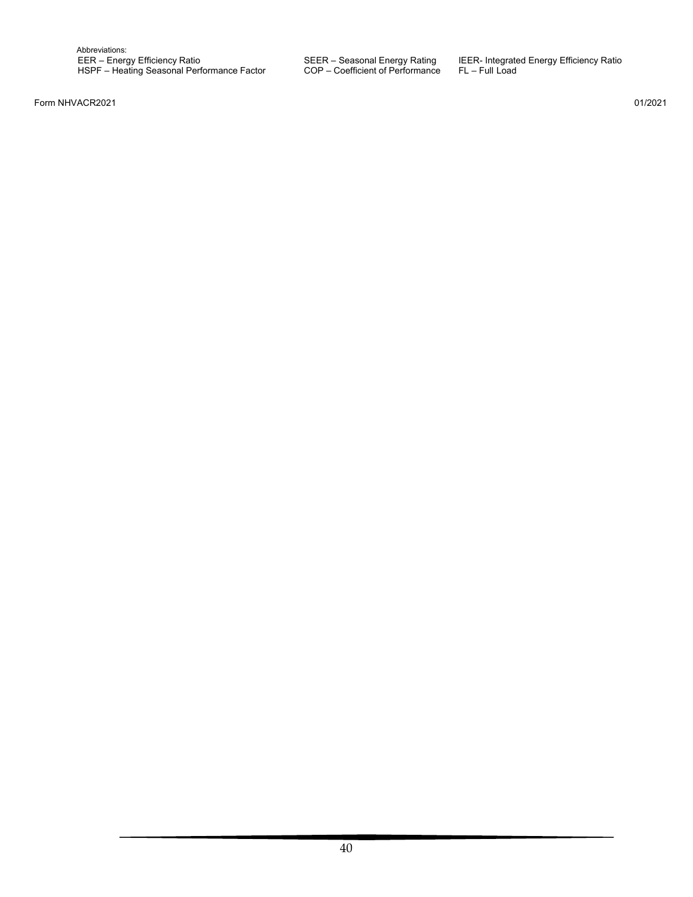Abbreviations:

EER – Energy Efficiency Ratio
HSPF – Heating Seasonal Performance Factor
SEER – Seasonal Energy Rating
COP – Coefficient of Performance
IEER- Integrated Energy Efficiency Ratio
FL – Full Load

Form NHVACR2021 01/2021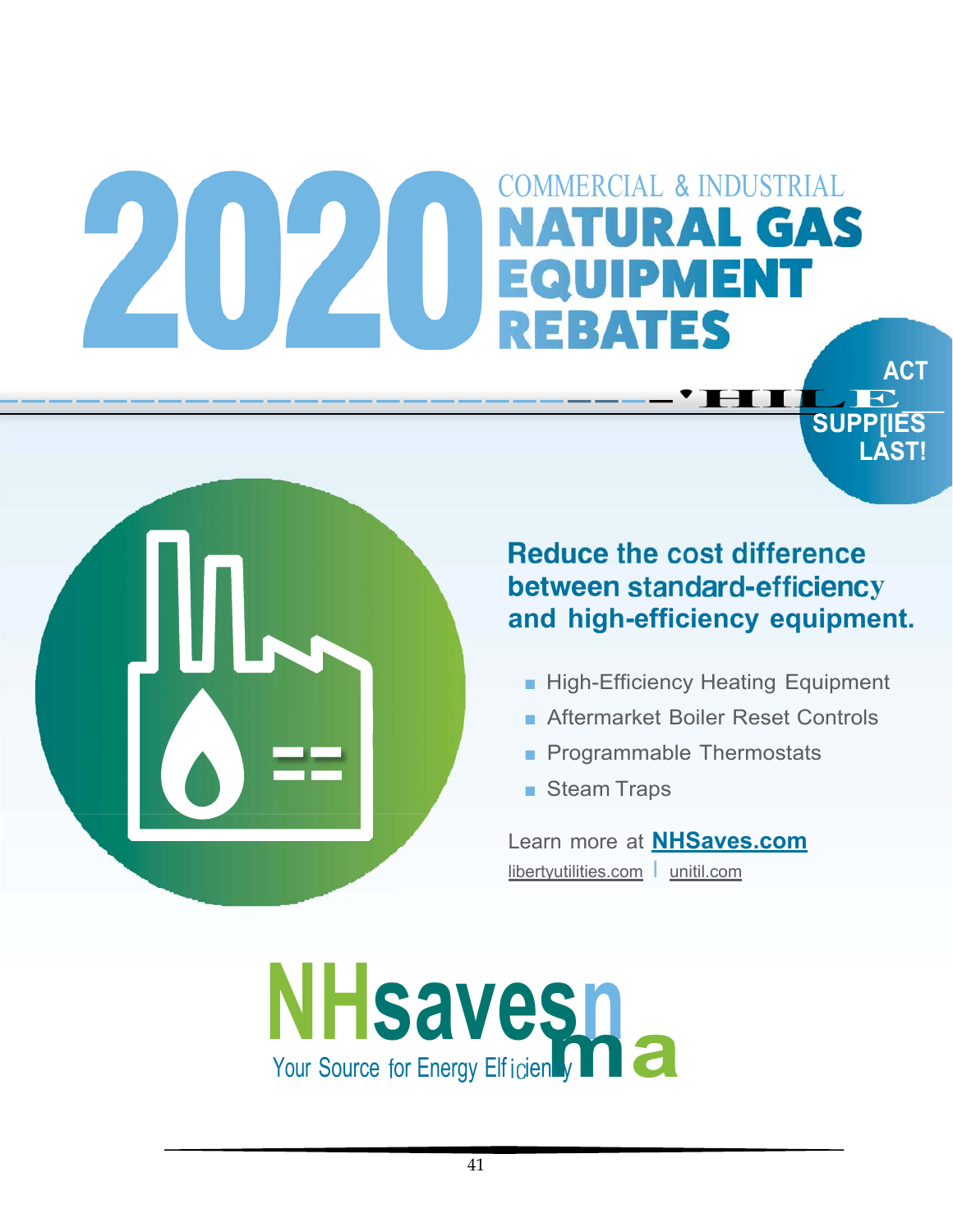# 2020 COMMERCIAL & INDUSTRIAL NATURAL GAS EQUIPMENT REBATES

**ACT WHILE SUPPLIES LAST!**

## Reduce the cost difference between standard-efficiency and high-efficiency equipment.

- High-Efficiency Heating Equipment
- Aftermarket Boiler Reset Controls
- Programmable Thermostats
- Steam Traps

Learn more at **NHSaves.com**

libertyutilities.com | unitil.com

**NHsaves**

Your Source for Energy Efficiency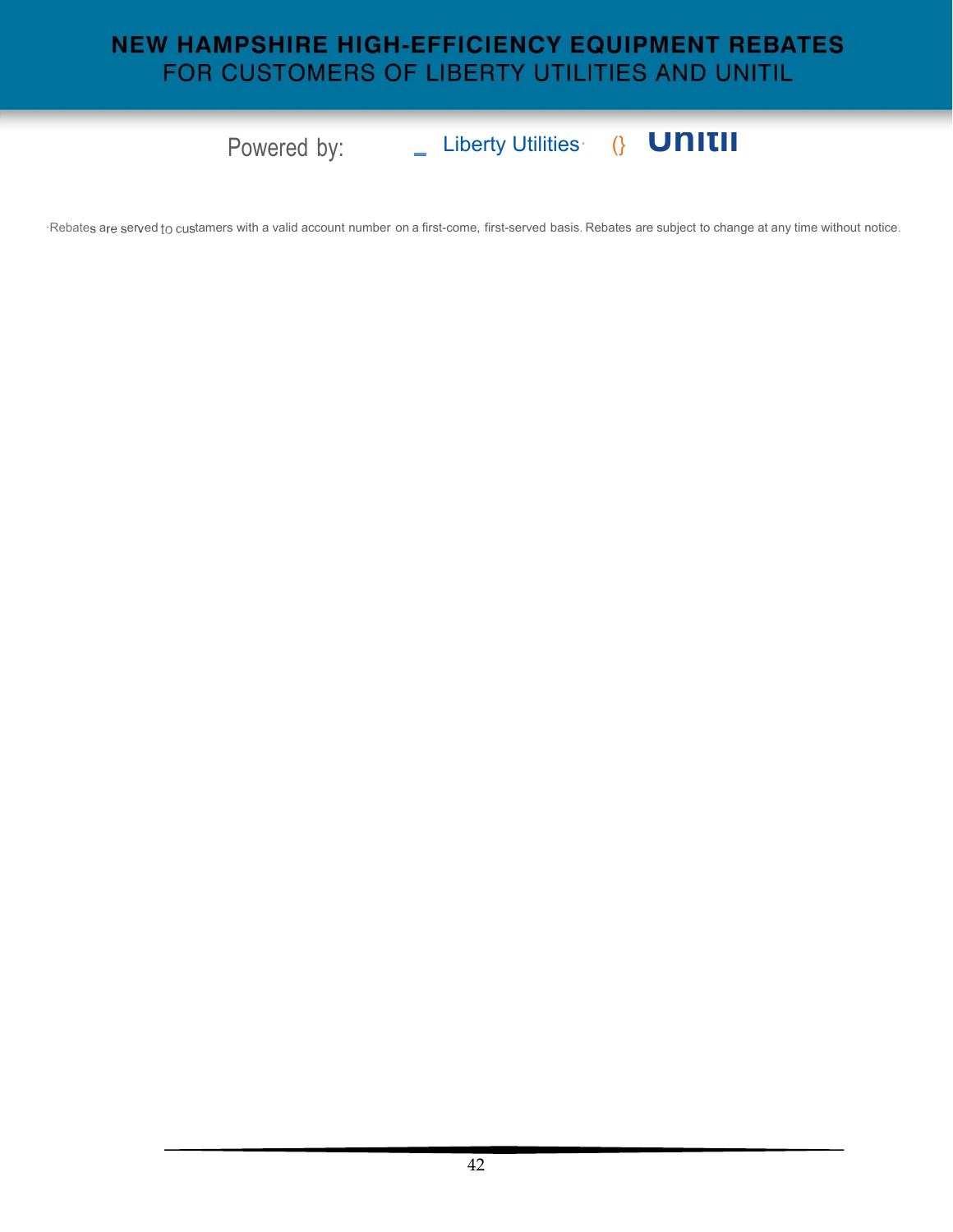# NEW HAMPSHIRE HIGH-EFFICIENCY EQUIPMENT REBATES
## FOR CUSTOMERS OF LIBERTY UTILITIES AND UNITIL

Powered by: Liberty Utilities Unitil

*Rebates are served to customers with a valid account number on a first-come, first-served basis. Rebates are subject to change at any time without notice.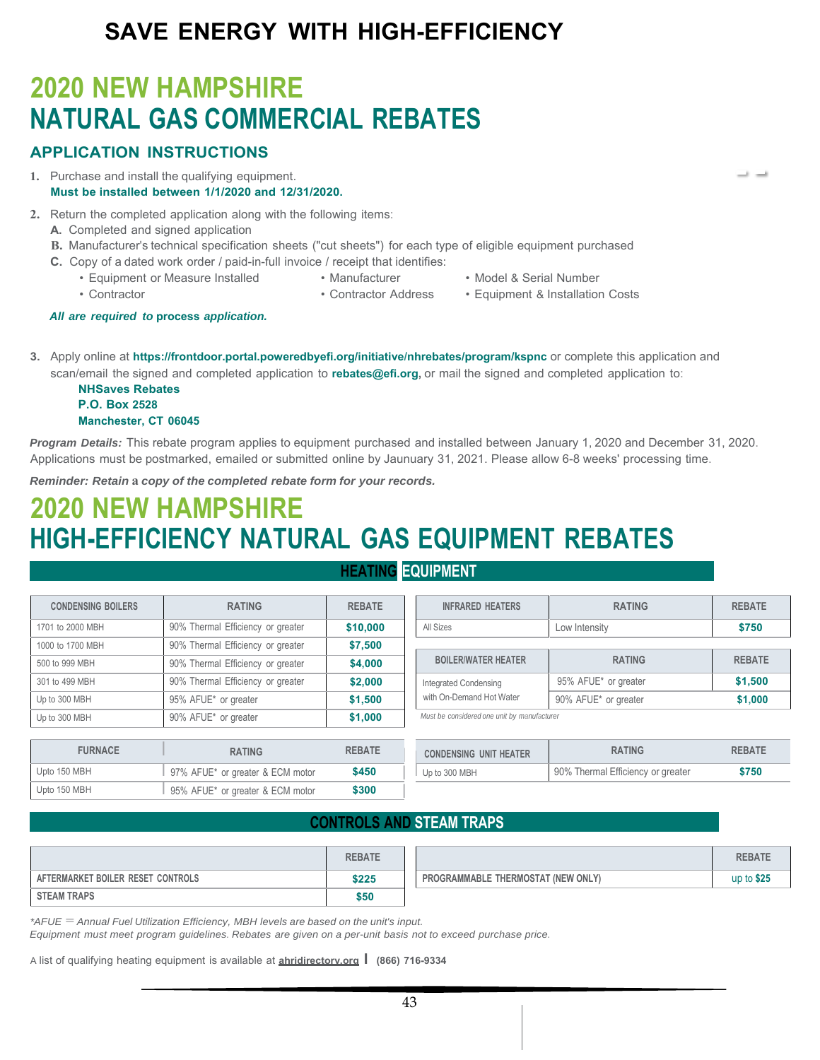# SAVE ENERGY WITH HIGH-EFFICIENCY

# 2020 NEW HAMPSHIRE NATURAL GAS COMMERCIAL REBATES

## APPLICATION INSTRUCTIONS

1. Purchase and install the qualifying equipment.
   **Must be installed between 1/1/2020 and 12/31/2020.**

2. Return the completed application along with the following items:
   - **A.** Completed and signed application
   - **B.** Manufacturer's technical specification sheets ("cut sheets") for each type of eligible equipment purchased
   - **C.** Copy of a dated work order / paid-in-full invoice / receipt that identifies:
     - Equipment or Measure Installed
     - Manufacturer
     - Model & Serial Number
     - Contractor
     - Contractor Address
     - Equipment & Installation Costs

   ***All are required to process application.***

3. Apply online at **https://frontdoor.portal.poweredbyefi.org/initiative/nhrebates/program/kspnc** or complete this application and scan/email the signed and completed application to **rebates@efi.org**, or mail the signed and completed application to:

   **NHSaves Rebates**
   **P.O. Box 2528**
   **Manchester, CT 06045**

***Program Details:*** This rebate program applies to equipment purchased and installed between January 1, 2020 and December 31, 2020. Applications must be postmarked, emailed or submitted online by Jaunuary 31, 2021. Please allow 6-8 weeks' processing time.

***Reminder: Retain a copy of the completed rebate form for your records.***

# 2020 NEW HAMPSHIRE HIGH-EFFICIENCY NATURAL GAS EQUIPMENT REBATES

## HEATING EQUIPMENT

| CONDENSING BOILERS | RATING | REBATE |
|---|---|---|
| 1701 to 2000 MBH | 90% Thermal Efficiency or greater | $10,000 |
| 1000 to 1700 MBH | 90% Thermal Efficiency or greater | $7,500 |
| 500 to 999 MBH | 90% Thermal Efficiency or greater | $4,000 |
| 301 to 499 MBH | 90% Thermal Efficiency or greater | $2,000 |
| Up to 300 MBH | 95% AFUE* or greater | $1,500 |
| Up to 300 MBH | 90% AFUE* or greater | $1,000 |

| INFRARED HEATERS | RATING | REBATE |
|---|---|---|
| All Sizes | Low Intensity | $750 |

| BOILER/WATER HEATER | RATING | REBATE |
|---|---|---|
| Integrated Condensing with On-Demand Hot Water | 95% AFUE* or greater | $1,500 |
| | 90% AFUE* or greater | $1,000 |

*Must be considered one unit by manufacturer*

| FURNACE | RATING | REBATE |
|---|---|---|
| Upto 150 MBH | 97% AFUE* or greater & ECM motor | $450 |
| Upto 150 MBH | 95% AFUE* or greater & ECM motor | $300 |

| CONDENSING UNIT HEATER | RATING | REBATE |
|---|---|---|
| Up to 300 MBH | 90% Thermal Efficiency or greater | $750 |

## CONTROLS AND STEAM TRAPS

| | REBATE |
|---|---|
| AFTERMARKET BOILER RESET CONTROLS | $225 |
| STEAM TRAPS | $50 |

| | REBATE |
|---|---|
| PROGRAMMABLE THERMOSTAT (NEW ONLY) | up to $25 |

*\*AFUE = Annual Fuel Utilization Efficiency, MBH levels are based on the unit's input.*
*Equipment must meet program guidelines. Rebates are given on a per-unit basis not to exceed purchase price.*

A list of qualifying heating equipment is available at **ahridirectory.org** | **(866) 716-9334**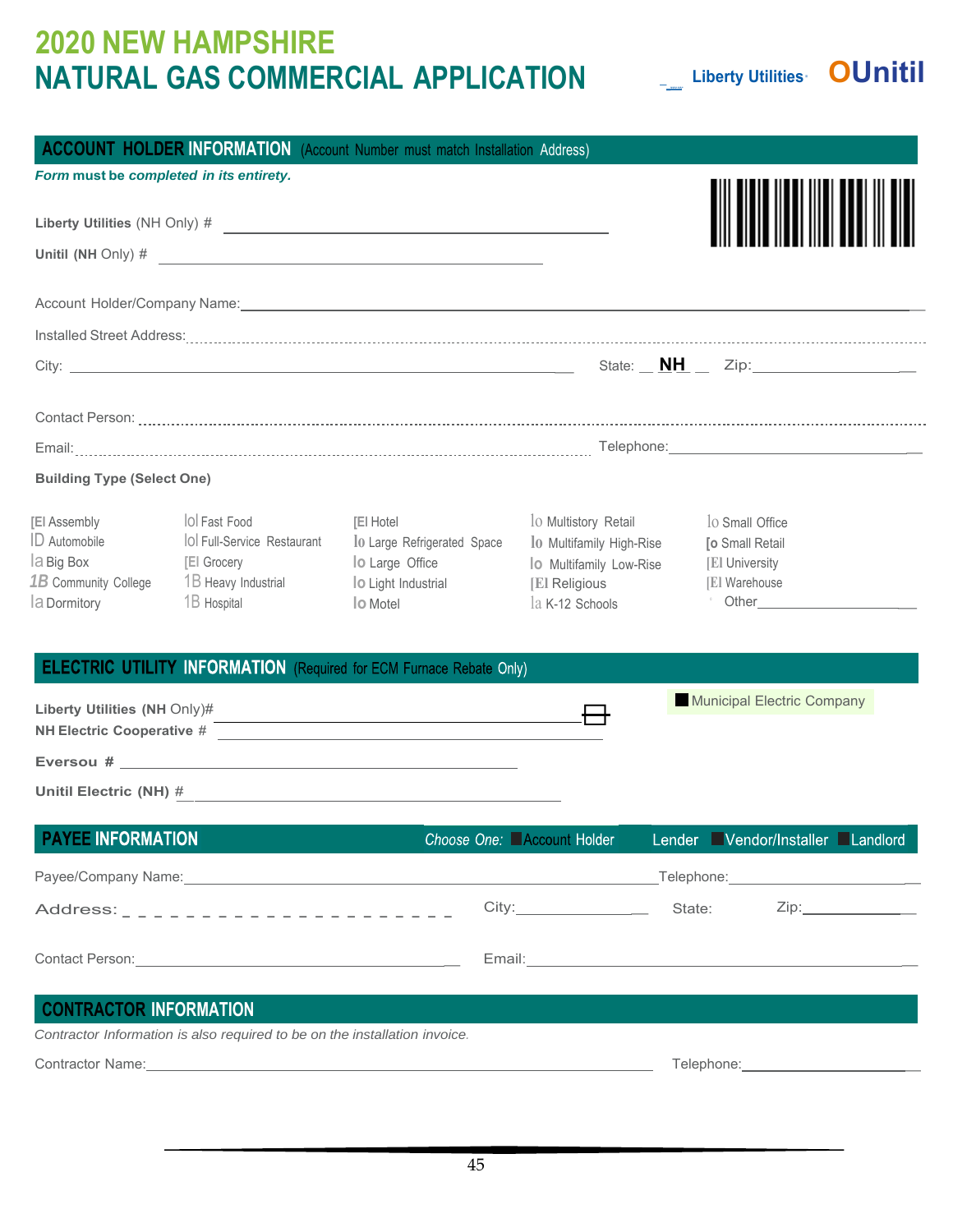# 2020 NEW HAMPSHIRE NATURAL GAS COMMERCIAL APPLICATION

Liberty Utilities Unitil

## ACCOUNT HOLDER INFORMATION (Account Number must match Installation Address)

*Form must be completed in its entirety.*

**Liberty Utilities** (NH Only) # ______________________________

**Unitil (NH** Only) # ______________________________

Account Holder/Company Name: ______________________________

Installed Street Address: ______________________________

City: ______________________________ State: NH Zip: ______________

Contact Person: ______________________________

Email: ______________________________ Telephone: ______________

**Building Type (Select One)**

| | | | | |
|---|---|---|---|---|
| ☐ Assembly | ☐ Fast Food | ☐ Hotel | ☐ Multistory Retail | ☐ Small Office |
| ☐ Automobile | ☐ Full-Service Restaurant | ☐ Large Refrigerated Space | ☐ Multifamily High-Rise | ☐ Small Retail |
| ☐ Big Box | ☐ Grocery | ☐ Large Office | ☐ Multifamily Low-Rise | ☐ University |
| ☐ Community College | ☐ Heavy Industrial | ☐ Light Industrial | ☐ Religious | ☐ Warehouse |
| ☐ Dormitory | ☐ Hospital | ☐ Motel | ☐ K-12 Schools | ☐ Other ______________ |

## ELECTRIC UTILITY INFORMATION (Required for ECM Furnace Rebate Only)

**Liberty Utilities (NH** Only)# ______________________________

**NH Electric Cooperative** # ______________________________

☐ Municipal Electric Company

**Eversou** # ______________________________

**Unitil Electric (NH)** # ______________________________

## PAYEE INFORMATION

*Choose One:* ☐ Account Holder ☐ Lender ☐ Vendor/Installer ☐ Landlord

Payee/Company Name: ______________________________ Telephone: ______________

Address: ______________________________ City: ______________ State: Zip: ______________

Contact Person: ______________________________ Email: ______________________________

## CONTRACTOR INFORMATION

*Contractor Information is also required to be on the installation invoice.*

Contractor Name: ______________________________ Telephone: ______________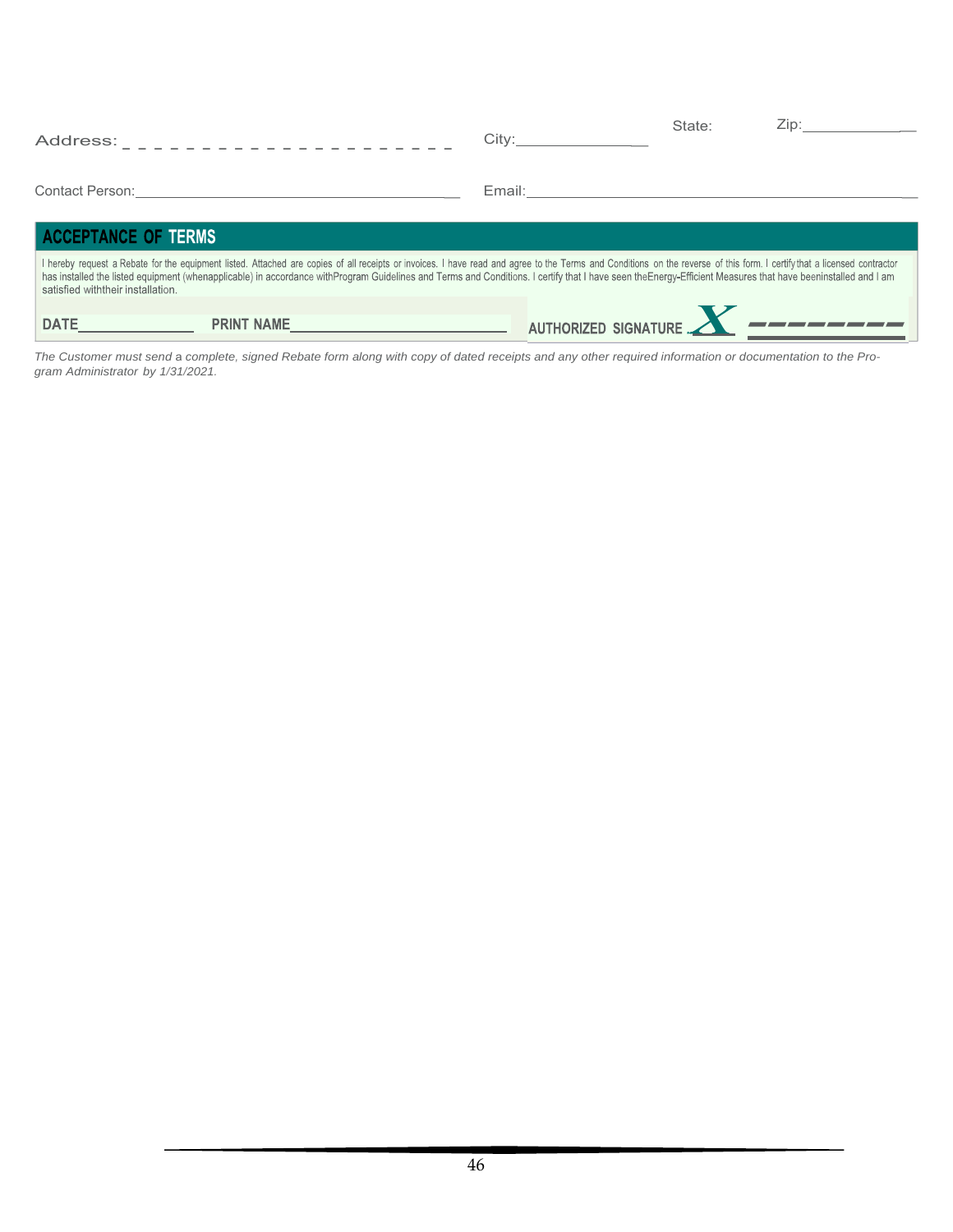Address: _ _ _ _ _ _ _ _ _ _ _ _ _ _ _ _ _ _ _ _ _ City:________________ State: Zip:________________

Contact Person:________________________________________ Email:________________________________________________

## ACCEPTANCE OF TERMS

I hereby request a Rebate for the equipment listed. Attached are copies of all receipts or invoices. I have read and agree to the Terms and Conditions on the reverse of this form. I certify that a licensed contractor has installed the listed equipment (whenapplicable) in accordance withProgram Guidelines and Terms and Conditions. I certify that I have seen theEnergy-Efficient Measures that have beeninstalled and I am satisfied withtheir installation.

**DATE**______________ **PRINT NAME**__________________________ **AUTHORIZED SIGNATURE X** ________

*The Customer must send a complete, signed Rebate form along with copy of dated receipts and any other required information or documentation to the Program Administrator by 1/31/2021.*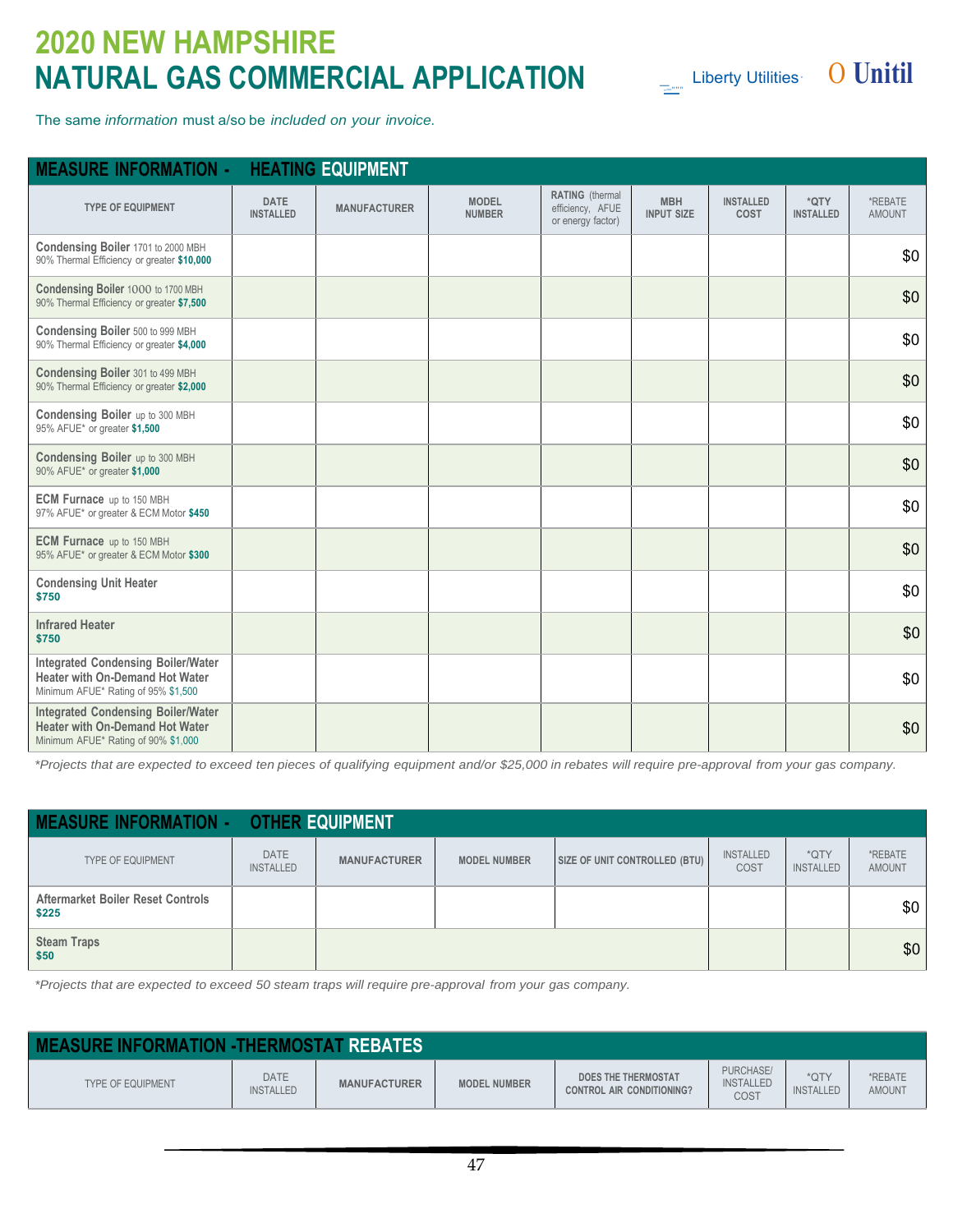# 2020 NEW HAMPSHIRE
# NATURAL GAS COMMERCIAL APPLICATION

Liberty Utilities  Unitil

The same *information* must also be *included on your invoice.*

## MEASURE INFORMATION - HEATING EQUIPMENT

| TYPE OF EQUIPMENT | DATE INSTALLED | MANUFACTURER | MODEL NUMBER | RATING (thermal efficiency, AFUE or energy factor) | MBH INPUT SIZE | INSTALLED COST | *QTY INSTALLED | *REBATE AMOUNT |
|---|---|---|---|---|---|---|---|---|
| **Condensing Boiler** 1701 to 2000 MBH 90% Thermal Efficiency or greater **$10,000** | | | | | | | | $0 |
| **Condensing Boiler** 1000 to 1700 MBH 90% Thermal Efficiency or greater **$7,500** | | | | | | | | $0 |
| **Condensing Boiler** 500 to 999 MBH 90% Thermal Efficiency or greater **$4,000** | | | | | | | | $0 |
| **Condensing Boiler** 301 to 499 MBH 90% Thermal Efficiency or greater **$2,000** | | | | | | | | $0 |
| **Condensing Boiler** up to 300 MBH 95% AFUE* or greater **$1,500** | | | | | | | | $0 |
| **Condensing Boiler** up to 300 MBH 90% AFUE* or greater **$1,000** | | | | | | | | $0 |
| **ECM Furnace** up to 150 MBH 97% AFUE* or greater & ECM Motor **$450** | | | | | | | | $0 |
| **ECM Furnace** up to 150 MBH 95% AFUE* or greater & ECM Motor **$300** | | | | | | | | $0 |
| **Condensing Unit Heater** **$750** | | | | | | | | $0 |
| **Infrared Heater** **$750** | | | | | | | | $0 |
| **Integrated Condensing Boiler/Water Heater with On-Demand Hot Water** Minimum AFUE* Rating of 95% $1,500 | | | | | | | | $0 |
| **Integrated Condensing Boiler/Water Heater with On-Demand Hot Water** Minimum AFUE* Rating of 90% $1,000 | | | | | | | | $0 |

*\*Projects that are expected to exceed ten pieces of qualifying equipment and/or $25,000 in rebates will require pre-approval from your gas company.*

## MEASURE INFORMATION - OTHER EQUIPMENT

| TYPE OF EQUIPMENT | DATE INSTALLED | MANUFACTURER | MODEL NUMBER | SIZE OF UNIT CONTROLLED (BTU) | INSTALLED COST | *QTY INSTALLED | *REBATE AMOUNT |
|---|---|---|---|---|---|---|---|
| **Aftermarket Boiler Reset Controls** **$225** | | | | | | | $0 |
| **Steam Traps** **$50** | | | | | | | $0 |

*\*Projects that are expected to exceed 50 steam traps will require pre-approval from your gas company.*

## MEASURE INFORMATION -THERMOSTAT REBATES

| TYPE OF EQUIPMENT | DATE INSTALLED | MANUFACTURER | MODEL NUMBER | DOES THE THERMOSTAT CONTROL AIR CONDITIONING? | PURCHASE/ INSTALLED COST | *QTY INSTALLED | *REBATE AMOUNT |
|---|---|---|---|---|---|---|---|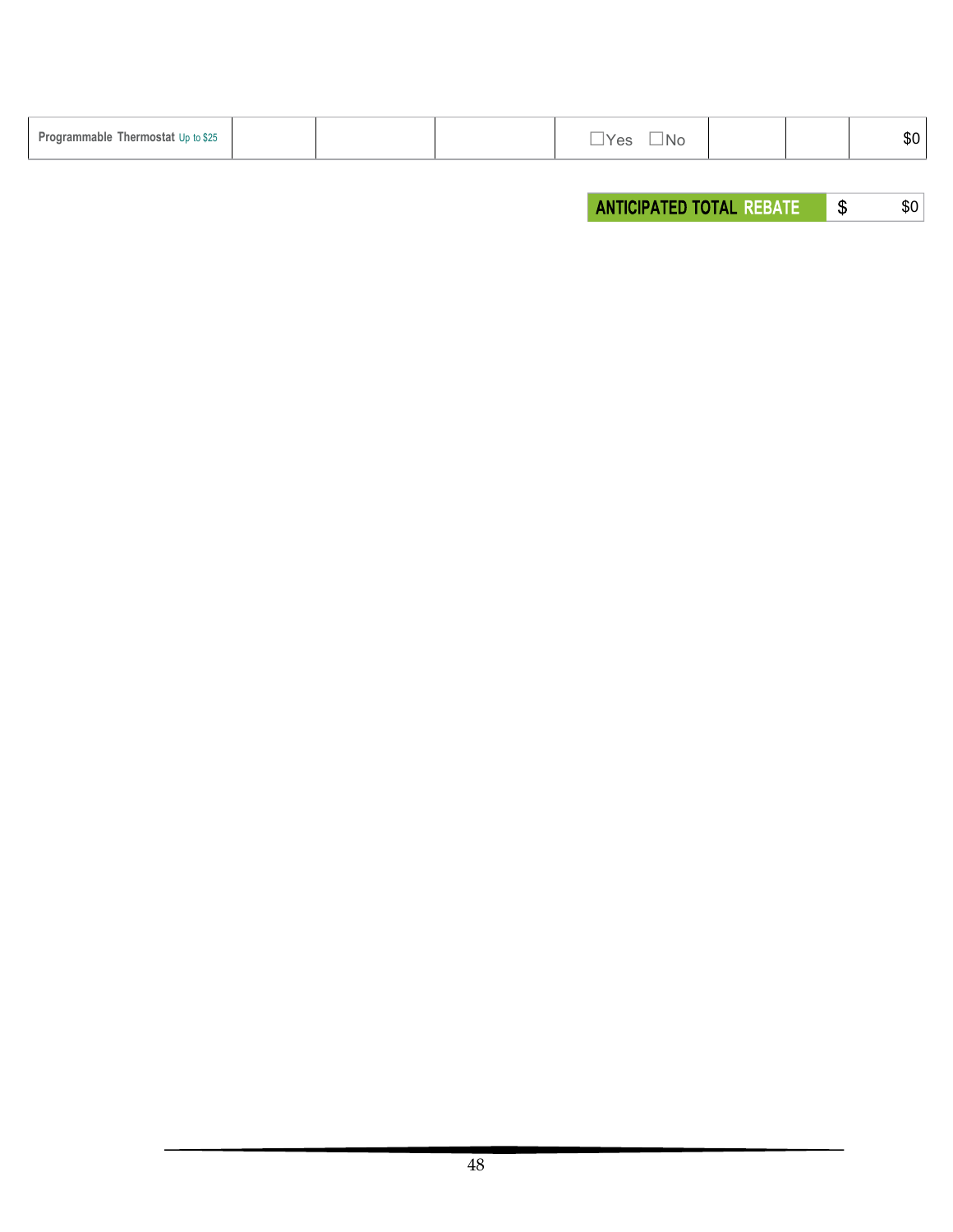| | | | | | | | |
|---|---|---|---|---|---|---|---|
| **Programmable Thermostat** Up to $25 | | | | ☐Yes ☐No | | | $0 |

| **ANTICIPATED TOTAL REBATE** | $ | $0 |
|---|---|---|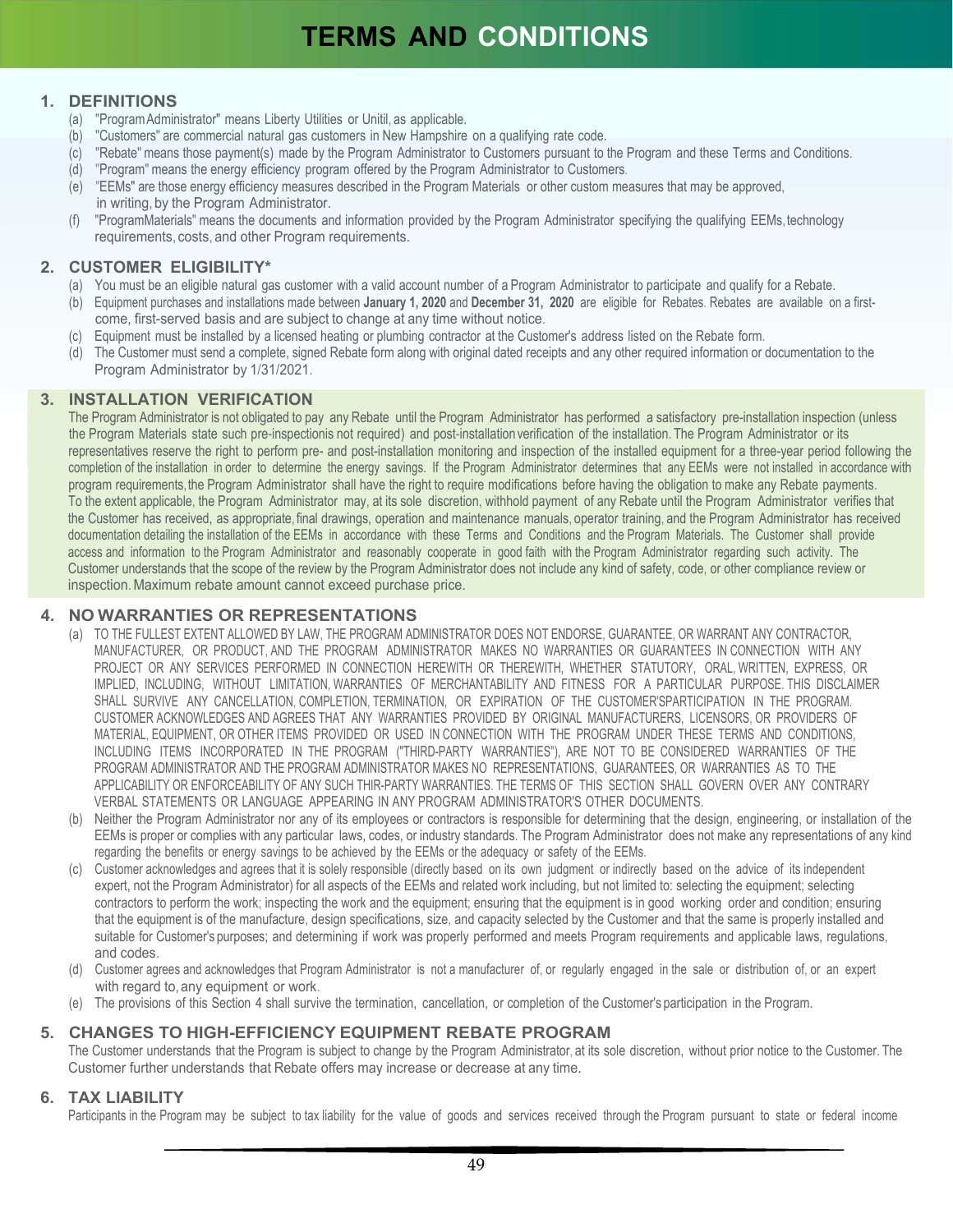# TERMS AND CONDITIONS

## 1. DEFINITIONS

(a) "ProgramAdministrator" means Liberty Utilities or Unitil, as applicable.
(b) "Customers" are commercial natural gas customers in New Hampshire on a qualifying rate code.
(c) "Rebate" means those payment(s) made by the Program Administrator to Customers pursuant to the Program and these Terms and Conditions.
(d) "Program" means the energy efficiency program offered by the Program Administrator to Customers.
(e) "EEMs" are those energy efficiency measures described in the Program Materials or other custom measures that may be approved, in writing, by the Program Administrator.
(f) "ProgramMaterials" means the documents and information provided by the Program Administrator specifying the qualifying EEMs, technology requirements, costs, and other Program requirements.

## 2. CUSTOMER ELIGIBILITY*

(a) You must be an eligible natural gas customer with a valid account number of a Program Administrator to participate and qualify for a Rebate.
(b) Equipment purchases and installations made between **January 1, 2020** and **December 31, 2020** are eligible for Rebates. Rebates are available on a first-come, first-served basis and are subject to change at any time without notice.
(c) Equipment must be installed by a licensed heating or plumbing contractor at the Customer's address listed on the Rebate form.
(d) The Customer must send a complete, signed Rebate form along with original dated receipts and any other required information or documentation to the Program Administrator by 1/31/2021.

## 3. INSTALLATION VERIFICATION

The Program Administrator is not obligated to pay any Rebate until the Program Administrator has performed a satisfactory pre-installation inspection (unless the Program Materials state such pre-inspectionis not required) and post-installation verification of the installation. The Program Administrator or its representatives reserve the right to perform pre- and post-installation monitoring and inspection of the installed equipment for a three-year period following the completion of the installation in order to determine the energy savings. If the Program Administrator determines that any EEMs were not installed in accordance with program requirements, the Program Administrator shall have the right to require modifications before having the obligation to make any Rebate payments. To the extent applicable, the Program Administrator may, at its sole discretion, withhold payment of any Rebate until the Program Administrator verifies that the Customer has received, as appropriate, final drawings, operation and maintenance manuals, operator training, and the Program Administrator has received documentation detailing the installation of the EEMs in accordance with these Terms and Conditions and the Program Materials. The Customer shall provide access and information to the Program Administrator and reasonably cooperate in good faith with the Program Administrator regarding such activity. The Customer understands that the scope of the review by the Program Administrator does not include any kind of safety, code, or other compliance review or inspection. Maximum rebate amount cannot exceed purchase price.

## 4. NO WARRANTIES OR REPRESENTATIONS

(a) TO THE FULLEST EXTENT ALLOWED BY LAW, THE PROGRAM ADMINISTRATOR DOES NOT ENDORSE, GUARANTEE, OR WARRANT ANY CONTRACTOR, MANUFACTURER, OR PRODUCT, AND THE PROGRAM ADMINISTRATOR MAKES NO WARRANTIES OR GUARANTEES IN CONNECTION WITH ANY PROJECT OR ANY SERVICES PERFORMED IN CONNECTION HEREWITH OR THEREWITH, WHETHER STATUTORY, ORAL, WRITTEN, EXPRESS, OR IMPLIED, INCLUDING, WITHOUT LIMITATION, WARRANTIES OF MERCHANTABILITY AND FITNESS FOR A PARTICULAR PURPOSE. THIS DISCLAIMER SHALL SURVIVE ANY CANCELLATION, COMPLETION, TERMINATION, OR EXPIRATION OF THE CUSTOMER'SPARTICIPATION IN THE PROGRAM. CUSTOMER ACKNOWLEDGES AND AGREES THAT ANY WARRANTIES PROVIDED BY ORIGINAL MANUFACTURERS, LICENSORS, OR PROVIDERS OF MATERIAL, EQUIPMENT, OR OTHER ITEMS PROVIDED OR USED IN CONNECTION WITH THE PROGRAM UNDER THESE TERMS AND CONDITIONS, INCLUDING ITEMS INCORPORATED IN THE PROGRAM ("THIRD-PARTY WARRANTIES"), ARE NOT TO BE CONSIDERED WARRANTIES OF THE PROGRAM ADMINISTRATOR AND THE PROGRAM ADMINISTRATOR MAKES NO REPRESENTATIONS, GUARANTEES, OR WARRANTIES AS TO THE APPLICABILITY OR ENFORCEABILITY OF ANY SUCH THIR-PARTY WARRANTIES. THE TERMS OF THIS SECTION SHALL GOVERN OVER ANY CONTRARY VERBAL STATEMENTS OR LANGUAGE APPEARING IN ANY PROGRAM ADMINISTRATOR'S OTHER DOCUMENTS.
(b) Neither the Program Administrator nor any of its employees or contractors is responsible for determining that the design, engineering, or installation of the EEMs is proper or complies with any particular laws, codes, or industry standards. The Program Administrator does not make any representations of any kind regarding the benefits or energy savings to be achieved by the EEMs or the adequacy or safety of the EEMs.
(c) Customer acknowledges and agrees that it is solely responsible (directly based on its own judgment or indirectly based on the advice of its independent expert, not the Program Administrator) for all aspects of the EEMs and related work including, but not limited to: selecting the equipment; selecting contractors to perform the work; inspecting the work and the equipment; ensuring that the equipment is in good working order and condition; ensuring that the equipment is of the manufacture, design specifications, size, and capacity selected by the Customer and that the same is properly installed and suitable for Customer's purposes; and determining if work was properly performed and meets Program requirements and applicable laws, regulations, and codes.
(d) Customer agrees and acknowledges that Program Administrator is not a manufacturer of, or regularly engaged in the sale or distribution of, or an expert with regard to, any equipment or work.
(e) The provisions of this Section 4 shall survive the termination, cancellation, or completion of the Customer's participation in the Program.

## 5. CHANGES TO HIGH-EFFICIENCY EQUIPMENT REBATE PROGRAM

The Customer understands that the Program is subject to change by the Program Administrator, at its sole discretion, without prior notice to the Customer. The Customer further understands that Rebate offers may increase or decrease at any time.

## 6. TAX LIABILITY

Participants in the Program may be subject to tax liability for the value of goods and services received through the Program pursuant to state or federal income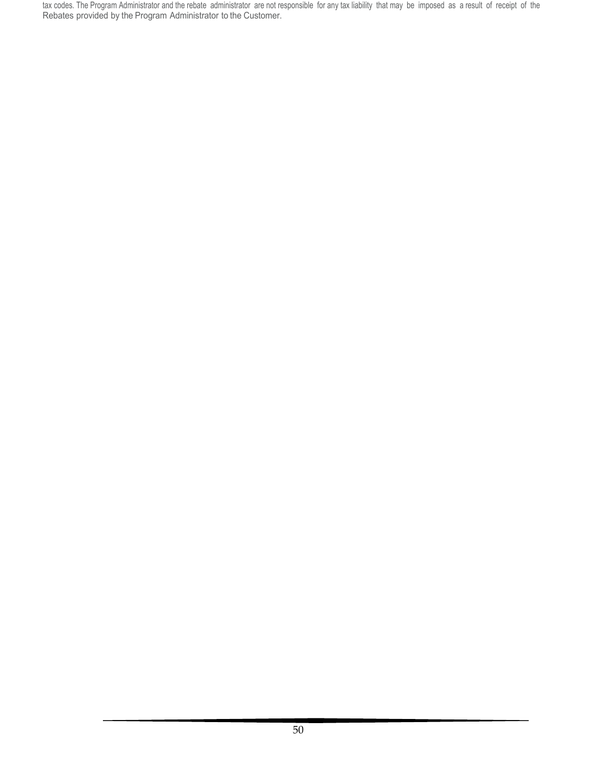tax codes. The Program Administrator and the rebate administrator are not responsible for any tax liability that may be imposed as a result of receipt of the Rebates provided by the Program Administrator to the Customer.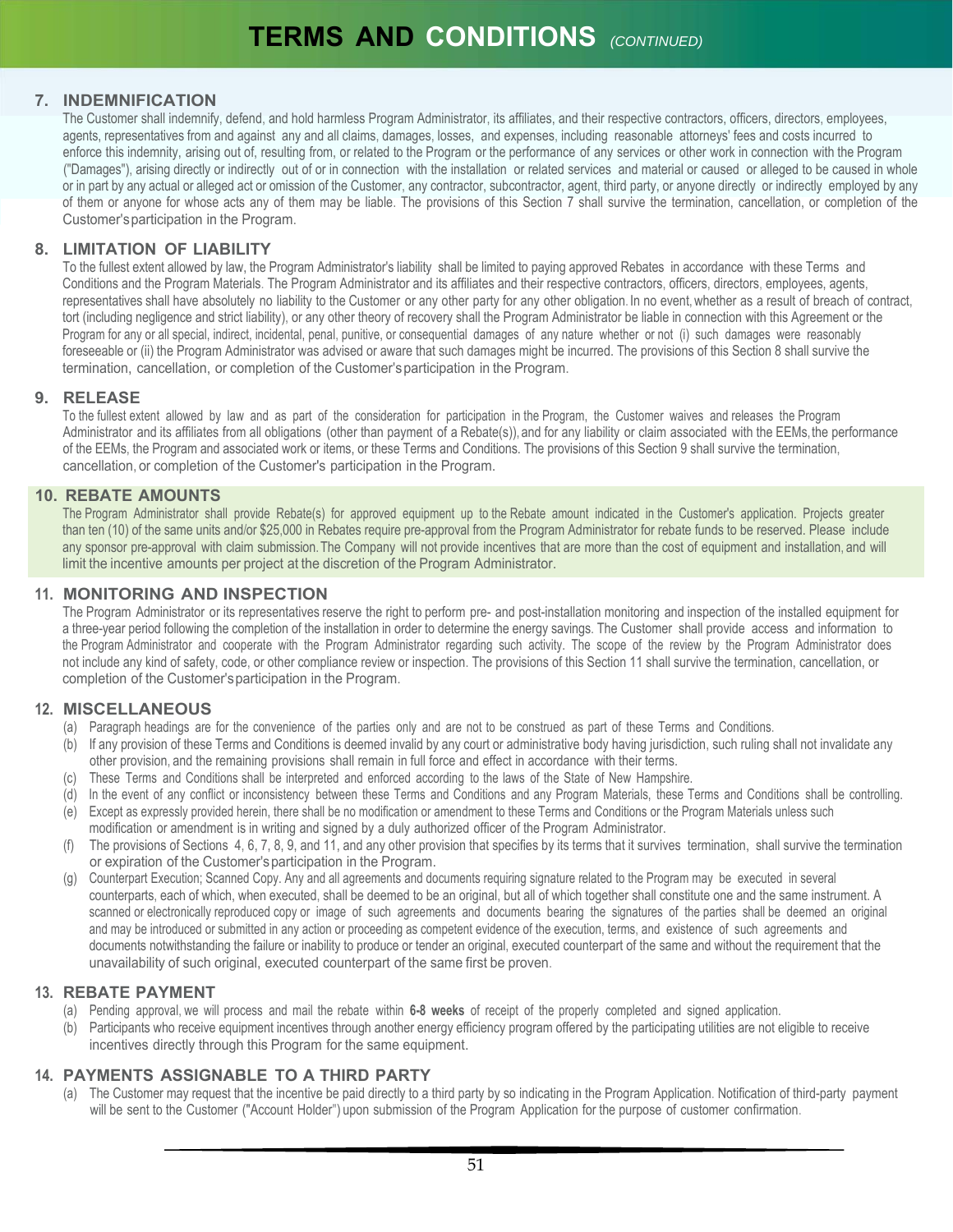# TERMS AND CONDITIONS *(CONTINUED)*

## 7. INDEMNIFICATION

The Customer shall indemnify, defend, and hold harmless Program Administrator, its affiliates, and their respective contractors, officers, directors, employees, agents, representatives from and against any and all claims, damages, losses, and expenses, including reasonable attorneys' fees and costs incurred to enforce this indemnity, arising out of, resulting from, or related to the Program or the performance of any services or other work in connection with the Program ("Damages"), arising directly or indirectly out of or in connection with the installation or related services and material or caused or alleged to be caused in whole or in part by any actual or alleged act or omission of the Customer, any contractor, subcontractor, agent, third party, or anyone directly or indirectly employed by any of them or anyone for whose acts any of them may be liable. The provisions of this Section 7 shall survive the termination, cancellation, or completion of the Customer's participation in the Program.

## 8. LIMITATION OF LIABILITY

To the fullest extent allowed by law, the Program Administrator's liability shall be limited to paying approved Rebates in accordance with these Terms and Conditions and the Program Materials. The Program Administrator and its affiliates and their respective contractors, officers, directors, employees, agents, representatives shall have absolutely no liability to the Customer or any other party for any other obligation. In no event, whether as a result of breach of contract, tort (including negligence and strict liability), or any other theory of recovery shall the Program Administrator be liable in connection with this Agreement or the Program for any or all special, indirect, incidental, penal, punitive, or consequential damages of any nature whether or not (i) such damages were reasonably foreseeable or (ii) the Program Administrator was advised or aware that such damages might be incurred. The provisions of this Section 8 shall survive the termination, cancellation, or completion of the Customer's participation in the Program.

## 9. RELEASE

To the fullest extent allowed by law and as part of the consideration for participation in the Program, the Customer waives and releases the Program Administrator and its affiliates from all obligations (other than payment of a Rebate(s)), and for any liability or claim associated with the EEMs, the performance of the EEMs, the Program and associated work or items, or these Terms and Conditions. The provisions of this Section 9 shall survive the termination, cancellation, or completion of the Customer's participation in the Program.

## 10. REBATE AMOUNTS

The Program Administrator shall provide Rebate(s) for approved equipment up to the Rebate amount indicated in the Customer's application. Projects greater than ten (10) of the same units and/or $25,000 in Rebates require pre-approval from the Program Administrator for rebate funds to be reserved. Please include any sponsor pre-approval with claim submission. The Company will not provide incentives that are more than the cost of equipment and installation, and will limit the incentive amounts per project at the discretion of the Program Administrator.

## 11. MONITORING AND INSPECTION

The Program Administrator or its representatives reserve the right to perform pre- and post-installation monitoring and inspection of the installed equipment for a three-year period following the completion of the installation in order to determine the energy savings. The Customer shall provide access and information to the Program Administrator and cooperate with the Program Administrator regarding such activity. The scope of the review by the Program Administrator does not include any kind of safety, code, or other compliance review or inspection. The provisions of this Section 11 shall survive the termination, cancellation, or completion of the Customer's participation in the Program.

## 12. MISCELLANEOUS

(a) Paragraph headings are for the convenience of the parties only and are not to be construed as part of these Terms and Conditions.

(b) If any provision of these Terms and Conditions is deemed invalid by any court or administrative body having jurisdiction, such ruling shall not invalidate any other provision, and the remaining provisions shall remain in full force and effect in accordance with their terms.

(c) These Terms and Conditions shall be interpreted and enforced according to the laws of the State of New Hampshire.

(d) In the event of any conflict or inconsistency between these Terms and Conditions and any Program Materials, these Terms and Conditions shall be controlling.

(e) Except as expressly provided herein, there shall be no modification or amendment to these Terms and Conditions or the Program Materials unless such modification or amendment is in writing and signed by a duly authorized officer of the Program Administrator.

(f) The provisions of Sections 4, 6, 7, 8, 9, and 11, and any other provision that specifies by its terms that it survives termination, shall survive the termination or expiration of the Customer's participation in the Program.

(g) Counterpart Execution; Scanned Copy. Any and all agreements and documents requiring signature related to the Program may be executed in several counterparts, each of which, when executed, shall be deemed to be an original, but all of which together shall constitute one and the same instrument. A scanned or electronically reproduced copy or image of such agreements and documents bearing the signatures of the parties shall be deemed an original and may be introduced or submitted in any action or proceeding as competent evidence of the execution, terms, and existence of such agreements and documents notwithstanding the failure or inability to produce or tender an original, executed counterpart of the same and without the requirement that the unavailability of such original, executed counterpart of the same first be proven.

## 13. REBATE PAYMENT

(a) Pending approval, we will process and mail the rebate within **6-8 weeks** of receipt of the properly completed and signed application.

(b) Participants who receive equipment incentives through another energy efficiency program offered by the participating utilities are not eligible to receive incentives directly through this Program for the same equipment.

## 14. PAYMENTS ASSIGNABLE TO A THIRD PARTY

(a) The Customer may request that the incentive be paid directly to a third party by so indicating in the Program Application. Notification of third-party payment will be sent to the Customer ("Account Holder") upon submission of the Program Application for the purpose of customer confirmation.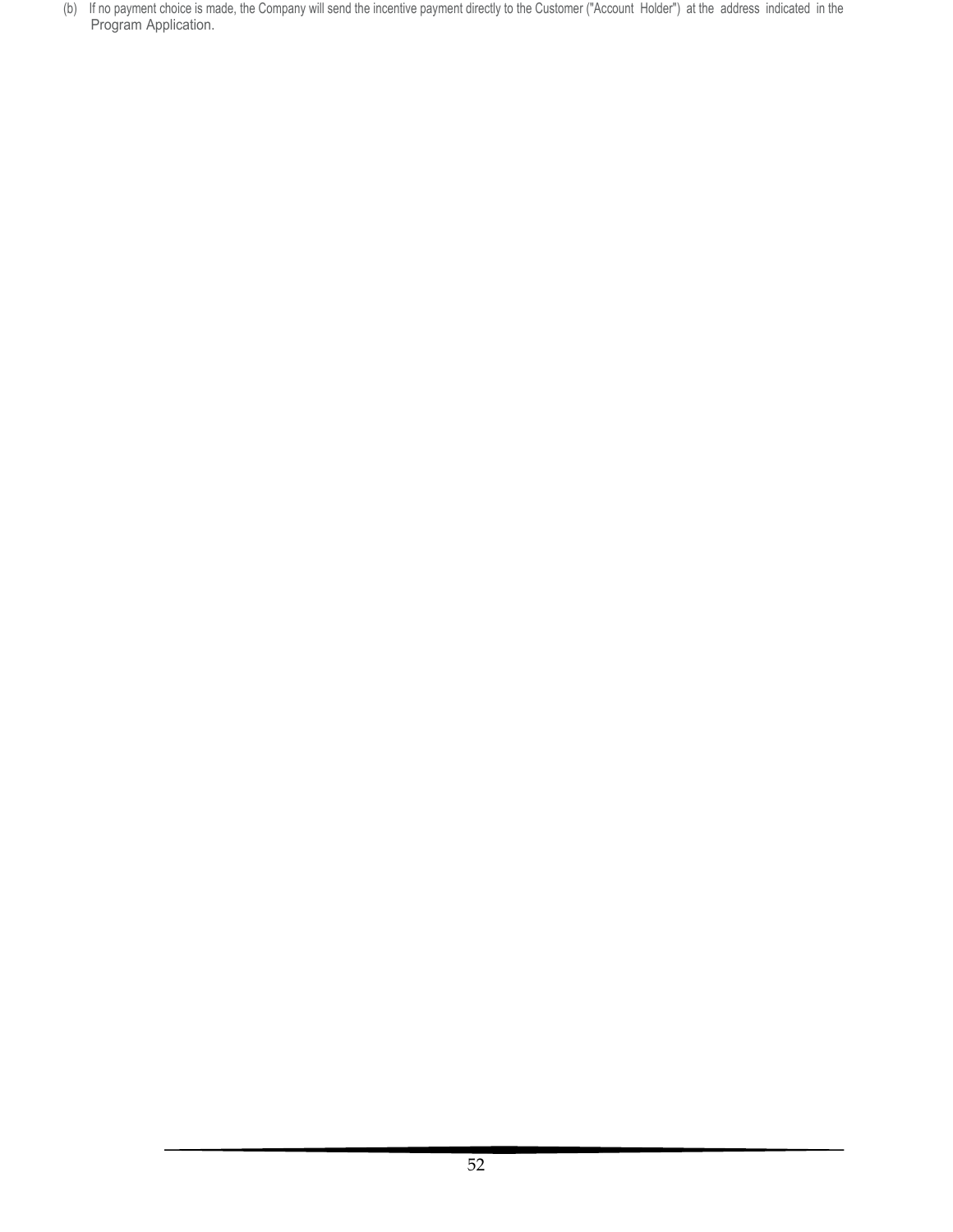(b) If no payment choice is made, the Company will send the incentive payment directly to the Customer ("Account Holder") at the address indicated in the Program Application.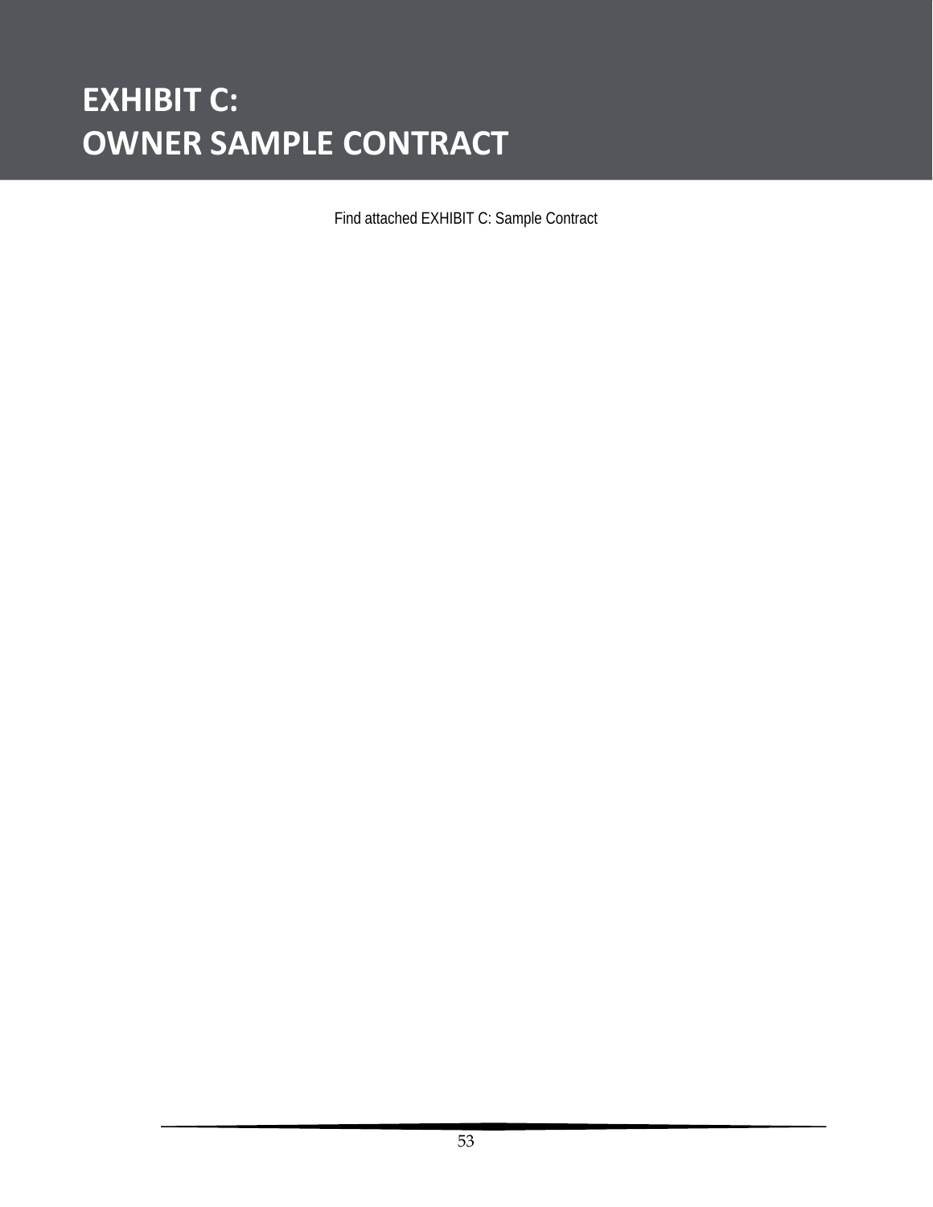# EXHIBIT C:
# OWNER SAMPLE CONTRACT

Find attached EXHIBIT C: Sample Contract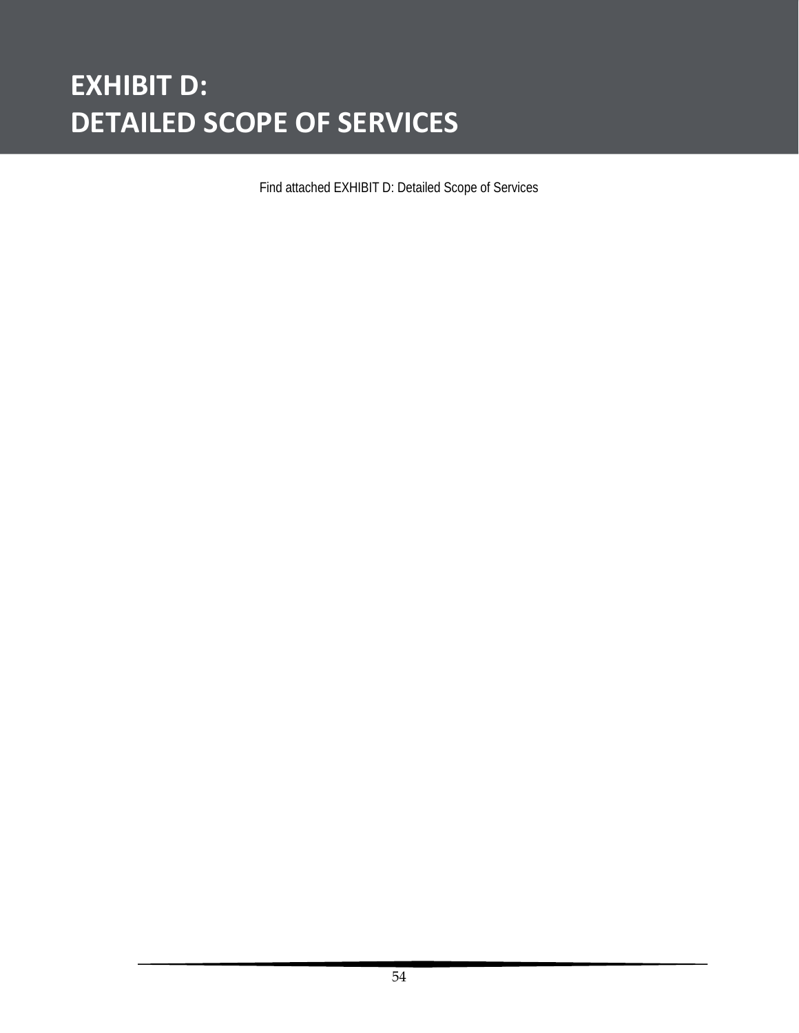# EXHIBIT D:
# DETAILED SCOPE OF SERVICES

Find attached EXHIBIT D: Detailed Scope of Services